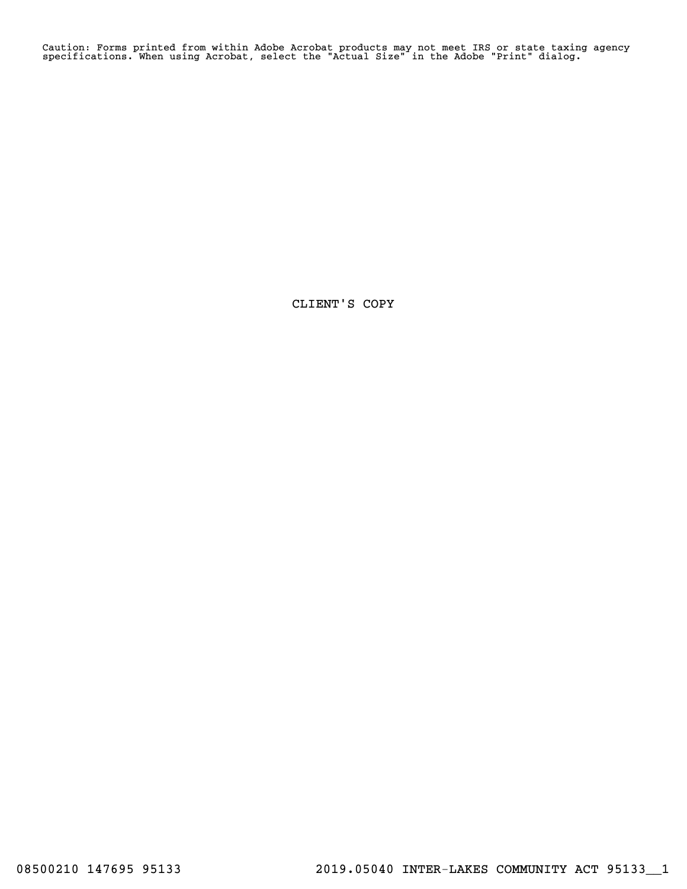Caution: Forms printed from within Adobe Acrobat products may not meet IRS or state taxing agency specifications. When using Acrobat, select the "Actual Size" in the Adobe "Print" dialog.

CLIENT'S COPY

08500210 147695 95133 2019.05040 INTER-LAKES COMMUNITY ACT 95133__1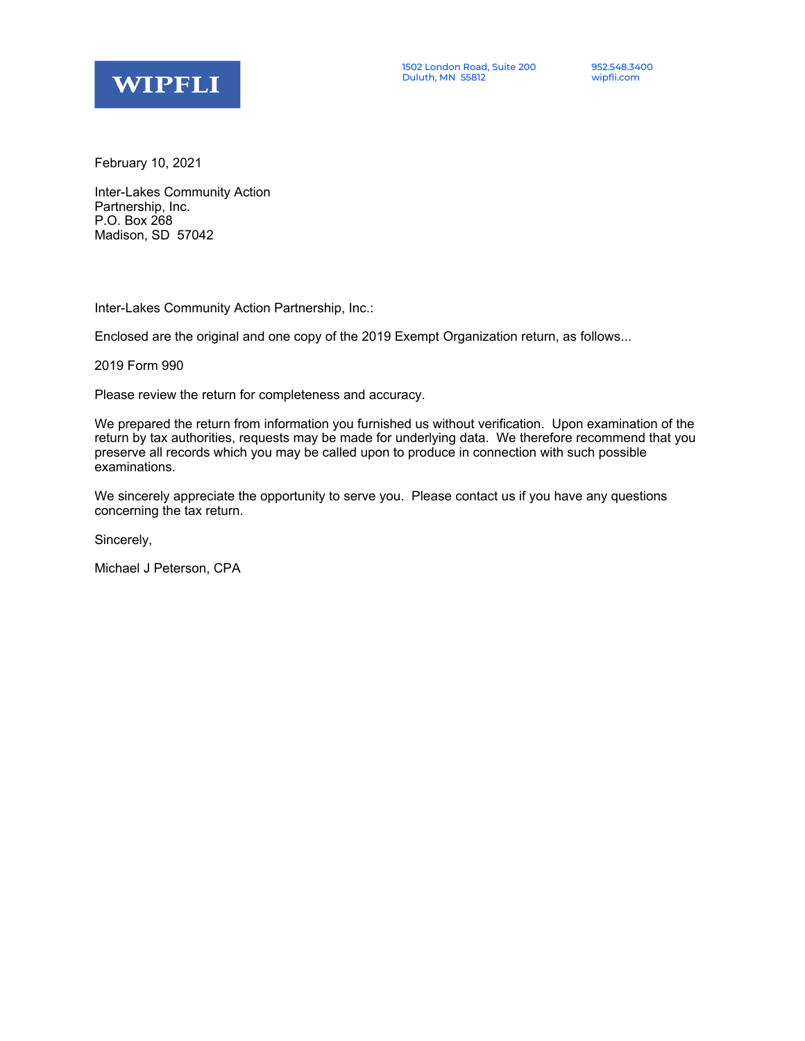**WIPFLI**

1502 London Road, Suite 200
Duluth, MN 55812

952.548.3400
wipfli.com

February 10, 2021

Inter-Lakes Community Action
Partnership, Inc.
P.O. Box 268
Madison, SD 57042

Inter-Lakes Community Action Partnership, Inc.:

Enclosed are the original and one copy of the 2019 Exempt Organization return, as follows...

2019 Form 990

Please review the return for completeness and accuracy.

We prepared the return from information you furnished us without verification. Upon examination of the return by tax authorities, requests may be made for underlying data. We therefore recommend that you preserve all records which you may be called upon to produce in connection with such possible examinations.

We sincerely appreciate the opportunity to serve you. Please contact us if you have any questions concerning the tax return.

Sincerely,

Michael J Peterson, CPA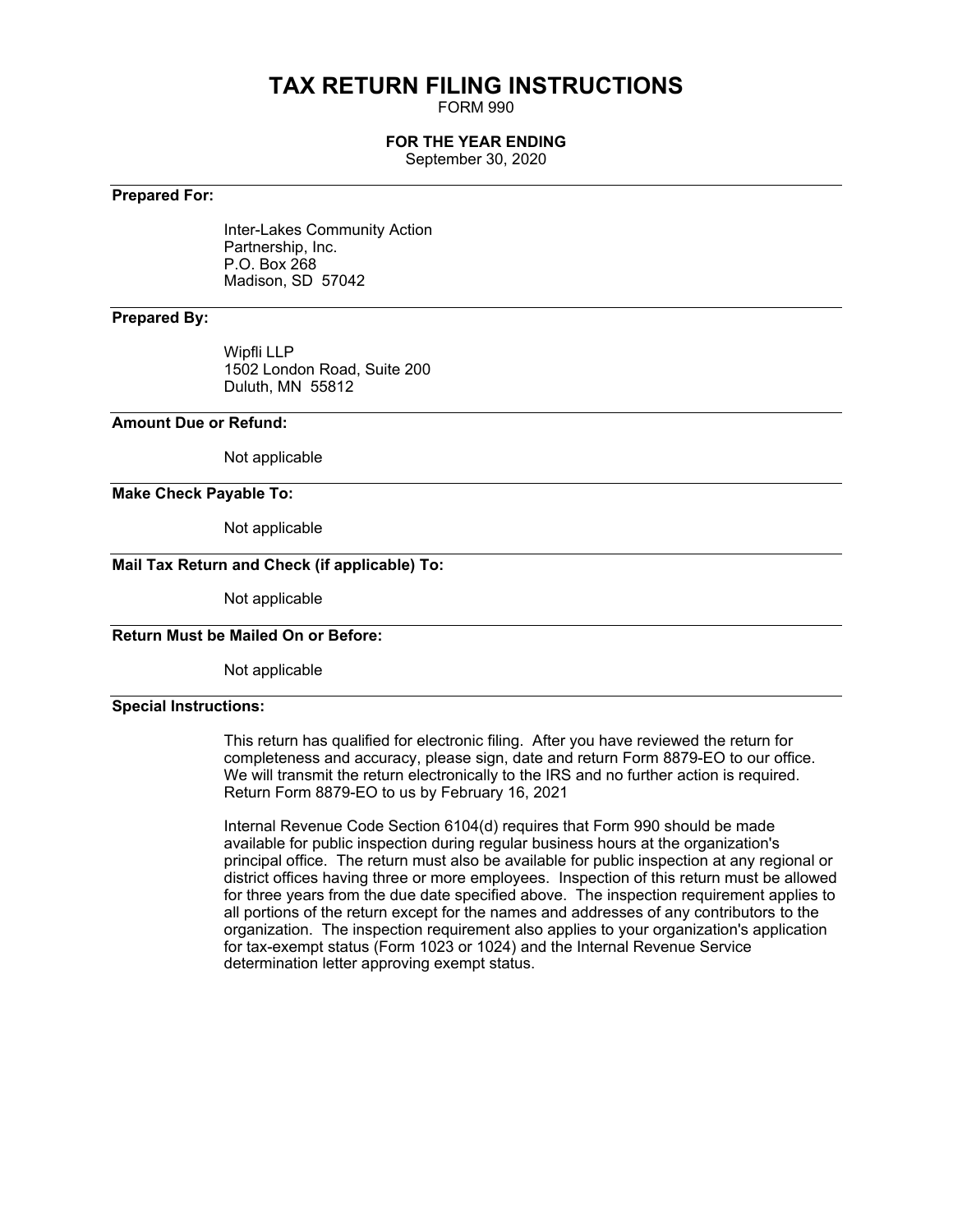# TAX RETURN FILING INSTRUCTIONS

FORM 990

**FOR THE YEAR ENDING**

September 30, 2020

---

**Prepared For:**

Inter-Lakes Community Action
Partnership, Inc.
P.O. Box 268
Madison, SD 57042

---

**Prepared By:**

Wipfli LLP
1502 London Road, Suite 200
Duluth, MN 55812

---

**Amount Due or Refund:**

Not applicable

---

**Make Check Payable To:**

Not applicable

---

**Mail Tax Return and Check (if applicable) To:**

Not applicable

---

**Return Must be Mailed On or Before:**

Not applicable

---

**Special Instructions:**

This return has qualified for electronic filing. After you have reviewed the return for completeness and accuracy, please sign, date and return Form 8879-EO to our office. We will transmit the return electronically to the IRS and no further action is required. Return Form 8879-EO to us by February 16, 2021

Internal Revenue Code Section 6104(d) requires that Form 990 should be made available for public inspection during regular business hours at the organization's principal office. The return must also be available for public inspection at any regional or district offices having three or more employees. Inspection of this return must be allowed for three years from the due date specified above. The inspection requirement applies to all portions of the return except for the names and addresses of any contributors to the organization. The inspection requirement also applies to your organization's application for tax-exempt status (Form 1023 or 1024) and the Internal Revenue Service determination letter approving exempt status.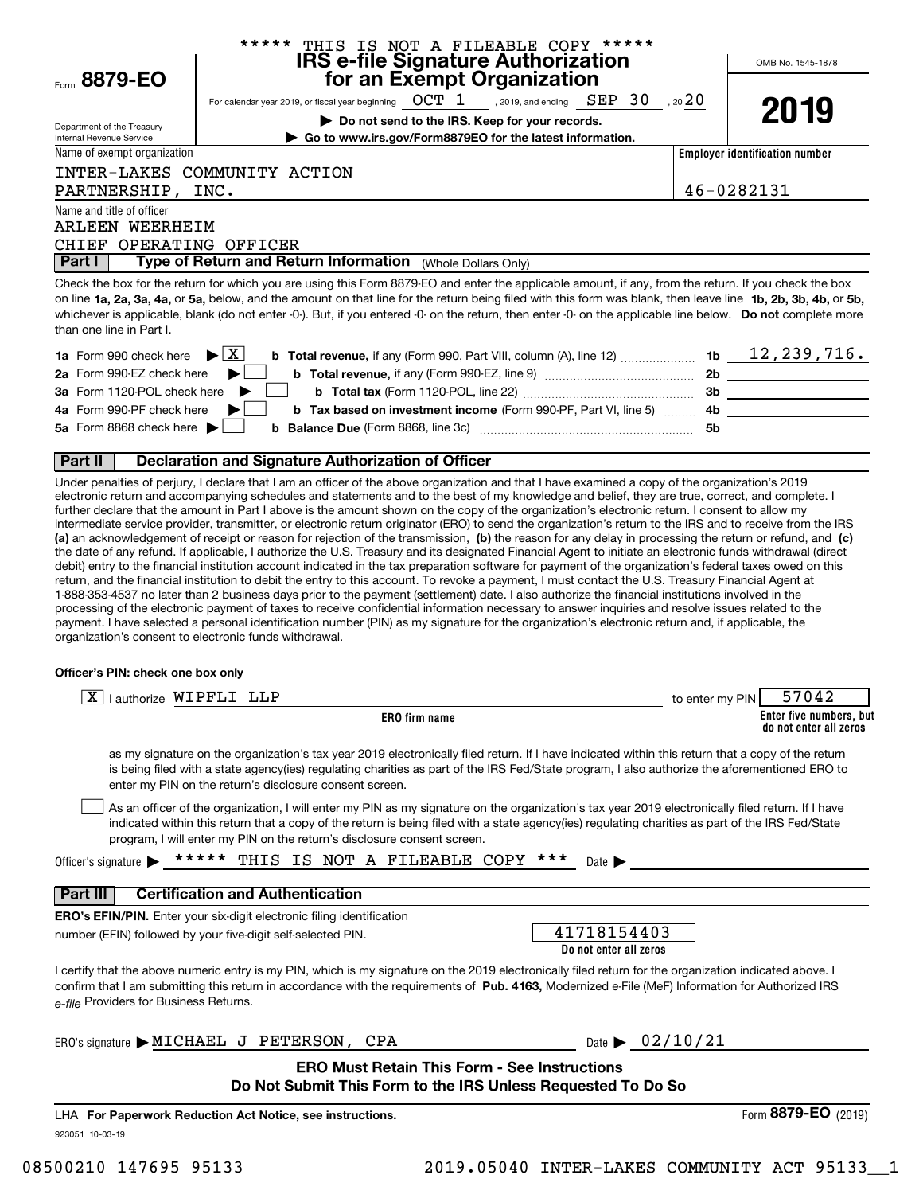***** THIS IS NOT A FILEABLE COPY *****

# Form 8879-EO

## IRS e-file Signature Authorization for an Exempt Organization

OMB No. 1545-1878

**2019**

For calendar year 2019, or fiscal year beginning OCT 1 , 2019, and ending SEP 30 , 20 20

▶ **Do not send to the IRS. Keep for your records.**

▶ **Go to www.irs.gov/Form8879EO for the latest information.**

Department of the Treasury
Internal Revenue Service

Name of exempt organization: INTER-LAKES COMMUNITY ACTION PARTNERSHIP, INC.

**Employer identification number:** 46-0282131

Name and title of officer: ARLEEN WEERHEIM, CHIEF OPERATING OFFICER

### Part I — Type of Return and Return Information (Whole Dollars Only)

Check the box for the return for which you are using this Form 8879-EO and enter the applicable amount, if any, from the return. If you check the box on line **1a, 2a, 3a, 4a,** or **5a,** below, and the amount on that line for the return being filed with this form was blank, then leave line **1b, 2b, 3b, 4b,** or **5b,** whichever is applicable, blank (do not enter -0-). But, if you entered -0- on the return, then enter -0- on the applicable line below. **Do not** complete more than one line in Part I.

| | | | |
|---|---|---|---|
| **1a** Form 990 check here ▶ [X] | **b Total revenue,** if any (Form 990, Part VIII, column (A), line 12) | **1b** | 12,239,716. |
| **2a** Form 990-EZ check here ▶ [ ] | **b Total revenue,** if any (Form 990-EZ, line 9) | **2b** | |
| **3a** Form 1120-POL check here ▶ [ ] | **b Total tax** (Form 1120-POL, line 22) | **3b** | |
| **4a** Form 990-PF check here ▶ [ ] | **b Tax based on investment income** (Form 990-PF, Part VI, line 5) | **4b** | |
| **5a** Form 8868 check here ▶ [ ] | **b Balance Due** (Form 8868, line 3c) | **5b** | |

### Part II — Declaration and Signature Authorization of Officer

Under penalties of perjury, I declare that I am an officer of the above organization and that I have examined a copy of the organization's 2019 electronic return and accompanying schedules and statements and to the best of my knowledge and belief, they are true, correct, and complete. I further declare that the amount in Part I above is the amount shown on the copy of the organization's electronic return. I consent to allow my intermediate service provider, transmitter, or electronic return originator (ERO) to send the organization's return to the IRS and to receive from the IRS **(a)** an acknowledgement of receipt or reason for rejection of the transmission, **(b)** the reason for any delay in processing the return or refund, and **(c)** the date of any refund. If applicable, I authorize the U.S. Treasury and its designated Financial Agent to initiate an electronic funds withdrawal (direct debit) entry to the financial institution account indicated in the tax preparation software for payment of the organization's federal taxes owed on this return, and the financial institution to debit the entry to this account. To revoke a payment, I must contact the U.S. Treasury Financial Agent at 1-888-353-4537 no later than 2 business days prior to the payment (settlement) date. I also authorize the financial institutions involved in the processing of the electronic payment of taxes to receive confidential information necessary to answer inquiries and resolve issues related to the payment. I have selected a personal identification number (PIN) as my signature for the organization's electronic return and, if applicable, the organization's consent to electronic funds withdrawal.

**Officer's PIN: check one box only**

[X] I authorize WIPFLI LLP (**ERO firm name**) to enter my PIN 57042 (**Enter five numbers, but do not enter all zeros**)

as my signature on the organization's tax year 2019 electronically filed return. If I have indicated within this return that a copy of the return is being filed with a state agency(ies) regulating charities as part of the IRS Fed/State program, I also authorize the aforementioned ERO to enter my PIN on the return's disclosure consent screen.

[ ] As an officer of the organization, I will enter my PIN as my signature on the organization's tax year 2019 electronically filed return. If I have indicated within this return that a copy of the return is being filed with a state agency(ies) regulating charities as part of the IRS Fed/State program, I will enter my PIN on the return's disclosure consent screen.

Officer's signature ▶ ***** THIS IS NOT A FILEABLE COPY *** Date ▶

### Part III — Certification and Authentication

**ERO's EFIN/PIN.** Enter your six-digit electronic filing identification number (EFIN) followed by your five-digit self-selected PIN. 41718154403 (**Do not enter all zeros**)

I certify that the above numeric entry is my PIN, which is my signature on the 2019 electronically filed return for the organization indicated above. I confirm that I am submitting this return in accordance with the requirements of **Pub. 4163,** Modernized e-File (MeF) Information for Authorized IRS *e-file* Providers for Business Returns.

ERO's signature ▶ MICHAEL J PETERSON, CPA Date ▶ 02/10/21

**ERO Must Retain This Form - See Instructions**
**Do Not Submit This Form to the IRS Unless Requested To Do So**

LHA **For Paperwork Reduction Act Notice, see instructions.** Form **8879-EO** (2019)

923051 10-03-19

08500210 147695 95133 2019.05040 INTER-LAKES COMMUNITY ACT 95133__1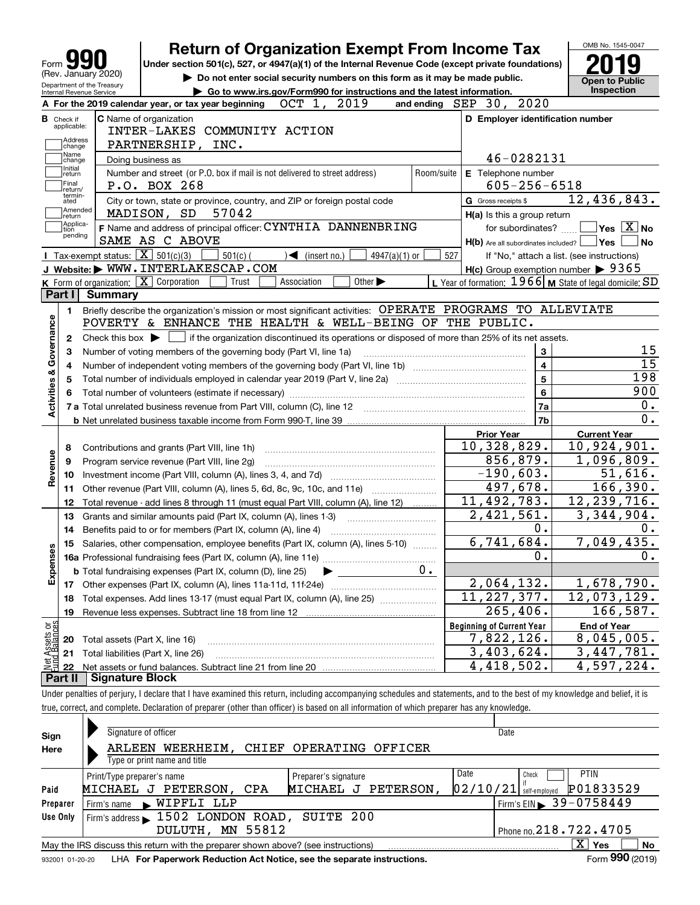Form **990** (Rev. January 2020)
Department of the Treasury
Internal Revenue Service

# Return of Organization Exempt From Income Tax

**Under section 501(c), 527, or 4947(a)(1) of the Internal Revenue Code (except private foundations)**

▶ Do not enter social security numbers on this form as it may be made public.

▶ Go to www.irs.gov/Form990 for instructions and the latest information.

OMB No. 1545-0047

**2019**

**Open to Public Inspection**

**A** For the 2019 calendar year, or tax year beginning OCT 1, 2019 and ending SEP 30, 2020

**B** Check if applicable: Address change, Name change, Initial return, Final return/terminated, Amended return, Application pending

**C** Name of organization: INTER-LAKES COMMUNITY ACTION PARTNERSHIP, INC.

Doing business as

Number and street (or P.O. box if mail is not delivered to street address): P.O. BOX 268 | Room/suite

City or town, state or province, country, and ZIP or foreign postal code: MADISON, SD 57042

**D** Employer identification number: 46-0282131

**E** Telephone number: 605-256-6518

**G** Gross receipts $ 12,436,843.

**F** Name and address of principal officer: CYNTHIA DANNENBRING, SAME AS C ABOVE

**H(a)** Is this a group return for subordinates? ☐ Yes ☒ No

**H(b)** Are all subordinates included? ☐ Yes ☐ No
If "No," attach a list. (see instructions)

**H(c)** Group exemption number ▶ 9365

**I** Tax-exempt status: ☒ 501(c)(3) ☐ 501(c) ( ) ◀ (insert no.) ☐ 4947(a)(1) or ☐ 527

**J** Website: ▶ WWW.INTERLAKESCAP.COM

**K** Form of organization: ☒ Corporation ☐ Trust ☐ Association ☐ Other ▶

**L** Year of formation: 1966 **M** State of legal domicile: SD

## Part I Summary

**Activities & Governance**

1. Briefly describe the organization's mission or most significant activities: OPERATE PROGRAMS TO ALLEVIATE POVERTY & ENHANCE THE HEALTH & WELL-BEING OF THE PUBLIC.
2. Check this box ▶ ☐ if the organization discontinued its operations or disposed of more than 25% of its net assets.

| | | | |
|---|---|---|---|
| 3 | Number of voting members of the governing body (Part VI, line 1a) | 3 | 15 |
| 4 | Number of independent voting members of the governing body (Part VI, line 1b) | 4 | 15 |
| 5 | Total number of individuals employed in calendar year 2019 (Part V, line 2a) | 5 | 198 |
| 6 | Total number of volunteers (estimate if necessary) | 6 | 900 |
| 7a | Total unrelated business revenue from Part VIII, column (C), line 12 | 7a | 0. |
| b | Net unrelated business taxable income from Form 990-T, line 39 | 7b | 0. |

| | | Prior Year | Current Year |
|---|---|---|---|
| **Revenue** | | | |
| 8 | Contributions and grants (Part VIII, line 1h) | 10,328,829. | 10,924,901. |
| 9 | Program service revenue (Part VIII, line 2g) | 856,879. | 1,096,809. |
| 10 | Investment income (Part VIII, column (A), lines 3, 4, and 7d) | -190,603. | 51,616. |
| 11 | Other revenue (Part VIII, column (A), lines 5, 6d, 8c, 9c, 10c, and 11e) | 497,678. | 166,390. |
| 12 | Total revenue - add lines 8 through 11 (must equal Part VIII, column (A), line 12) | 11,492,783. | 12,239,716. |
| **Expenses** | | | |
| 13 | Grants and similar amounts paid (Part IX, column (A), lines 1-3) | 2,421,561. | 3,344,904. |
| 14 | Benefits paid to or for members (Part IX, column (A), line 4) | 0. | 0. |
| 15 | Salaries, other compensation, employee benefits (Part IX, column (A), lines 5-10) | 6,741,684. | 7,049,435. |
| 16a | Professional fundraising fees (Part IX, column (A), line 11e) | 0. | 0. |
| b | Total fundraising expenses (Part IX, column (D), line 25) ▶ 0. | | |
| 17 | Other expenses (Part IX, column (A), lines 11a-11d, 11f-24e) | 2,064,132. | 1,678,790. |
| 18 | Total expenses. Add lines 13-17 (must equal Part IX, column (A), line 25) | 11,227,377. | 12,073,129. |
| 19 | Revenue less expenses. Subtract line 18 from line 12 | 265,406. | 166,587. |

| **Net Assets or Fund Balances** | | Beginning of Current Year | End of Year |
|---|---|---|---|
| 20 | Total assets (Part X, line 16) | 7,822,126. | 8,045,005. |
| 21 | Total liabilities (Part X, line 26) | 3,403,624. | 3,447,781. |
| 22 | Net assets or fund balances. Subtract line 21 from line 20 | 4,418,502. | 4,597,224. |

## Part II Signature Block

Under penalties of perjury, I declare that I have examined this return, including accompanying schedules and statements, and to the best of my knowledge and belief, it is true, correct, and complete. Declaration of preparer (other than officer) is based on all information of which preparer has any knowledge.

**Sign Here**

Signature of officer | Date

ARLEEN WEERHEIM, CHIEF OPERATING OFFICER
Type or print name and title

**Paid Preparer Use Only**

| Print/Type preparer's name | Preparer's signature | Date | Check ☐ if self-employed | PTIN |
|---|---|---|---|---|
| MICHAEL J PETERSON, CPA | MICHAEL J PETERSON, | 02/10/21 | | P01833529 |

Firm's name ▶ WIPFLI LLP | Firm's EIN ▶ 39-0758449

Firm's address ▶ 1502 LONDON ROAD, SUITE 200, DULUTH, MN 55812 | Phone no. 218.722.4705

May the IRS discuss this return with the preparer shown above? (see instructions) ☒ Yes ☐ No

932001 01-20-20 LHA For Paperwork Reduction Act Notice, see the separate instructions. Form **990** (2019)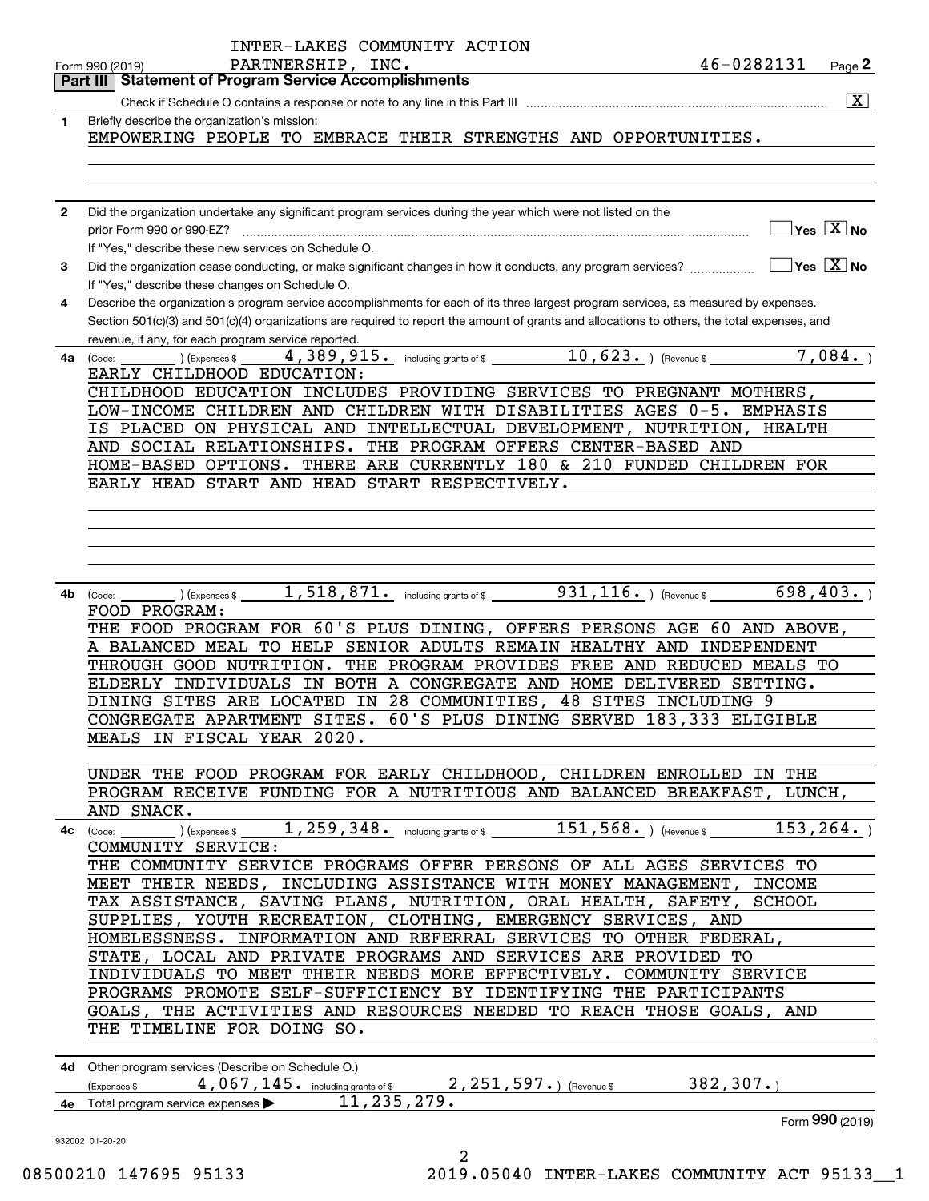INTER-LAKES COMMUNITY ACTION PARTNERSHIP, INC. 46-0282131

Form 990 (2019) Page **2**

## Part III Statement of Program Service Accomplishments

Check if Schedule O contains a response or note to any line in this Part III .......... [X]

**1** Briefly describe the organization's mission:

EMPOWERING PEOPLE TO EMBRACE THEIR STRENGTHS AND OPPORTUNITIES.

**2** Did the organization undertake any significant program services during the year which were not listed on the prior Form 990 or 990-EZ? .......... [ ] Yes [X] No

If "Yes," describe these new services on Schedule O.

**3** Did the organization cease conducting, or make significant changes in how it conducts, any program services? .......... [ ] Yes [X] No

If "Yes," describe these changes on Schedule O.

**4** Describe the organization's program service accomplishments for each of its three largest program services, as measured by expenses. Section 501(c)(3) and 501(c)(4) organizations are required to report the amount of grants and allocations to others, the total expenses, and revenue, if any, for each program service reported.

**4a** (Code: ) (Expenses $ 4,389,915. including grants of $ 10,623. ) (Revenue $ 7,084. )

EARLY CHILDHOOD EDUCATION:

CHILDHOOD EDUCATION INCLUDES PROVIDING SERVICES TO PREGNANT MOTHERS, LOW-INCOME CHILDREN AND CHILDREN WITH DISABILITIES AGES 0-5. EMPHASIS IS PLACED ON PHYSICAL AND INTELLECTUAL DEVELOPMENT, NUTRITION, HEALTH AND SOCIAL RELATIONSHIPS. THE PROGRAM OFFERS CENTER-BASED AND HOME-BASED OPTIONS. THERE ARE CURRENTLY 180 & 210 FUNDED CHILDREN FOR EARLY HEAD START AND HEAD START RESPECTIVELY.

**4b** (Code: ) (Expenses $ 1,518,871. including grants of $ 931,116. ) (Revenue $ 698,403. )

FOOD PROGRAM:

THE FOOD PROGRAM FOR 60'S PLUS DINING, OFFERS PERSONS AGE 60 AND ABOVE, A BALANCED MEAL TO HELP SENIOR ADULTS REMAIN HEALTHY AND INDEPENDENT THROUGH GOOD NUTRITION. THE PROGRAM PROVIDES FREE AND REDUCED MEALS TO ELDERLY INDIVIDUALS IN BOTH A CONGREGATE AND HOME DELIVERED SETTING. DINING SITES ARE LOCATED IN 28 COMMUNITIES, 48 SITES INCLUDING 9 CONGREGATE APARTMENT SITES. 60'S PLUS DINING SERVED 183,333 ELIGIBLE MEALS IN FISCAL YEAR 2020.

UNDER THE FOOD PROGRAM FOR EARLY CHILDHOOD, CHILDREN ENROLLED IN THE PROGRAM RECEIVE FUNDING FOR A NUTRITIOUS AND BALANCED BREAKFAST, LUNCH, AND SNACK.

**4c** (Code: ) (Expenses $ 1,259,348. including grants of $ 151,568. ) (Revenue $ 153,264. )

COMMUNITY SERVICE:

THE COMMUNITY SERVICE PROGRAMS OFFER PERSONS OF ALL AGES SERVICES TO MEET THEIR NEEDS, INCLUDING ASSISTANCE WITH MONEY MANAGEMENT, INCOME TAX ASSISTANCE, SAVING PLANS, NUTRITION, ORAL HEALTH, SAFETY, SCHOOL SUPPLIES, YOUTH RECREATION, CLOTHING, EMERGENCY SERVICES, AND HOMELESSNESS. INFORMATION AND REFERRAL SERVICES TO OTHER FEDERAL, STATE, LOCAL AND PRIVATE PROGRAMS AND SERVICES ARE PROVIDED TO INDIVIDUALS TO MEET THEIR NEEDS MORE EFFECTIVELY. COMMUNITY SERVICE PROGRAMS PROMOTE SELF-SUFFICIENCY BY IDENTIFYING THE PARTICIPANTS GOALS, THE ACTIVITIES AND RESOURCES NEEDED TO REACH THOSE GOALS, AND THE TIMELINE FOR DOING SO.

**4d** Other program services (Describe on Schedule O.)

(Expenses $ 4,067,145. including grants of $ 2,251,597. ) (Revenue $ 382,307. )

**4e** Total program service expenses ▶ 11,235,279.

Form **990** (2019)

932002 01-20-20

08500210 147695 95133 2019.05040 INTER-LAKES COMMUNITY ACT 95133__1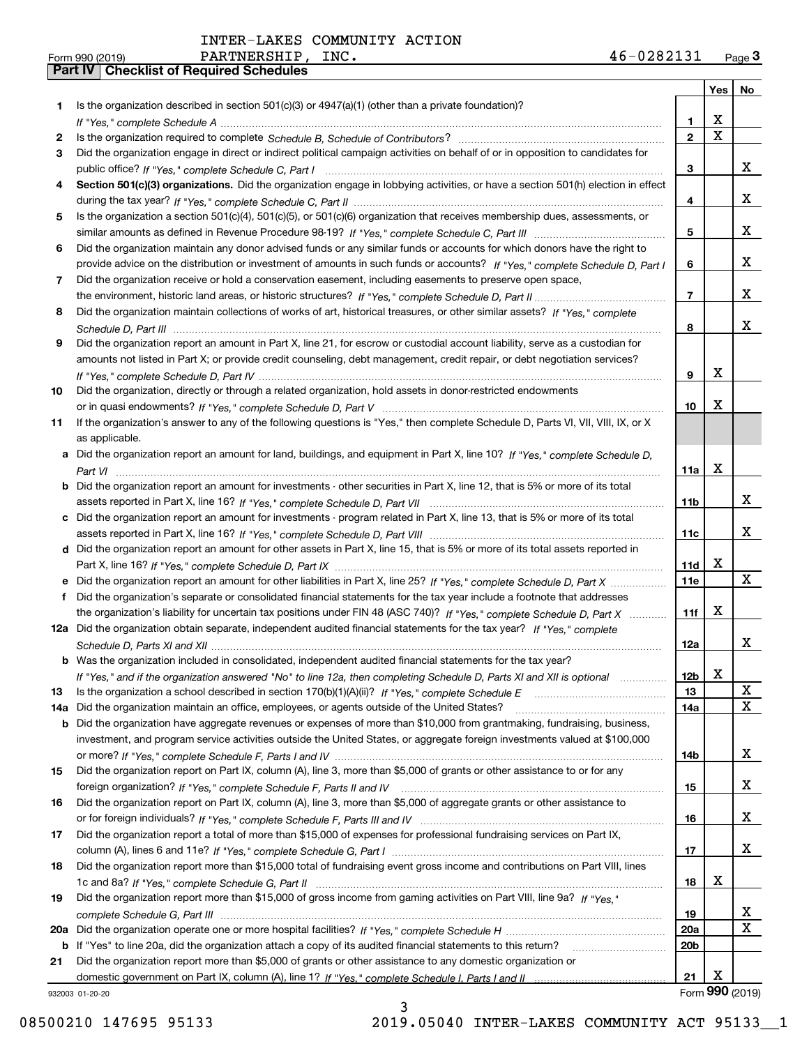INTER-LAKES COMMUNITY ACTION PARTNERSHIP, INC. 46-0282131

Form 990 (2019) Page 3

**Part IV Checklist of Required Schedules**

| | | | Yes | No |
|---|---|---|---|---|
| 1 | Is the organization described in section 501(c)(3) or 4947(a)(1) (other than a private foundation)? *If "Yes," complete Schedule A* | 1 | X | |
| 2 | Is the organization required to complete *Schedule B, Schedule of Contributors*? | 2 | X | |
| 3 | Did the organization engage in direct or indirect political campaign activities on behalf of or in opposition to candidates for public office? *If "Yes," complete Schedule C, Part I* | 3 | | X |
| 4 | **Section 501(c)(3) organizations.** Did the organization engage in lobbying activities, or have a section 501(h) election in effect during the tax year? *If "Yes," complete Schedule C, Part II* | 4 | | X |
| 5 | Is the organization a section 501(c)(4), 501(c)(5), or 501(c)(6) organization that receives membership dues, assessments, or similar amounts as defined in Revenue Procedure 98-19? *If "Yes," complete Schedule C, Part III* | 5 | | X |
| 6 | Did the organization maintain any donor advised funds or any similar funds or accounts for which donors have the right to provide advice on the distribution or investment of amounts in such funds or accounts? *If "Yes," complete Schedule D, Part I* | 6 | | X |
| 7 | Did the organization receive or hold a conservation easement, including easements to preserve open space, the environment, historic land areas, or historic structures? *If "Yes," complete Schedule D, Part II* | 7 | | X |
| 8 | Did the organization maintain collections of works of art, historical treasures, or other similar assets? *If "Yes," complete Schedule D, Part III* | 8 | | X |
| 9 | Did the organization report an amount in Part X, line 21, for escrow or custodial account liability, serve as a custodian for amounts not listed in Part X; or provide credit counseling, debt management, credit repair, or debt negotiation services? *If "Yes," complete Schedule D, Part IV* | 9 | X | |
| 10 | Did the organization, directly or through a related organization, hold assets in donor-restricted endowments or in quasi endowments? *If "Yes," complete Schedule D, Part V* | 10 | X | |
| 11 | If the organization's answer to any of the following questions is "Yes," then complete Schedule D, Parts VI, VII, VIII, IX, or X as applicable. | | | |
| a | Did the organization report an amount for land, buildings, and equipment in Part X, line 10? *If "Yes," complete Schedule D, Part VI* | 11a | X | |
| b | Did the organization report an amount for investments - other securities in Part X, line 12, that is 5% or more of its total assets reported in Part X, line 16? *If "Yes," complete Schedule D, Part VII* | 11b | | X |
| c | Did the organization report an amount for investments - program related in Part X, line 13, that is 5% or more of its total assets reported in Part X, line 16? *If "Yes," complete Schedule D, Part VIII* | 11c | | X |
| d | Did the organization report an amount for other assets in Part X, line 15, that is 5% or more of its total assets reported in Part X, line 16? *If "Yes," complete Schedule D, Part IX* | 11d | X | |
| e | Did the organization report an amount for other liabilities in Part X, line 25? *If "Yes," complete Schedule D, Part X* | 11e | | X |
| f | Did the organization's separate or consolidated financial statements for the tax year include a footnote that addresses the organization's liability for uncertain tax positions under FIN 48 (ASC 740)? *If "Yes," complete Schedule D, Part X* | 11f | X | |
| 12a | Did the organization obtain separate, independent audited financial statements for the tax year? *If "Yes," complete Schedule D, Parts XI and XII* | 12a | | X |
| b | Was the organization included in consolidated, independent audited financial statements for the tax year? *If "Yes," and if the organization answered "No" to line 12a, then completing Schedule D, Parts XI and XII is optional* | 12b | X | |
| 13 | Is the organization a school described in section 170(b)(1)(A)(ii)? *If "Yes," complete Schedule E* | 13 | | X |
| 14a | Did the organization maintain an office, employees, or agents outside of the United States? | 14a | | X |
| b | Did the organization have aggregate revenues or expenses of more than $10,000 from grantmaking, fundraising, business, investment, and program service activities outside the United States, or aggregate foreign investments valued at $100,000 or more? *If "Yes," complete Schedule F, Parts I and IV* | 14b | | X |
| 15 | Did the organization report on Part IX, column (A), line 3, more than $5,000 of grants or other assistance to or for any foreign organization? *If "Yes," complete Schedule F, Parts II and IV* | 15 | | X |
| 16 | Did the organization report on Part IX, column (A), line 3, more than $5,000 of aggregate grants or other assistance to or for foreign individuals? *If "Yes," complete Schedule F, Parts III and IV* | 16 | | X |
| 17 | Did the organization report a total of more than $15,000 of expenses for professional fundraising services on Part IX, column (A), lines 6 and 11e? *If "Yes," complete Schedule G, Part I* | 17 | | X |
| 18 | Did the organization report more than $15,000 total of fundraising event gross income and contributions on Part VIII, lines 1c and 8a? *If "Yes," complete Schedule G, Part II* | 18 | X | |
| 19 | Did the organization report more than $15,000 of gross income from gaming activities on Part VIII, line 9a? *If "Yes," complete Schedule G, Part III* | 19 | | X |
| 20a | Did the organization operate one or more hospital facilities? *If "Yes," complete Schedule H* | 20a | | X |
| b | If "Yes" to line 20a, did the organization attach a copy of its audited financial statements to this return? | 20b | | |
| 21 | Did the organization report more than $5,000 of grants or other assistance to any domestic organization or domestic government on Part IX, column (A), line 1? *If "Yes," complete Schedule I, Parts I and II* | 21 | X | |

932003 01-20-20 Form **990** (2019)

08500210 147695 95133 2019.05040 INTER-LAKES COMMUNITY ACT 95133__1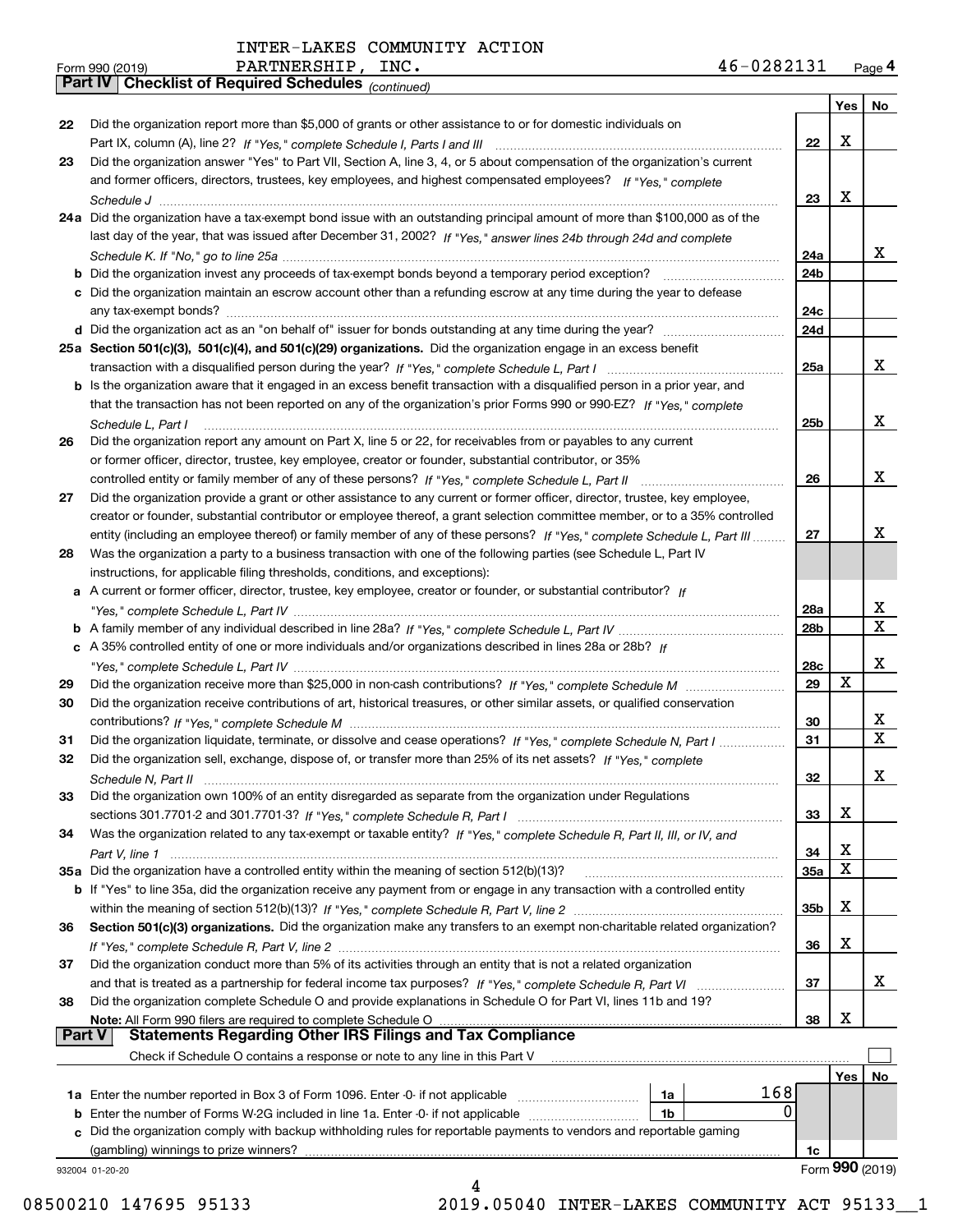INTER-LAKES COMMUNITY ACTION PARTNERSHIP, INC. 46-0282131

Form 990 (2019)

## Part IV Checklist of Required Schedules *(continued)*

| | | | Yes | No |
|---|---|---|---|---|
| 22 | Did the organization report more than $5,000 of grants or other assistance to or for domestic individuals on Part IX, column (A), line 2? *If "Yes," complete Schedule I, Parts I and III* | 22 | X | |
| 23 | Did the organization answer "Yes" to Part VII, Section A, line 3, 4, or 5 about compensation of the organization's current and former officers, directors, trustees, key employees, and highest compensated employees? *If "Yes," complete Schedule J* | 23 | X | |
| 24a | Did the organization have a tax-exempt bond issue with an outstanding principal amount of more than $100,000 as of the last day of the year, that was issued after December 31, 2002? *If "Yes," answer lines 24b through 24d and complete Schedule K. If "No," go to line 25a* | 24a | | X |
| b | Did the organization invest any proceeds of tax-exempt bonds beyond a temporary period exception? | 24b | | |
| c | Did the organization maintain an escrow account other than a refunding escrow at any time during the year to defease any tax-exempt bonds? | 24c | | |
| d | Did the organization act as an "on behalf of" issuer for bonds outstanding at any time during the year? | 24d | | |
| 25a | **Section 501(c)(3), 501(c)(4), and 501(c)(29) organizations.** Did the organization engage in an excess benefit transaction with a disqualified person during the year? *If "Yes," complete Schedule L, Part I* | 25a | | X |
| b | Is the organization aware that it engaged in an excess benefit transaction with a disqualified person in a prior year, and that the transaction has not been reported on any of the organization's prior Forms 990 or 990-EZ? *If "Yes," complete Schedule L, Part I* | 25b | | X |
| 26 | Did the organization report any amount on Part X, line 5 or 22, for receivables from or payables to any current or former officer, director, trustee, key employee, creator or founder, substantial contributor, or 35% controlled entity or family member of any of these persons? *If "Yes," complete Schedule L, Part II* | 26 | | X |
| 27 | Did the organization provide a grant or other assistance to any current or former officer, director, trustee, key employee, creator or founder, substantial contributor or employee thereof, a grant selection committee member, or to a 35% controlled entity (including an employee thereof) or family member of any of these persons? *If "Yes," complete Schedule L, Part III* | 27 | | X |
| 28 | Was the organization a party to a business transaction with one of the following parties (see Schedule L, Part IV instructions, for applicable filing thresholds, conditions, and exceptions): | | | |
| a | A current or former officer, director, trustee, key employee, creator or founder, or substantial contributor? *If "Yes," complete Schedule L, Part IV* | 28a | | X |
| b | A family member of any individual described in line 28a? *If "Yes," complete Schedule L, Part IV* | 28b | | X |
| c | A 35% controlled entity of one or more individuals and/or organizations described in lines 28a or 28b? *If "Yes," complete Schedule L, Part IV* | 28c | | X |
| 29 | Did the organization receive more than $25,000 in non-cash contributions? *If "Yes," complete Schedule M* | 29 | X | |
| 30 | Did the organization receive contributions of art, historical treasures, or other similar assets, or qualified conservation contributions? *If "Yes," complete Schedule M* | 30 | | X |
| 31 | Did the organization liquidate, terminate, or dissolve and cease operations? *If "Yes," complete Schedule N, Part I* | 31 | | X |
| 32 | Did the organization sell, exchange, dispose of, or transfer more than 25% of its net assets? *If "Yes," complete Schedule N, Part II* | 32 | | X |
| 33 | Did the organization own 100% of an entity disregarded as separate from the organization under Regulations sections 301.7701-2 and 301.7701-3? *If "Yes," complete Schedule R, Part I* | 33 | X | |
| 34 | Was the organization related to any tax-exempt or taxable entity? *If "Yes," complete Schedule R, Part II, III, or IV, and Part V, line 1* | 34 | X | |
| 35a | Did the organization have a controlled entity within the meaning of section 512(b)(13)? | 35a | X | |
| b | If "Yes" to line 35a, did the organization receive any payment from or engage in any transaction with a controlled entity within the meaning of section 512(b)(13)? *If "Yes," complete Schedule R, Part V, line 2* | 35b | X | |
| 36 | **Section 501(c)(3) organizations.** Did the organization make any transfers to an exempt non-charitable related organization? *If "Yes," complete Schedule R, Part V, line 2* | 36 | X | |
| 37 | Did the organization conduct more than 5% of its activities through an entity that is not a related organization and that is treated as a partnership for federal income tax purposes? *If "Yes," complete Schedule R, Part VI* | 37 | | X |
| 38 | Did the organization complete Schedule O and provide explanations in Schedule O for Part VI, lines 11b and 19? **Note:** All Form 990 filers are required to complete Schedule O | 38 | X | |

## Part V Statements Regarding Other IRS Filings and Tax Compliance

Check if Schedule O contains a response or note to any line in this Part V ☐

| | | | | | Yes | No |
|---|---|---|---|---|---|---|
| 1a | Enter the number reported in Box 3 of Form 1096. Enter -0- if not applicable | 1a | 168 | | | |
| b | Enter the number of Forms W-2G included in line 1a. Enter -0- if not applicable | 1b | 0 | | | |
| c | Did the organization comply with backup withholding rules for reportable payments to vendors and reportable gaming (gambling) winnings to prize winners? | | | 1c | | |

932004 01-20-20 Form **990** (2019)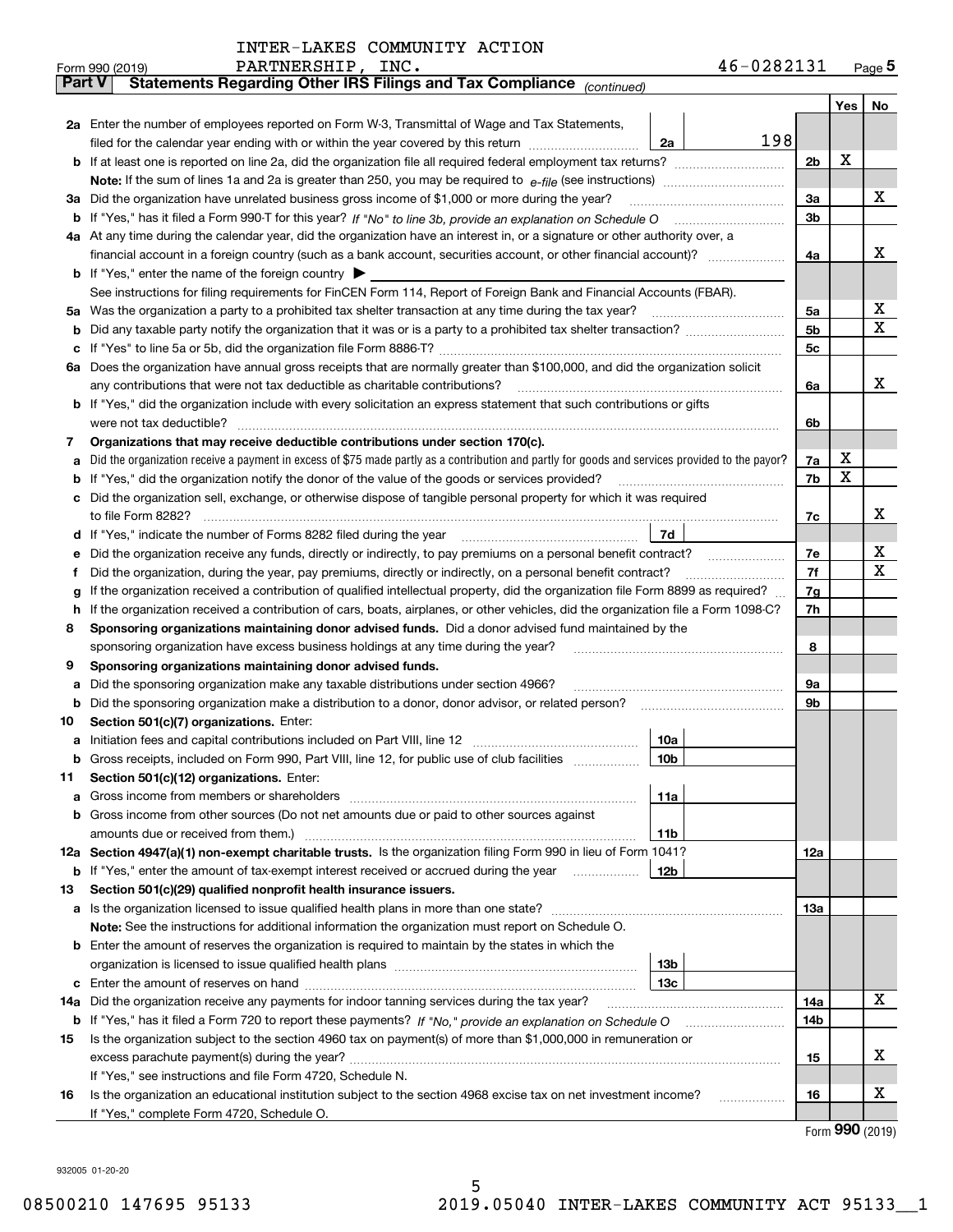INTER-LAKES COMMUNITY ACTION PARTNERSHIP, INC. 46-0282131

Form 990 (2019)

## Part V Statements Regarding Other IRS Filings and Tax Compliance *(continued)*

| | | | | Yes | No |
|---|---|---|---|---|---|
| **2a** | Enter the number of employees reported on Form W-3, Transmittal of Wage and Tax Statements, filed for the calendar year ending with or within the year covered by this return | 2a 198 | | | |
| **b** | If at least one is reported on line 2a, did the organization file all required federal employment tax returns? | | 2b | X | |
| | **Note:** If the sum of lines 1a and 2a is greater than 250, you may be required to *e-file* (see instructions) | | | | |
| **3a** | Did the organization have unrelated business gross income of $1,000 or more during the year? | | 3a | | X |
| **b** | If "Yes," has it filed a Form 990-T for this year? *If "No" to line 3b, provide an explanation on Schedule O* | | 3b | | |
| **4a** | At any time during the calendar year, did the organization have an interest in, or a signature or other authority over, a financial account in a foreign country (such as a bank account, securities account, or other financial account)? | | 4a | | X |
| **b** | If "Yes," enter the name of the foreign country ▶ | | | | |
| | See instructions for filing requirements for FinCEN Form 114, Report of Foreign Bank and Financial Accounts (FBAR). | | | | |
| **5a** | Was the organization a party to a prohibited tax shelter transaction at any time during the tax year? | | 5a | | X |
| **b** | Did any taxable party notify the organization that it was or is a party to a prohibited tax shelter transaction? | | 5b | | X |
| **c** | If "Yes" to line 5a or 5b, did the organization file Form 8886-T? | | 5c | | |
| **6a** | Does the organization have annual gross receipts that are normally greater than $100,000, and did the organization solicit any contributions that were not tax deductible as charitable contributions? | | 6a | | X |
| **b** | If "Yes," did the organization include with every solicitation an express statement that such contributions or gifts were not tax deductible? | | 6b | | |
| **7** | **Organizations that may receive deductible contributions under section 170(c).** | | | | |
| **a** | Did the organization receive a payment in excess of $75 made partly as a contribution and partly for goods and services provided to the payor? | | 7a | X | |
| **b** | If "Yes," did the organization notify the donor of the value of the goods or services provided? | | 7b | X | |
| **c** | Did the organization sell, exchange, or otherwise dispose of tangible personal property for which it was required to file Form 8282? | | 7c | | X |
| **d** | If "Yes," indicate the number of Forms 8282 filed during the year | 7d | | | |
| **e** | Did the organization receive any funds, directly or indirectly, to pay premiums on a personal benefit contract? | | 7e | | X |
| **f** | Did the organization, during the year, pay premiums, directly or indirectly, on a personal benefit contract? | | 7f | | X |
| **g** | If the organization received a contribution of qualified intellectual property, did the organization file Form 8899 as required? | | 7g | | |
| **h** | If the organization received a contribution of cars, boats, airplanes, or other vehicles, did the organization file a Form 1098-C? | | 7h | | |
| **8** | **Sponsoring organizations maintaining donor advised funds.** Did a donor advised fund maintained by the sponsoring organization have excess business holdings at any time during the year? | | 8 | | |
| **9** | **Sponsoring organizations maintaining donor advised funds.** | | | | |
| **a** | Did the sponsoring organization make any taxable distributions under section 4966? | | 9a | | |
| **b** | Did the sponsoring organization make a distribution to a donor, donor advisor, or related person? | | 9b | | |
| **10** | **Section 501(c)(7) organizations.** Enter: | | | | |
| **a** | Initiation fees and capital contributions included on Part VIII, line 12 | 10a | | | |
| **b** | Gross receipts, included on Form 990, Part VIII, line 12, for public use of club facilities | 10b | | | |
| **11** | **Section 501(c)(12) organizations.** Enter: | | | | |
| **a** | Gross income from members or shareholders | 11a | | | |
| **b** | Gross income from other sources (Do not net amounts due or paid to other sources against amounts due or received from them.) | 11b | | | |
| **12a** | **Section 4947(a)(1) non-exempt charitable trusts.** Is the organization filing Form 990 in lieu of Form 1041? | | 12a | | |
| **b** | If "Yes," enter the amount of tax-exempt interest received or accrued during the year | 12b | | | |
| **13** | **Section 501(c)(29) qualified nonprofit health insurance issuers.** | | | | |
| **a** | Is the organization licensed to issue qualified health plans in more than one state? | | 13a | | |
| | **Note:** See the instructions for additional information the organization must report on Schedule O. | | | | |
| **b** | Enter the amount of reserves the organization is required to maintain by the states in which the organization is licensed to issue qualified health plans | 13b | | | |
| **c** | Enter the amount of reserves on hand | 13c | | | |
| **14a** | Did the organization receive any payments for indoor tanning services during the tax year? | | 14a | | X |
| **b** | If "Yes," has it filed a Form 720 to report these payments? *If "No," provide an explanation on Schedule O* | | 14b | | |
| **15** | Is the organization subject to the section 4960 tax on payment(s) of more than $1,000,000 in remuneration or excess parachute payment(s) during the year? | | 15 | | X |
| | If "Yes," see instructions and file Form 4720, Schedule N. | | | | |
| **16** | Is the organization an educational institution subject to the section 4968 excise tax on net investment income? | | 16 | | X |
| | If "Yes," complete Form 4720, Schedule O. | | | | |

Form **990** (2019)

932005 01-20-20

08500210 147695 95133 2019.05040 INTER-LAKES COMMUNITY ACT 95133__1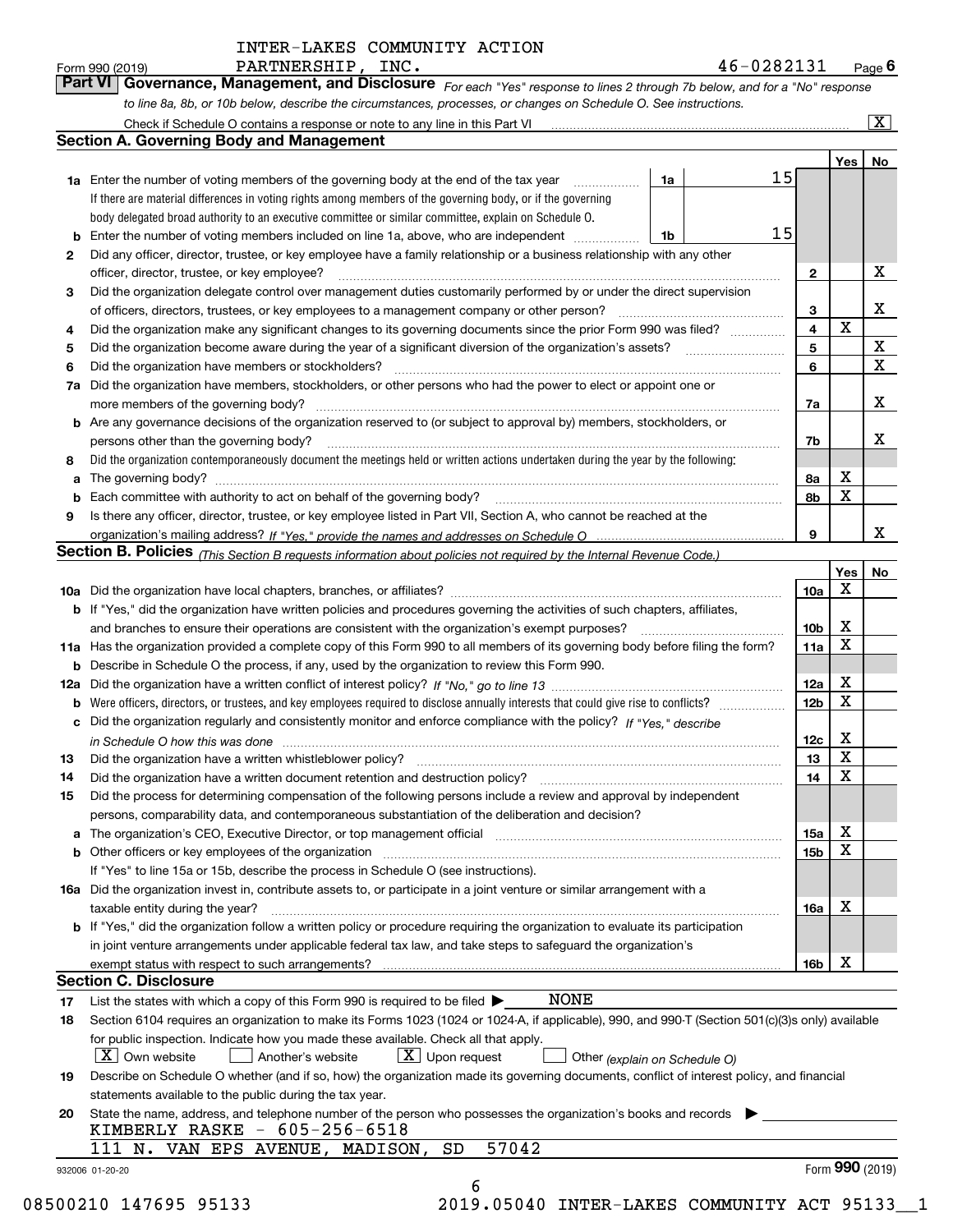INTER-LAKES COMMUNITY ACTION PARTNERSHIP, INC. 46-0282131

Form 990 (2019) Page **6**

**Part VI Governance, Management, and Disclosure** *For each "Yes" response to lines 2 through 7b below, and for a "No" response to line 8a, 8b, or 10b below, describe the circumstances, processes, or changes on Schedule O. See instructions.*

Check if Schedule O contains a response or note to any line in this Part VI [X]

## Section A. Governing Body and Management

| | | | | Yes | No |
|---|---|---|---|---|---|
| **1a** | Enter the number of voting members of the governing body at the end of the tax year. If there are material differences in voting rights among members of the governing body, or if the governing body delegated broad authority to an executive committee or similar committee, explain on Schedule O. | 1a | 15 | | |
| **b** | Enter the number of voting members included on line 1a, above, who are independent | 1b | 15 | | |
| **2** | Did any officer, director, trustee, or key employee have a family relationship or a business relationship with any other officer, director, trustee, or key employee? | 2 | | | X |
| **3** | Did the organization delegate control over management duties customarily performed by or under the direct supervision of officers, directors, trustees, or key employees to a management company or other person? | 3 | | | X |
| **4** | Did the organization make any significant changes to its governing documents since the prior Form 990 was filed? | 4 | | X | |
| **5** | Did the organization become aware during the year of a significant diversion of the organization's assets? | 5 | | | X |
| **6** | Did the organization have members or stockholders? | 6 | | | X |
| **7a** | Did the organization have members, stockholders, or other persons who had the power to elect or appoint one or more members of the governing body? | 7a | | | X |
| **b** | Are any governance decisions of the organization reserved to (or subject to approval by) members, stockholders, or persons other than the governing body? | 7b | | | X |
| **8** | Did the organization contemporaneously document the meetings held or written actions undertaken during the year by the following: | | | | |
| **a** | The governing body? | 8a | | X | |
| **b** | Each committee with authority to act on behalf of the governing body? | 8b | | X | |
| **9** | Is there any officer, director, trustee, or key employee listed in Part VII, Section A, who cannot be reached at the organization's mailing address? *If "Yes," provide the names and addresses on Schedule O* | 9 | | | X |

## Section B. Policies *(This Section B requests information about policies not required by the Internal Revenue Code.)*

| | | | Yes | No |
|---|---|---|---|---|
| **10a** | Did the organization have local chapters, branches, or affiliates? | 10a | X | |
| **b** | If "Yes," did the organization have written policies and procedures governing the activities of such chapters, affiliates, and branches to ensure their operations are consistent with the organization's exempt purposes? | 10b | X | |
| **11a** | Has the organization provided a complete copy of this Form 990 to all members of its governing body before filing the form? | 11a | X | |
| **b** | Describe in Schedule O the process, if any, used by the organization to review this Form 990. | | | |
| **12a** | Did the organization have a written conflict of interest policy? *If "No," go to line 13* | 12a | X | |
| **b** | Were officers, directors, or trustees, and key employees required to disclose annually interests that could give rise to conflicts? | 12b | X | |
| **c** | Did the organization regularly and consistently monitor and enforce compliance with the policy? *If "Yes," describe in Schedule O how this was done* | 12c | X | |
| **13** | Did the organization have a written whistleblower policy? | 13 | X | |
| **14** | Did the organization have a written document retention and destruction policy? | 14 | X | |
| **15** | Did the process for determining compensation of the following persons include a review and approval by independent persons, comparability data, and contemporaneous substantiation of the deliberation and decision? | | | |
| **a** | The organization's CEO, Executive Director, or top management official | 15a | X | |
| **b** | Other officers or key employees of the organization | 15b | X | |
| | If "Yes" to line 15a or 15b, describe the process in Schedule O (see instructions). | | | |
| **16a** | Did the organization invest in, contribute assets to, or participate in a joint venture or similar arrangement with a taxable entity during the year? | 16a | X | |
| **b** | If "Yes," did the organization follow a written policy or procedure requiring the organization to evaluate its participation in joint venture arrangements under applicable federal tax law, and take steps to safeguard the organization's exempt status with respect to such arrangements? | 16b | X | |

## Section C. Disclosure

**17** List the states with which a copy of this Form 990 is required to be filed ▶ NONE

**18** Section 6104 requires an organization to make its Forms 1023 (1024 or 1024-A, if applicable), 990, and 990-T (Section 501(c)(3)s only) available for public inspection. Indicate how you made these available. Check all that apply.

[X] Own website [ ] Another's website [X] Upon request [ ] Other *(explain on Schedule O)*

**19** Describe on Schedule O whether (and if so, how) the organization made its governing documents, conflict of interest policy, and financial statements available to the public during the tax year.

**20** State the name, address, and telephone number of the person who possesses the organization's books and records ▶

KIMBERLY RASKE - 605-256-6518

111 N. VAN EPS AVENUE, MADISON, SD 57042

932006 01-20-20 Form **990** (2019)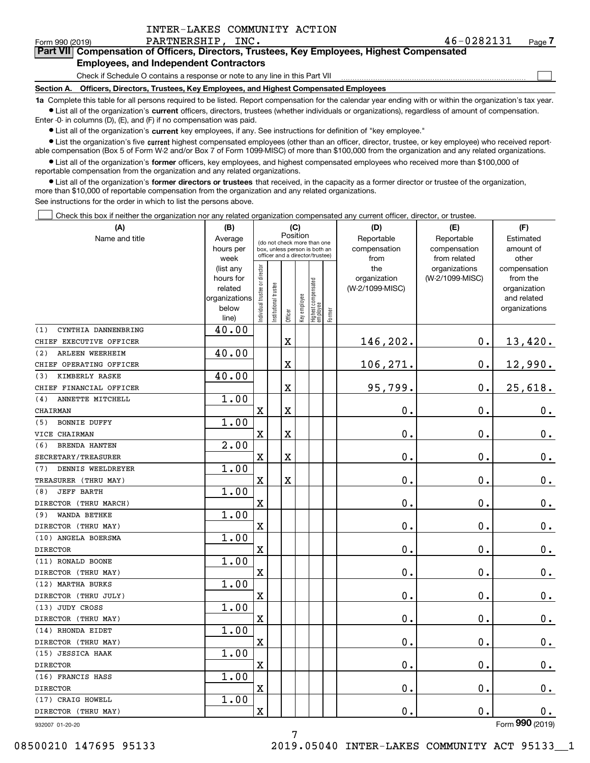INTER-LAKES COMMUNITY ACTION PARTNERSHIP, INC. 46-0282131

Form 990 (2019) Page **7**

## Part VII Compensation of Officers, Directors, Trustees, Key Employees, Highest Compensated Employees, and Independent Contractors

Check if Schedule O contains a response or note to any line in this Part VII

### Section A. Officers, Directors, Trustees, Key Employees, and Highest Compensated Employees

**1a** Complete this table for all persons required to be listed. Report compensation for the calendar year ending with or within the organization's tax year.

- List all of the organization's **current** officers, directors, trustees (whether individuals or organizations), regardless of amount of compensation. Enter -0- in columns (D), (E), and (F) if no compensation was paid.
- List all of the organization's **current** key employees, if any. See instructions for definition of "key employee."
- List the organization's five **current** highest compensated employees (other than an officer, director, trustee, or key employee) who received reportable compensation (Box 5 of Form W-2 and/or Box 7 of Form 1099-MISC) of more than $100,000 from the organization and any related organizations.
- List all of the organization's **former** officers, key employees, and highest compensated employees who received more than $100,000 of reportable compensation from the organization and any related organizations.
- List all of the organization's **former directors or trustees** that received, in the capacity as a former director or trustee of the organization, more than $10,000 of reportable compensation from the organization and any related organizations.

See instructions for the order in which to list the persons above.

Check this box if neither the organization nor any related organization compensated any current officer, director, or trustee.

| (A) Name and title | (B) Average hours per week (list any hours for related organizations below line) | (C) Position: Individual trustee or director | Institutional trustee | Officer | Key employee | Highest compensated employee | Former | (D) Reportable compensation from the organization (W-2/1099-MISC) | (E) Reportable compensation from related organizations (W-2/1099-MISC) | (F) Estimated amount of other compensation from the organization and related organizations |
|---|---|---|---|---|---|---|---|---|---|---|
| (1) CYNTHIA DANNENBRING<br>CHIEF EXECUTIVE OFFICER | 40.00 | | | X | | | | 146,202. | 0. | 13,420. |
| (2) ARLEEN WEERHEIM<br>CHIEF OPERATING OFFICER | 40.00 | | | X | | | | 106,271. | 0. | 12,990. |
| (3) KIMBERLY RASKE<br>CHIEF FINANCIAL OFFICER | 40.00 | | | X | | | | 95,799. | 0. | 25,618. |
| (4) ANNETTE MITCHELL<br>CHAIRMAN | 1.00 | X | | X | | | | 0. | 0. | 0. |
| (5) BONNIE DUFFY<br>VICE CHAIRMAN | 1.00 | X | | X | | | | 0. | 0. | 0. |
| (6) BRENDA HANTEN<br>SECRETARY/TREASURER | 2.00 | X | | X | | | | 0. | 0. | 0. |
| (7) DENNIS WEELDREYER<br>TREASURER (THRU MAY) | 1.00 | X | | X | | | | 0. | 0. | 0. |
| (8) JEFF BARTH<br>DIRECTOR (THRU MARCH) | 1.00 | X | | | | | | 0. | 0. | 0. |
| (9) WANDA BETHKE<br>DIRECTOR (THRU MAY) | 1.00 | X | | | | | | 0. | 0. | 0. |
| (10) ANGELA BOERSMA<br>DIRECTOR | 1.00 | X | | | | | | 0. | 0. | 0. |
| (11) RONALD BOONE<br>DIRECTOR (THRU MAY) | 1.00 | X | | | | | | 0. | 0. | 0. |
| (12) MARTHA BURKS<br>DIRECTOR (THRU JULY) | 1.00 | X | | | | | | 0. | 0. | 0. |
| (13) JUDY CROSS<br>DIRECTOR (THRU MAY) | 1.00 | X | | | | | | 0. | 0. | 0. |
| (14) RHONDA EIDET<br>DIRECTOR (THRU MAY) | 1.00 | X | | | | | | 0. | 0. | 0. |
| (15) JESSICA HAAK<br>DIRECTOR | 1.00 | X | | | | | | 0. | 0. | 0. |
| (16) FRANCIS HASS<br>DIRECTOR | 1.00 | X | | | | | | 0. | 0. | 0. |
| (17) CRAIG HOWELL<br>DIRECTOR (THRU MAY) | 1.00 | X | | | | | | 0. | 0. | 0. |

932007 01-20-20

Form **990** (2019)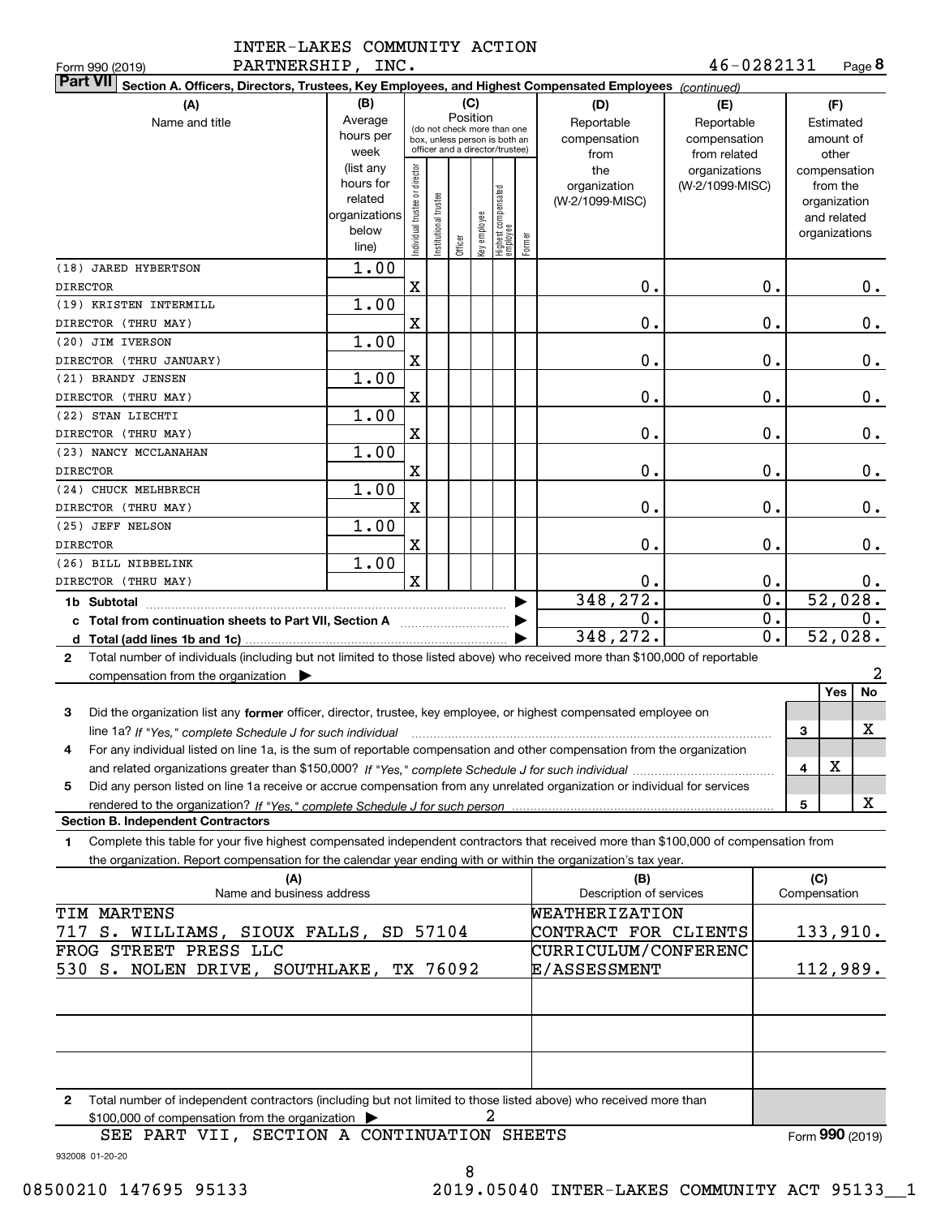INTER-LAKES COMMUNITY ACTION PARTNERSHIP, INC. 46-0282131

Form 990 (2019) Page **8**

**Part VII** **Section A. Officers, Directors, Trustees, Key Employees, and Highest Compensated Employees** *(continued)*

| (A) Name and title | (B) Average hours per week (list any hours for related organizations below line) | Individual trustee or director | Institutional trustee | Officer | Key employee | Highest compensated employee | Former | (D) Reportable compensation from the organization (W-2/1099-MISC) | (E) Reportable compensation from related organizations (W-2/1099-MISC) | (F) Estimated amount of other compensation from the organization and related organizations |
|---|---|---|---|---|---|---|---|---|---|---|
| (18) JARED HYBERTSON<br>DIRECTOR | 1.00 | X | | | | | | 0. | 0. | 0. |
| (19) KRISTEN INTERMILL<br>DIRECTOR (THRU MAY) | 1.00 | X | | | | | | 0. | 0. | 0. |
| (20) JIM IVERSON<br>DIRECTOR (THRU JANUARY) | 1.00 | X | | | | | | 0. | 0. | 0. |
| (21) BRANDY JENSEN<br>DIRECTOR (THRU MAY) | 1.00 | X | | | | | | 0. | 0. | 0. |
| (22) STAN LIECHTI<br>DIRECTOR (THRU MAY) | 1.00 | X | | | | | | 0. | 0. | 0. |
| (23) NANCY MCCLANAHAN<br>DIRECTOR | 1.00 | X | | | | | | 0. | 0. | 0. |
| (24) CHUCK MELHBRECH<br>DIRECTOR (THRU MAY) | 1.00 | X | | | | | | 0. | 0. | 0. |
| (25) JEFF NELSON<br>DIRECTOR | 1.00 | X | | | | | | 0. | 0. | 0. |
| (26) BILL NIBBELINK<br>DIRECTOR (THRU MAY) | 1.00 | X | | | | | | 0. | 0. | 0. |
| **1b Subtotal** | | | | | | | | 348,272. | 0. | 52,028. |
| **c Total from continuation sheets to Part VII, Section A** | | | | | | | | 0. | 0. | 0. |
| **d Total (add lines 1b and 1c)** | | | | | | | | 348,272. | 0. | 52,028. |

**2** Total number of individuals (including but not limited to those listed above) who received more than $100,000 of reportable compensation from the organization ▶ 2

| | | Yes | No |
|---|---|---|---|
| **3** Did the organization list any **former** officer, director, trustee, key employee, or highest compensated employee on line 1a? *If "Yes," complete Schedule J for such individual* | 3 | | X |
| **4** For any individual listed on line 1a, is the sum of reportable compensation and other compensation from the organization and related organizations greater than $150,000? *If "Yes," complete Schedule J for such individual* | 4 | X | |
| **5** Did any person listed on line 1a receive or accrue compensation from any unrelated organization or individual for services rendered to the organization? *If "Yes," complete Schedule J for such person* | 5 | | X |

**Section B. Independent Contractors**

**1** Complete this table for your five highest compensated independent contractors that received more than $100,000 of compensation from the organization. Report compensation for the calendar year ending with or within the organization's tax year.

| (A) Name and business address | (B) Description of services | (C) Compensation |
|---|---|---|
| TIM MARTENS<br>717 S. WILLIAMS, SIOUX FALLS, SD 57104 | WEATHERIZATION CONTRACT FOR CLIENTS | 133,910. |
| FROG STREET PRESS LLC<br>530 S. NOLEN DRIVE, SOUTHLAKE, TX 76092 | CURRICULUM/CONFERENCE/ASSESSMENT | 112,989. |
| | | |
| | | |
| | | |

**2** Total number of independent contractors (including but not limited to those listed above) who received more than $100,000 of compensation from the organization ▶ 2

SEE PART VII, SECTION A CONTINUATION SHEETS

Form **990** (2019)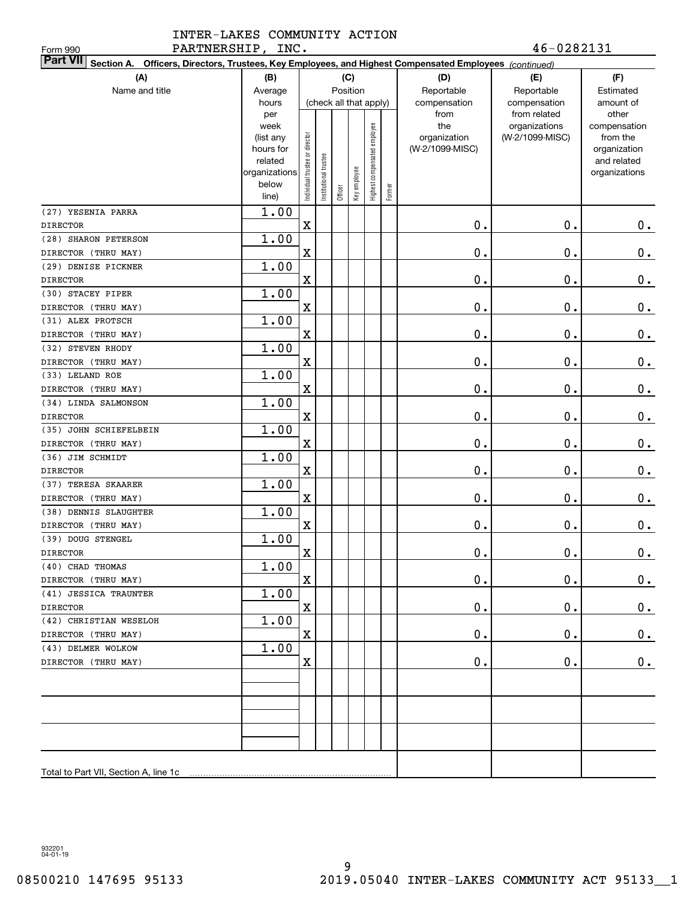INTER-LAKES COMMUNITY ACTION PARTNERSHIP, INC.

Form 990

46-0282131

**Part VII** Section A. Officers, Directors, Trustees, Key Employees, and Highest Compensated Employees *(continued)*

| (A) Name and title | (B) Average hours per week (list any hours for related organizations below line) | (C) Position (check all that apply): Individual trustee or director | Institutional trustee | Officer | Key employee | Highest compensated employee | Former | (D) Reportable compensation from the organization (W-2/1099-MISC) | (E) Reportable compensation from related organizations (W-2/1099-MISC) | (F) Estimated amount of other compensation from the organization and related organizations |
|---|---|---|---|---|---|---|---|---|---|---|
| (27) YESENIA PARRA<br>DIRECTOR | 1.00 | X | | | | | | 0. | 0. | 0. |
| (28) SHARON PETERSON<br>DIRECTOR (THRU MAY) | 1.00 | X | | | | | | 0. | 0. | 0. |
| (29) DENISE PICKNER<br>DIRECTOR | 1.00 | X | | | | | | 0. | 0. | 0. |
| (30) STACEY PIPER<br>DIRECTOR (THRU MAY) | 1.00 | X | | | | | | 0. | 0. | 0. |
| (31) ALEX PROTSCH<br>DIRECTOR (THRU MAY) | 1.00 | X | | | | | | 0. | 0. | 0. |
| (32) STEVEN RHODY<br>DIRECTOR (THRU MAY) | 1.00 | X | | | | | | 0. | 0. | 0. |
| (33) LELAND ROE<br>DIRECTOR (THRU MAY) | 1.00 | X | | | | | | 0. | 0. | 0. |
| (34) LINDA SALMONSON<br>DIRECTOR | 1.00 | X | | | | | | 0. | 0. | 0. |
| (35) JOHN SCHIEFELBEIN<br>DIRECTOR (THRU MAY) | 1.00 | X | | | | | | 0. | 0. | 0. |
| (36) JIM SCHMIDT<br>DIRECTOR | 1.00 | X | | | | | | 0. | 0. | 0. |
| (37) TERESA SKAARER<br>DIRECTOR (THRU MAY) | 1.00 | X | | | | | | 0. | 0. | 0. |
| (38) DENNIS SLAUGHTER<br>DIRECTOR (THRU MAY) | 1.00 | X | | | | | | 0. | 0. | 0. |
| (39) DOUG STENGEL<br>DIRECTOR | 1.00 | X | | | | | | 0. | 0. | 0. |
| (40) CHAD THOMAS<br>DIRECTOR (THRU MAY) | 1.00 | X | | | | | | 0. | 0. | 0. |
| (41) JESSICA TRAUNTER<br>DIRECTOR | 1.00 | X | | | | | | 0. | 0. | 0. |
| (42) CHRISTIAN WESELOH<br>DIRECTOR (THRU MAY) | 1.00 | X | | | | | | 0. | 0. | 0. |
| (43) DELMER WOLKOW<br>DIRECTOR (THRU MAY) | 1.00 | X | | | | | | 0. | 0. | 0. |
| | | | | | | | | | | |
| | | | | | | | | | | |
| | | | | | | | | | | |
| Total to Part VII, Section A, line 1c | | | | | | | | | | |

932201 04-01-19

08500210 147695 95133 2019.05040 INTER-LAKES COMMUNITY ACT 95133__1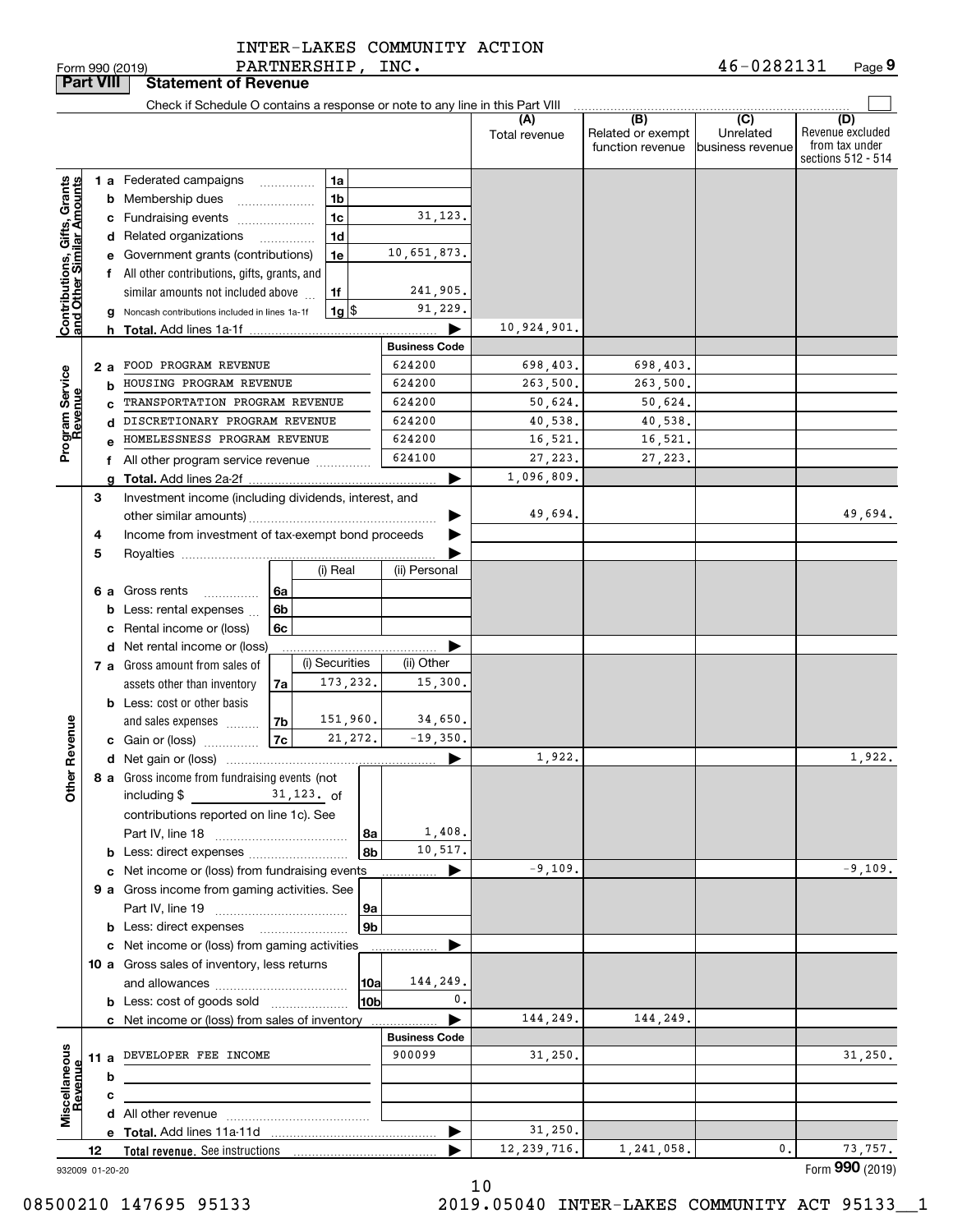INTER-LAKES COMMUNITY ACTION PARTNERSHIP, INC. 46-0282131

Form 990 (2019) Page **9**

## Part VIII Statement of Revenue

Check if Schedule O contains a response or note to any line in this Part VIII

| | | | (A) Total revenue | (B) Related or exempt function revenue | (C) Unrelated business revenue | (D) Revenue excluded from tax under sections 512 - 514 |
|---|---|---|---|---|---|---|
| **Contributions, Gifts, Grants and Other Similar Amounts** | | | | | | |
| 1 a | Federated campaigns | 1a | | | | |
| b | Membership dues | 1b | | | | |
| c | Fundraising events | 1c 31,123. | | | | |
| d | Related organizations | 1d | | | | |
| e | Government grants (contributions) | 1e 10,651,873. | | | | |
| f | All other contributions, gifts, grants, and similar amounts not included above | 1f 241,905. | | | | |
| g | Noncash contributions included in lines 1a-1f | 1g $ 91,229. | | | | |
| h | **Total.** Add lines 1a-1f | | 10,924,901. | | | |
| **Program Service Revenue** | | **Business Code** | | | | |
| 2 a | FOOD PROGRAM REVENUE | 624200 | 698,403. | 698,403. | | |
| b | HOUSING PROGRAM REVENUE | 624200 | 263,500. | 263,500. | | |
| c | TRANSPORTATION PROGRAM REVENUE | 624200 | 50,624. | 50,624. | | |
| d | DISCRETIONARY PROGRAM REVENUE | 624200 | 40,538. | 40,538. | | |
| e | HOMELESSNESS PROGRAM REVENUE | 624200 | 16,521. | 16,521. | | |
| f | All other program service revenue | 624100 | 27,223. | 27,223. | | |
| g | **Total.** Add lines 2a-2f | | 1,096,809. | | | |
| **Other Revenue** | | | | | | |
| 3 | Investment income (including dividends, interest, and other similar amounts) | | 49,694. | | | 49,694. |
| 4 | Income from investment of tax-exempt bond proceeds | | | | | |
| 5 | Royalties | | | | | |
| 6 a | Gross rents 6a | (i) Real: / (ii) Personal: | | | | |
| b | Less: rental expenses 6b | | | | | |
| c | Rental income or (loss) 6c | | | | | |
| d | Net rental income or (loss) | | | | | |
| 7 a | Gross amount from sales of assets other than inventory 7a | (i) Securities: 173,232. / (ii) Other: 15,300. | | | | |
| b | Less: cost or other basis and sales expenses 7b | (i) Securities: 151,960. / (ii) Other: 34,650. | | | | |
| c | Gain or (loss) 7c | (i) Securities: 21,272. / (ii) Other: -19,350. | | | | |
| d | Net gain or (loss) | | 1,922. | | | 1,922. |
| 8 a | Gross income from fundraising events (not including $ 31,123. of contributions reported on line 1c). See Part IV, line 18 | 8a 1,408. | | | | |
| b | Less: direct expenses | 8b 10,517. | | | | |
| c | Net income or (loss) from fundraising events | | -9,109. | | | -9,109. |
| 9 a | Gross income from gaming activities. See Part IV, line 19 | 9a | | | | |
| b | Less: direct expenses | 9b | | | | |
| c | Net income or (loss) from gaming activities | | | | | |
| 10 a | Gross sales of inventory, less returns and allowances | 10a 144,249. | | | | |
| b | Less: cost of goods sold | 10b 0. | | | | |
| c | Net income or (loss) from sales of inventory | | 144,249. | 144,249. | | |
| **Miscellaneous Revenue** | | **Business Code** | | | | |
| 11 a | DEVELOPER FEE INCOME | 900099 | 31,250. | | | 31,250. |
| b | | | | | | |
| c | | | | | | |
| d | All other revenue | | | | | |
| e | **Total.** Add lines 11a-11d | | 31,250. | | | |
| 12 | **Total revenue.** See instructions | | 12,239,716. | 1,241,058. | 0. | 73,757. |

932009 01-20-20 Form **990** (2019)

08500210 147695 95133 2019.05040 INTER-LAKES COMMUNITY ACT 95133__1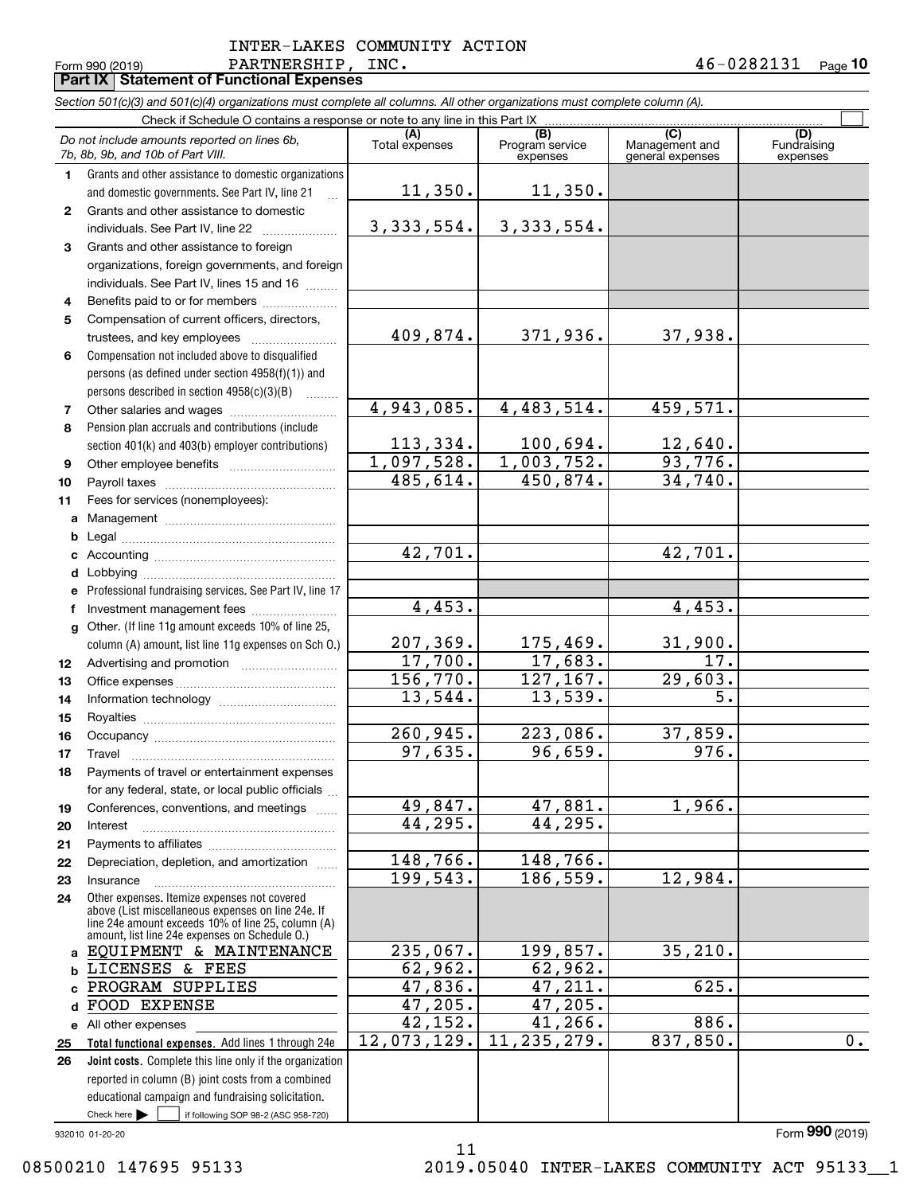INTER-LAKES COMMUNITY ACTION
PARTNERSHIP, INC. 46-0282131

Form 990 (2019) Page 10

**Part IX Statement of Functional Expenses**

*Section 501(c)(3) and 501(c)(4) organizations must complete all columns. All other organizations must complete column (A).*

Check if Schedule O contains a response or note to any line in this Part IX ☐

| *Do not include amounts reported on lines 6b, 7b, 8b, 9b, and 10b of Part VIII.* | (A) Total expenses | (B) Program service expenses | (C) Management and general expenses | (D) Fundraising expenses |
|---|---|---|---|---|
| **1** Grants and other assistance to domestic organizations and domestic governments. See Part IV, line 21 | 11,350. | 11,350. | | |
| **2** Grants and other assistance to domestic individuals. See Part IV, line 22 | 3,333,554. | 3,333,554. | | |
| **3** Grants and other assistance to foreign organizations, foreign governments, and foreign individuals. See Part IV, lines 15 and 16 | | | | |
| **4** Benefits paid to or for members | | | | |
| **5** Compensation of current officers, directors, trustees, and key employees | 409,874. | 371,936. | 37,938. | |
| **6** Compensation not included above to disqualified persons (as defined under section 4958(f)(1)) and persons described in section 4958(c)(3)(B) | | | | |
| **7** Other salaries and wages | 4,943,085. | 4,483,514. | 459,571. | |
| **8** Pension plan accruals and contributions (include section 401(k) and 403(b) employer contributions) | 113,334. | 100,694. | 12,640. | |
| **9** Other employee benefits | 1,097,528. | 1,003,752. | 93,776. | |
| **10** Payroll taxes | 485,614. | 450,874. | 34,740. | |
| **11** Fees for services (nonemployees): | | | | |
| **a** Management | | | | |
| **b** Legal | | | | |
| **c** Accounting | 42,701. | | 42,701. | |
| **d** Lobbying | | | | |
| **e** Professional fundraising services. See Part IV, line 17 | | | | |
| **f** Investment management fees | 4,453. | | 4,453. | |
| **g** Other. (If line 11g amount exceeds 10% of line 25, column (A) amount, list line 11g expenses on Sch O.) | 207,369. | 175,469. | 31,900. | |
| **12** Advertising and promotion | 17,700. | 17,683. | 17. | |
| **13** Office expenses | 156,770. | 127,167. | 29,603. | |
| **14** Information technology | 13,544. | 13,539. | 5. | |
| **15** Royalties | | | | |
| **16** Occupancy | 260,945. | 223,086. | 37,859. | |
| **17** Travel | 97,635. | 96,659. | 976. | |
| **18** Payments of travel or entertainment expenses for any federal, state, or local public officials | | | | |
| **19** Conferences, conventions, and meetings | 49,847. | 47,881. | 1,966. | |
| **20** Interest | 44,295. | 44,295. | | |
| **21** Payments to affiliates | | | | |
| **22** Depreciation, depletion, and amortization | 148,766. | 148,766. | | |
| **23** Insurance | 199,543. | 186,559. | 12,984. | |
| **24** Other expenses. Itemize expenses not covered above (List miscellaneous expenses on line 24e. If line 24e amount exceeds 10% of line 25, column (A) amount, list line 24e expenses on Schedule O.) | | | | |
| **a** EQUIPMENT & MAINTENANCE | 235,067. | 199,857. | 35,210. | |
| **b** LICENSES & FEES | 62,962. | 62,962. | | |
| **c** PROGRAM SUPPLIES | 47,836. | 47,211. | 625. | |
| **d** FOOD EXPENSE | 47,205. | 47,205. | | |
| **e** All other expenses | 42,152. | 41,266. | 886. | |
| **25 Total functional expenses.** Add lines 1 through 24e | 12,073,129. | 11,235,279. | 837,850. | 0. |
| **26 Joint costs.** Complete this line only if the organization reported in column (B) joint costs from a combined educational campaign and fundraising solicitation. Check here ☐ if following SOP 98-2 (ASC 958-720) | | | | |

932010 01-20-20 Form **990** (2019)

08500210 147695 95133 2019.05040 INTER-LAKES COMMUNITY ACT 95133__1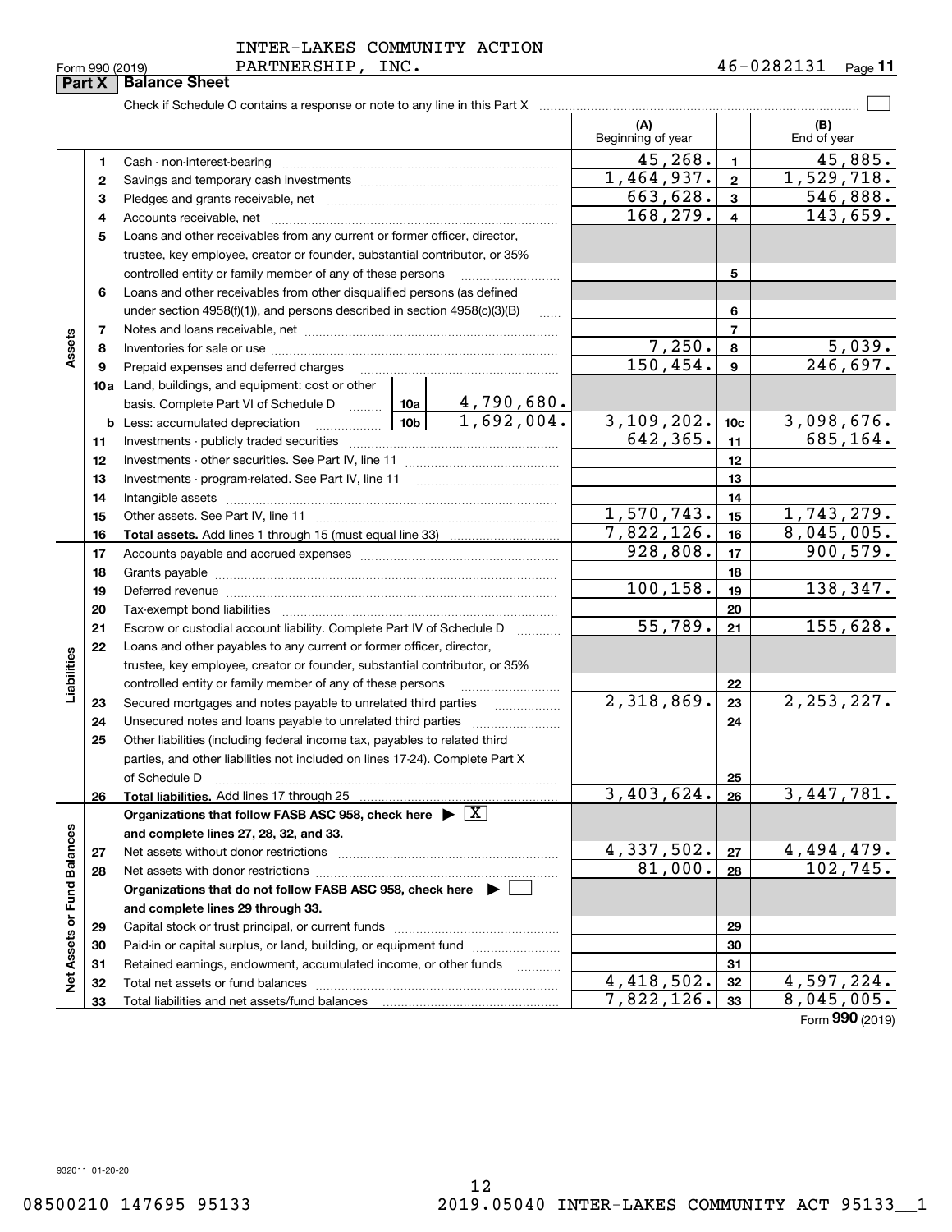INTER-LAKES COMMUNITY ACTION PARTNERSHIP, INC. 46-0282131

Form 990 (2019)

**Part X Balance Sheet**

Check if Schedule O contains a response or note to any line in this Part X ☐

| | | | | (A) Beginning of year | | (B) End of year |
|---|---|---|---|---|---|---|
| **Assets** | 1 | Cash - non-interest-bearing | | 45,268. | 1 | 45,885. |
| | 2 | Savings and temporary cash investments | | 1,464,937. | 2 | 1,529,718. |
| | 3 | Pledges and grants receivable, net | | 663,628. | 3 | 546,888. |
| | 4 | Accounts receivable, net | | 168,279. | 4 | 143,659. |
| | 5 | Loans and other receivables from any current or former officer, director, trustee, key employee, creator or founder, substantial contributor, or 35% controlled entity or family member of any of these persons | | | 5 | |
| | 6 | Loans and other receivables from other disqualified persons (as defined under section 4958(f)(1)), and persons described in section 4958(c)(3)(B) | | | 6 | |
| | 7 | Notes and loans receivable, net | | | 7 | |
| | 8 | Inventories for sale or use | | 7,250. | 8 | 5,039. |
| | 9 | Prepaid expenses and deferred charges | | 150,454. | 9 | 246,697. |
| | 10a | Land, buildings, and equipment: cost or other basis. Complete Part VI of Schedule D | 10a 4,790,680. | | | |
| | b | Less: accumulated depreciation | 10b 1,692,004. | 3,109,202. | 10c | 3,098,676. |
| | 11 | Investments - publicly traded securities | | 642,365. | 11 | 685,164. |
| | 12 | Investments - other securities. See Part IV, line 11 | | | 12 | |
| | 13 | Investments - program-related. See Part IV, line 11 | | | 13 | |
| | 14 | Intangible assets | | | 14 | |
| | 15 | Other assets. See Part IV, line 11 | | 1,570,743. | 15 | 1,743,279. |
| | 16 | **Total assets.** Add lines 1 through 15 (must equal line 33) | | 7,822,126. | 16 | 8,045,005. |
| **Liabilities** | 17 | Accounts payable and accrued expenses | | 928,808. | 17 | 900,579. |
| | 18 | Grants payable | | | 18 | |
| | 19 | Deferred revenue | | 100,158. | 19 | 138,347. |
| | 20 | Tax-exempt bond liabilities | | | 20 | |
| | 21 | Escrow or custodial account liability. Complete Part IV of Schedule D | | 55,789. | 21 | 155,628. |
| | 22 | Loans and other payables to any current or former officer, director, trustee, key employee, creator or founder, substantial contributor, or 35% controlled entity or family member of any of these persons | | | 22 | |
| | 23 | Secured mortgages and notes payable to unrelated third parties | | 2,318,869. | 23 | 2,253,227. |
| | 24 | Unsecured notes and loans payable to unrelated third parties | | | 24 | |
| | 25 | Other liabilities (including federal income tax, payables to related third parties, and other liabilities not included on lines 17-24). Complete Part X of Schedule D | | | 25 | |
| | 26 | **Total liabilities.** Add lines 17 through 25 | | 3,403,624. | 26 | 3,447,781. |
| **Net Assets or Fund Balances** | | **Organizations that follow FASB ASC 958, check here ▶ ☒ and complete lines 27, 28, 32, and 33.** | | | | |
| | 27 | Net assets without donor restrictions | | 4,337,502. | 27 | 4,494,479. |
| | 28 | Net assets with donor restrictions | | 81,000. | 28 | 102,745. |
| | | **Organizations that do not follow FASB ASC 958, check here ▶ ☐ and complete lines 29 through 33.** | | | | |
| | 29 | Capital stock or trust principal, or current funds | | | 29 | |
| | 30 | Paid-in or capital surplus, or land, building, or equipment fund | | | 30 | |
| | 31 | Retained earnings, endowment, accumulated income, or other funds | | | 31 | |
| | 32 | Total net assets or fund balances | | 4,418,502. | 32 | 4,597,224. |
| | 33 | Total liabilities and net assets/fund balances | | 7,822,126. | 33 | 8,045,005. |

Form **990** (2019)

932011 01-20-20

08500210 147695 95133 2019.05040 INTER-LAKES COMMUNITY ACT 95133__1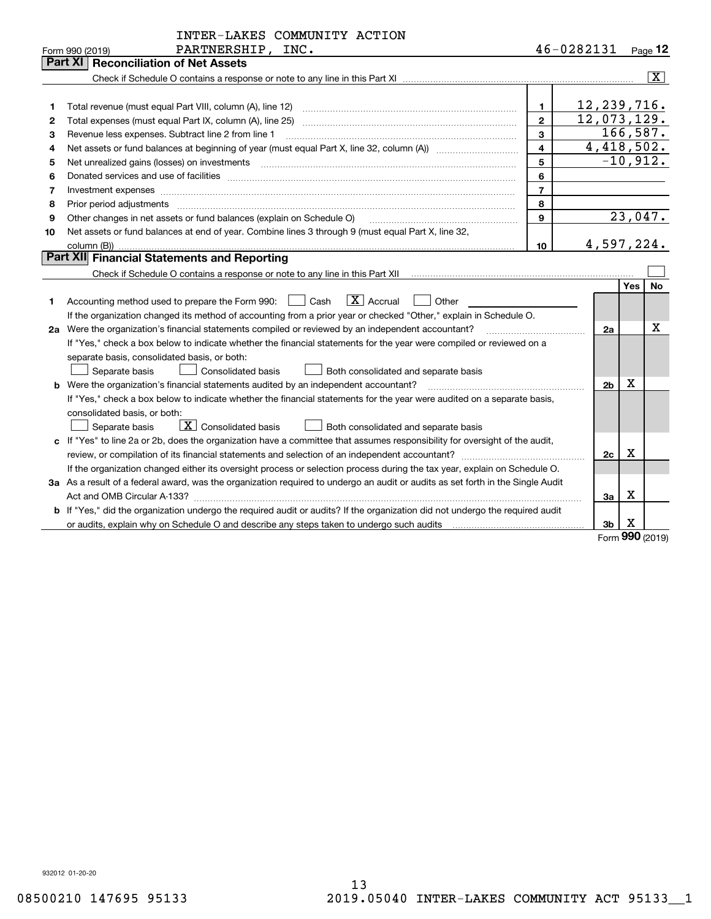INTER-LAKES COMMUNITY ACTION PARTNERSHIP, INC. — 46-0282131

Form 990 (2019) Page **12**

## Part XI Reconciliation of Net Assets

Check if Schedule O contains a response or note to any line in this Part XI .......... [X]

| | | | |
|---|---|---|---|
| 1 | Total revenue (must equal Part VIII, column (A), line 12) | 1 | 12,239,716. |
| 2 | Total expenses (must equal Part IX, column (A), line 25) | 2 | 12,073,129. |
| 3 | Revenue less expenses. Subtract line 2 from line 1 | 3 | 166,587. |
| 4 | Net assets or fund balances at beginning of year (must equal Part X, line 32, column (A)) | 4 | 4,418,502. |
| 5 | Net unrealized gains (losses) on investments | 5 | -10,912. |
| 6 | Donated services and use of facilities | 6 | |
| 7 | Investment expenses | 7 | |
| 8 | Prior period adjustments | 8 | |
| 9 | Other changes in net assets or fund balances (explain on Schedule O) | 9 | 23,047. |
| 10 | Net assets or fund balances at end of year. Combine lines 3 through 9 (must equal Part X, line 32, column (B)) | 10 | 4,597,224. |

## Part XII Financial Statements and Reporting

Check if Schedule O contains a response or note to any line in this Part XII .......... [ ]

| | | | Yes | No |
|---|---|---|---|---|
| 1 | Accounting method used to prepare the Form 990: [ ] Cash [X] Accrual [ ] Other | | | |
| | If the organization changed its method of accounting from a prior year or checked "Other," explain in Schedule O. | | | |
| 2a | Were the organization's financial statements compiled or reviewed by an independent accountant? | 2a | | X |
| | If "Yes," check a box below to indicate whether the financial statements for the year were compiled or reviewed on a separate basis, consolidated basis, or both: [ ] Separate basis [ ] Consolidated basis [ ] Both consolidated and separate basis | | | |
| b | Were the organization's financial statements audited by an independent accountant? | 2b | X | |
| | If "Yes," check a box below to indicate whether the financial statements for the year were audited on a separate basis, consolidated basis, or both: [ ] Separate basis [X] Consolidated basis [ ] Both consolidated and separate basis | | | |
| c | If "Yes" to line 2a or 2b, does the organization have a committee that assumes responsibility for oversight of the audit, review, or compilation of its financial statements and selection of an independent accountant? | 2c | X | |
| | If the organization changed either its oversight process or selection process during the tax year, explain on Schedule O. | | | |
| 3a | As a result of a federal award, was the organization required to undergo an audit or audits as set forth in the Single Audit Act and OMB Circular A-133? | 3a | X | |
| b | If "Yes," did the organization undergo the required audit or audits? If the organization did not undergo the required audit or audits, explain why on Schedule O and describe any steps taken to undergo such audits | 3b | X | |

Form **990** (2019)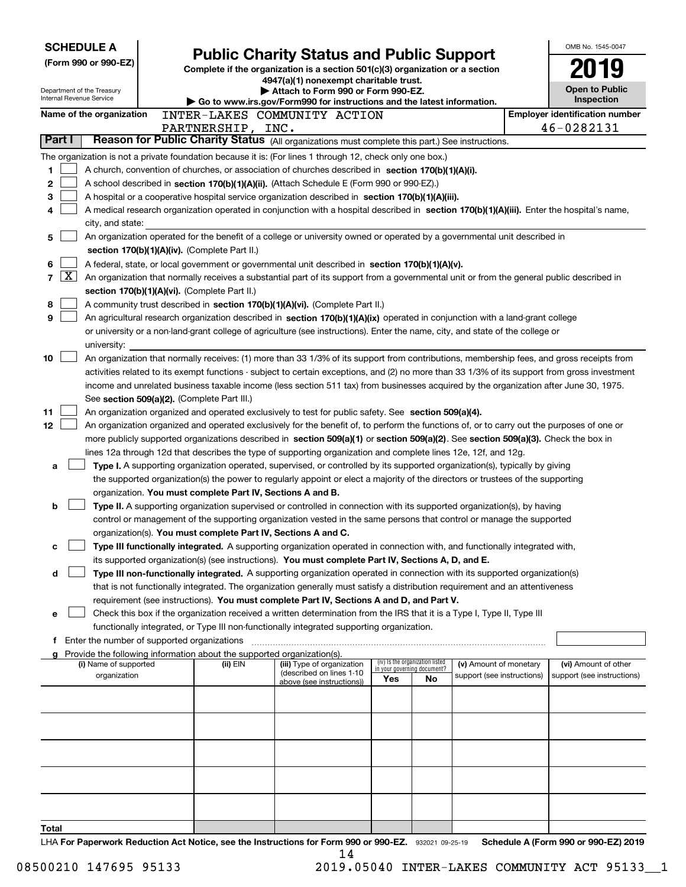**SCHEDULE A**
**(Form 990 or 990-EZ)**

Department of the Treasury
Internal Revenue Service

# Public Charity Status and Public Support

**Complete if the organization is a section 501(c)(3) organization or a section 4947(a)(1) nonexempt charitable trust.**
**▶ Attach to Form 990 or Form 990-EZ.**
**▶ Go to www.irs.gov/Form990 for instructions and the latest information.**

OMB No. 1545-0047
**2019**
**Open to Public Inspection**

**Name of the organization** INTER-LAKES COMMUNITY ACTION PARTNERSHIP, INC.
**Employer identification number** 46-0282131

## Part I Reason for Public Charity Status (All organizations must complete this part.) See instructions.

The organization is not a private foundation because it is: (For lines 1 through 12, check only one box.)

1. [ ] A church, convention of churches, or association of churches described in **section 170(b)(1)(A)(i).**
2. [ ] A school described in **section 170(b)(1)(A)(ii).** (Attach Schedule E (Form 990 or 990-EZ).)
3. [ ] A hospital or a cooperative hospital service organization described in **section 170(b)(1)(A)(iii).**
4. [ ] A medical research organization operated in conjunction with a hospital described in **section 170(b)(1)(A)(iii).** Enter the hospital's name, city, and state:
5. [ ] An organization operated for the benefit of a college or university owned or operated by a governmental unit described in **section 170(b)(1)(A)(iv).** (Complete Part II.)
6. [ ] A federal, state, or local government or governmental unit described in **section 170(b)(1)(A)(v).**
7. [X] An organization that normally receives a substantial part of its support from a governmental unit or from the general public described in **section 170(b)(1)(A)(vi).** (Complete Part II.)
8. [ ] A community trust described in **section 170(b)(1)(A)(vi).** (Complete Part II.)
9. [ ] An agricultural research organization described in **section 170(b)(1)(A)(ix)** operated in conjunction with a land-grant college or university or a non-land-grant college of agriculture (see instructions). Enter the name, city, and state of the college or university:
10. [ ] An organization that normally receives: (1) more than 33 1/3% of its support from contributions, membership fees, and gross receipts from activities related to its exempt functions - subject to certain exceptions, and (2) no more than 33 1/3% of its support from gross investment income and unrelated business taxable income (less section 511 tax) from businesses acquired by the organization after June 30, 1975. See **section 509(a)(2).** (Complete Part III.)
11. [ ] An organization organized and operated exclusively to test for public safety. See **section 509(a)(4).**
12. [ ] An organization organized and operated exclusively for the benefit of, to perform the functions of, or to carry out the purposes of one or more publicly supported organizations described in **section 509(a)(1)** or **section 509(a)(2)**. See **section 509(a)(3).** Check the box in lines 12a through 12d that describes the type of supporting organization and complete lines 12e, 12f, and 12g.
   - **a** [ ] **Type I.** A supporting organization operated, supervised, or controlled by its supported organization(s), typically by giving the supported organization(s) the power to regularly appoint or elect a majority of the directors or trustees of the supporting organization. **You must complete Part IV, Sections A and B.**
   - **b** [ ] **Type II.** A supporting organization supervised or controlled in connection with its supported organization(s), by having control or management of the supporting organization vested in the same persons that control or manage the supported organization(s). **You must complete Part IV, Sections A and C.**
   - **c** [ ] **Type III functionally integrated.** A supporting organization operated in connection with, and functionally integrated with, its supported organization(s) (see instructions). **You must complete Part IV, Sections A, D, and E.**
   - **d** [ ] **Type III non-functionally integrated.** A supporting organization operated in connection with its supported organization(s) that is not functionally integrated. The organization generally must satisfy a distribution requirement and an attentiveness requirement (see instructions). **You must complete Part IV, Sections A and D, and Part V.**
   - **e** [ ] Check this box if the organization received a written determination from the IRS that it is a Type I, Type II, Type III functionally integrated, or Type III non-functionally integrated supporting organization.
   - **f** Enter the number of supported organizations
   - **g** Provide the following information about the supported organization(s).

| (i) Name of supported organization | (ii) EIN | (iii) Type of organization (described on lines 1-10 above (see instructions)) | (iv) Is the organization listed in your governing document? Yes | No | (v) Amount of monetary support (see instructions) | (vi) Amount of other support (see instructions) |
|---|---|---|---|---|---|---|
| | | | | | | |
| | | | | | | |
| | | | | | | |
| | | | | | | |
| | | | | | | |
| **Total** | | | | | | |

LHA **For Paperwork Reduction Act Notice, see the Instructions for Form 990 or 990-EZ.** 932021 09-25-19 **Schedule A (Form 990 or 990-EZ) 2019**

08500210 147695 95133 2019.05040 INTER-LAKES COMMUNITY ACT 95133__1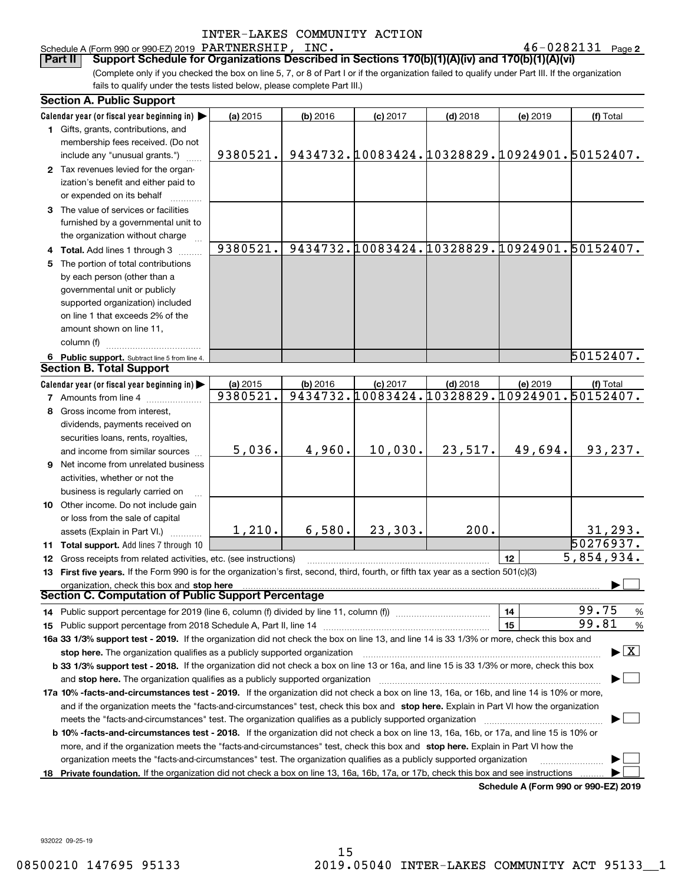INTER-LAKES COMMUNITY ACTION

Schedule A (Form 990 or 990-EZ) 2019 PARTNERSHIP, INC. 46-0282131 Page 2

**Part II** **Support Schedule for Organizations Described in Sections 170(b)(1)(A)(iv) and 170(b)(1)(A)(vi)**

(Complete only if you checked the box on line 5, 7, or 8 of Part I or if the organization failed to qualify under Part III. If the organization fails to qualify under the tests listed below, please complete Part III.)

### Section A. Public Support

| Calendar year (or fiscal year beginning in) | (a) 2015 | (b) 2016 | (c) 2017 | (d) 2018 | (e) 2019 | (f) Total |
|---|---|---|---|---|---|---|
| 1 Gifts, grants, contributions, and membership fees received. (Do not include any "unusual grants.") | 9380521. | 9434732. | 10083424. | 10328829. | 10924901. | 50152407. |
| 2 Tax revenues levied for the organization's benefit and either paid to or expended on its behalf | | | | | | |
| 3 The value of services or facilities furnished by a governmental unit to the organization without charge | | | | | | |
| 4 Total. Add lines 1 through 3 | 9380521. | 9434732. | 10083424. | 10328829. | 10924901. | 50152407. |
| 5 The portion of total contributions by each person (other than a governmental unit or publicly supported organization) included on line 1 that exceeds 2% of the amount shown on line 11, column (f) | | | | | | |
| 6 Public support. Subtract line 5 from line 4. | | | | | | 50152407. |

### Section B. Total Support

| Calendar year (or fiscal year beginning in) | (a) 2015 | (b) 2016 | (c) 2017 | (d) 2018 | (e) 2019 | (f) Total |
|---|---|---|---|---|---|---|
| 7 Amounts from line 4 | 9380521. | 9434732. | 10083424. | 10328829. | 10924901. | 50152407. |
| 8 Gross income from interest, dividends, payments received on securities loans, rents, royalties, and income from similar sources | 5,036. | 4,960. | 10,030. | 23,517. | 49,694. | 93,237. |
| 9 Net income from unrelated business activities, whether or not the business is regularly carried on | | | | | | |
| 10 Other income. Do not include gain or loss from the sale of capital assets (Explain in Part VI.) | 1,210. | 6,580. | 23,303. | 200. | | 31,293. |
| 11 Total support. Add lines 7 through 10 | | | | | | 50276937. |

12 Gross receipts from related activities, etc. (see instructions) — 12 — 5,854,934.

13 **First five years.** If the Form 990 is for the organization's first, second, third, fourth, or fifth tax year as a section 501(c)(3) organization, check this box and **stop here** ☐

### Section C. Computation of Public Support Percentage

14 Public support percentage for 2019 (line 6, column (f) divided by line 11, column (f)) — 14 — 99.75 %

15 Public support percentage from 2018 Schedule A, Part II, line 14 — 15 — 99.81 %

**16a 33 1/3% support test - 2019.** If the organization did not check the box on line 13, and line 14 is 33 1/3% or more, check this box and **stop here.** The organization qualifies as a publicly supported organization ☒

**b 33 1/3% support test - 2018.** If the organization did not check a box on line 13 or 16a, and line 15 is 33 1/3% or more, check this box and **stop here.** The organization qualifies as a publicly supported organization ☐

**17a 10% -facts-and-circumstances test - 2019.** If the organization did not check a box on line 13, 16a, or 16b, and line 14 is 10% or more, and if the organization meets the "facts-and-circumstances" test, check this box and **stop here.** Explain in Part VI how the organization meets the "facts-and-circumstances" test. The organization qualifies as a publicly supported organization ☐

**b 10% -facts-and-circumstances test - 2018.** If the organization did not check a box on line 13, 16a, 16b, or 17a, and line 15 is 10% or more, and if the organization meets the "facts-and-circumstances" test, check this box and **stop here.** Explain in Part VI how the organization meets the "facts-and-circumstances" test. The organization qualifies as a publicly supported organization ☐

**18 Private foundation.** If the organization did not check a box on line 13, 16a, 16b, 17a, or 17b, check this box and see instructions ☐

**Schedule A (Form 990 or 990-EZ) 2019**

932022 09-25-19

08500210 147695 95133 2019.05040 INTER-LAKES COMMUNITY ACT 95133__1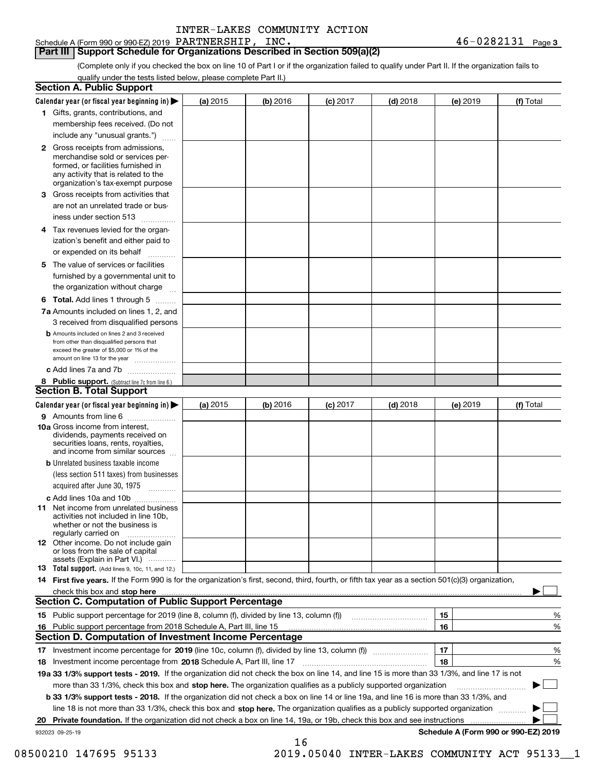INTER-LAKES COMMUNITY ACTION

Schedule A (Form 990 or 990-EZ) 2019 PARTNERSHIP, INC. 46-0282131 Page 3

## Part III | Support Schedule for Organizations Described in Section 509(a)(2)

(Complete only if you checked the box on line 10 of Part I or if the organization failed to qualify under Part II. If the organization fails to qualify under the tests listed below, please complete Part II.)

### Section A. Public Support

| Calendar year (or fiscal year beginning in) ▶ | (a) 2015 | (b) 2016 | (c) 2017 | (d) 2018 | (e) 2019 | (f) Total |
|---|---|---|---|---|---|---|
| **1** Gifts, grants, contributions, and membership fees received. (Do not include any "unusual grants.") | | | | | | |
| **2** Gross receipts from admissions, merchandise sold or services performed, or facilities furnished in any activity that is related to the organization's tax-exempt purpose | | | | | | |
| **3** Gross receipts from activities that are not an unrelated trade or business under section 513 | | | | | | |
| **4** Tax revenues levied for the organization's benefit and either paid to or expended on its behalf | | | | | | |
| **5** The value of services or facilities furnished by a governmental unit to the organization without charge | | | | | | |
| **6** **Total.** Add lines 1 through 5 | | | | | | |
| **7a** Amounts included on lines 1, 2, and 3 received from disqualified persons | | | | | | |
| **b** Amounts included on lines 2 and 3 received from other than disqualified persons that exceed the greater of $5,000 or 1% of the amount on line 13 for the year | | | | | | |
| **c** Add lines 7a and 7b | | | | | | |
| **8** **Public support.** (Subtract line 7c from line 6.) | | | | | | |

### Section B. Total Support

| Calendar year (or fiscal year beginning in) ▶ | (a) 2015 | (b) 2016 | (c) 2017 | (d) 2018 | (e) 2019 | (f) Total |
|---|---|---|---|---|---|---|
| **9** Amounts from line 6 | | | | | | |
| **10a** Gross income from interest, dividends, payments received on securities loans, rents, royalties, and income from similar sources | | | | | | |
| **b** Unrelated business taxable income (less section 511 taxes) from businesses acquired after June 30, 1975 | | | | | | |
| **c** Add lines 10a and 10b | | | | | | |
| **11** Net income from unrelated business activities not included in line 10b, whether or not the business is regularly carried on | | | | | | |
| **12** Other income. Do not include gain or loss from the sale of capital assets (Explain in Part VI.) | | | | | | |
| **13** **Total support.** (Add lines 9, 10c, 11, and 12.) | | | | | | |

**14** **First five years.** If the Form 990 is for the organization's first, second, third, fourth, or fifth tax year as a section 501(c)(3) organization, check this box and **stop here** ▶ ☐

### Section C. Computation of Public Support Percentage

| | | |
|---|---|---|
| **15** Public support percentage for 2019 (line 8, column (f), divided by line 13, column (f)) | 15 | % |
| **16** Public support percentage from 2018 Schedule A, Part III, line 15 | 16 | % |

### Section D. Computation of Investment Income Percentage

| | | |
|---|---|---|
| **17** Investment income percentage for **2019** (line 10c, column (f), divided by line 13, column (f)) | 17 | % |
| **18** Investment income percentage from **2018** Schedule A, Part III, line 17 | 18 | % |

**19a 33 1/3% support tests - 2019.** If the organization did not check the box on line 14, and line 15 is more than 33 1/3%, and line 17 is not more than 33 1/3%, check this box and **stop here.** The organization qualifies as a publicly supported organization ▶ ☐

**b 33 1/3% support tests - 2018.** If the organization did not check a box on line 14 or line 19a, and line 16 is more than 33 1/3%, and line 18 is not more than 33 1/3%, check this box and **stop here.** The organization qualifies as a publicly supported organization ▶ ☐

**20** **Private foundation.** If the organization did not check a box on line 14, 19a, or 19b, check this box and see instructions ▶ ☐

932023 09-25-19 **Schedule A (Form 990 or 990-EZ) 2019**

08500210 147695 95133 2019.05040 INTER-LAKES COMMUNITY ACT 95133__1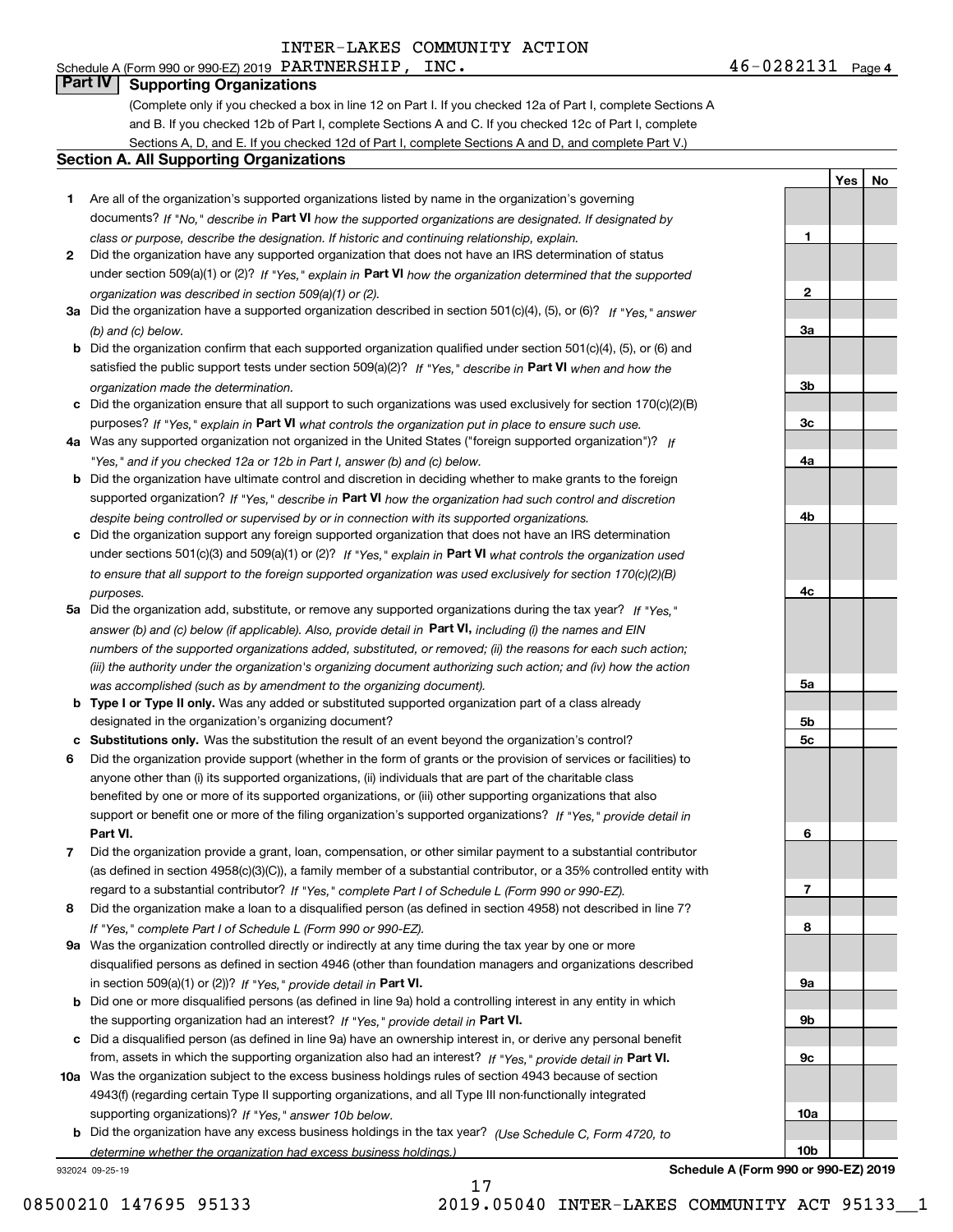INTER-LAKES COMMUNITY ACTION

Schedule A (Form 990 or 990-EZ) 2019 PARTNERSHIP, INC. 46-0282131 Page 4

## Part IV Supporting Organizations

(Complete only if you checked a box in line 12 on Part I. If you checked 12a of Part I, complete Sections A and B. If you checked 12b of Part I, complete Sections A and C. If you checked 12c of Part I, complete Sections A, D, and E. If you checked 12d of Part I, complete Sections A and D, and complete Part V.)

### Section A. All Supporting Organizations

| | | | Yes | No |
|---|---|---|---|---|
| **1** | Are all of the organization's supported organizations listed by name in the organization's governing documents? *If "No," describe in* **Part VI** *how the supported organizations are designated. If designated by class or purpose, describe the designation. If historic and continuing relationship, explain.* | **1** | | |
| **2** | Did the organization have any supported organization that does not have an IRS determination of status under section 509(a)(1) or (2)? *If "Yes," explain in* **Part VI** *how the organization determined that the supported organization was described in section 509(a)(1) or (2).* | **2** | | |
| **3a** | Did the organization have a supported organization described in section 501(c)(4), (5), or (6)? *If "Yes," answer (b) and (c) below.* | **3a** | | |
| **b** | Did the organization confirm that each supported organization qualified under section 501(c)(4), (5), or (6) and satisfied the public support tests under section 509(a)(2)? *If "Yes," describe in* **Part VI** *when and how the organization made the determination.* | **3b** | | |
| **c** | Did the organization ensure that all support to such organizations was used exclusively for section 170(c)(2)(B) purposes? *If "Yes," explain in* **Part VI** *what controls the organization put in place to ensure such use.* | **3c** | | |
| **4a** | Was any supported organization not organized in the United States ("foreign supported organization")? *If "Yes," and if you checked 12a or 12b in Part I, answer (b) and (c) below.* | **4a** | | |
| **b** | Did the organization have ultimate control and discretion in deciding whether to make grants to the foreign supported organization? *If "Yes," describe in* **Part VI** *how the organization had such control and discretion despite being controlled or supervised by or in connection with its supported organizations.* | **4b** | | |
| **c** | Did the organization support any foreign supported organization that does not have an IRS determination under sections 501(c)(3) and 509(a)(1) or (2)? *If "Yes," explain in* **Part VI** *what controls the organization used to ensure that all support to the foreign supported organization was used exclusively for section 170(c)(2)(B) purposes.* | **4c** | | |
| **5a** | Did the organization add, substitute, or remove any supported organizations during the tax year? *If "Yes," answer (b) and (c) below (if applicable). Also, provide detail in* **Part VI,** *including (i) the names and EIN numbers of the supported organizations added, substituted, or removed; (ii) the reasons for each such action; (iii) the authority under the organization's organizing document authorizing such action; and (iv) how the action was accomplished (such as by amendment to the organizing document).* | **5a** | | |
| **b** | **Type I or Type II only.** Was any added or substituted supported organization part of a class already designated in the organization's organizing document? | **5b** | | |
| **c** | **Substitutions only.** Was the substitution the result of an event beyond the organization's control? | **5c** | | |
| **6** | Did the organization provide support (whether in the form of grants or the provision of services or facilities) to anyone other than (i) its supported organizations, (ii) individuals that are part of the charitable class benefited by one or more of its supported organizations, or (iii) other supporting organizations that also support or benefit one or more of the filing organization's supported organizations? *If "Yes," provide detail in* **Part VI.** | **6** | | |
| **7** | Did the organization provide a grant, loan, compensation, or other similar payment to a substantial contributor (as defined in section 4958(c)(3)(C)), a family member of a substantial contributor, or a 35% controlled entity with regard to a substantial contributor? *If "Yes," complete Part I of Schedule L (Form 990 or 990-EZ).* | **7** | | |
| **8** | Did the organization make a loan to a disqualified person (as defined in section 4958) not described in line 7? *If "Yes," complete Part I of Schedule L (Form 990 or 990-EZ).* | **8** | | |
| **9a** | Was the organization controlled directly or indirectly at any time during the tax year by one or more disqualified persons as defined in section 4946 (other than foundation managers and organizations described in section 509(a)(1) or (2))? *If "Yes," provide detail in* **Part VI.** | **9a** | | |
| **b** | Did one or more disqualified persons (as defined in line 9a) hold a controlling interest in any entity in which the supporting organization had an interest? *If "Yes," provide detail in* **Part VI.** | **9b** | | |
| **c** | Did a disqualified person (as defined in line 9a) have an ownership interest in, or derive any personal benefit from, assets in which the supporting organization also had an interest? *If "Yes," provide detail in* **Part VI.** | **9c** | | |
| **10a** | Was the organization subject to the excess business holdings rules of section 4943 because of section 4943(f) (regarding certain Type II supporting organizations, and all Type III non-functionally integrated supporting organizations)? *If "Yes," answer 10b below.* | **10a** | | |
| **b** | Did the organization have any excess business holdings in the tax year? *(Use Schedule C, Form 4720, to determine whether the organization had excess business holdings.)* | **10b** | | |

932024 09-25-19 **Schedule A (Form 990 or 990-EZ) 2019**

08500210 147695 95133 2019.05040 INTER-LAKES COMMUNITY ACT 95133__1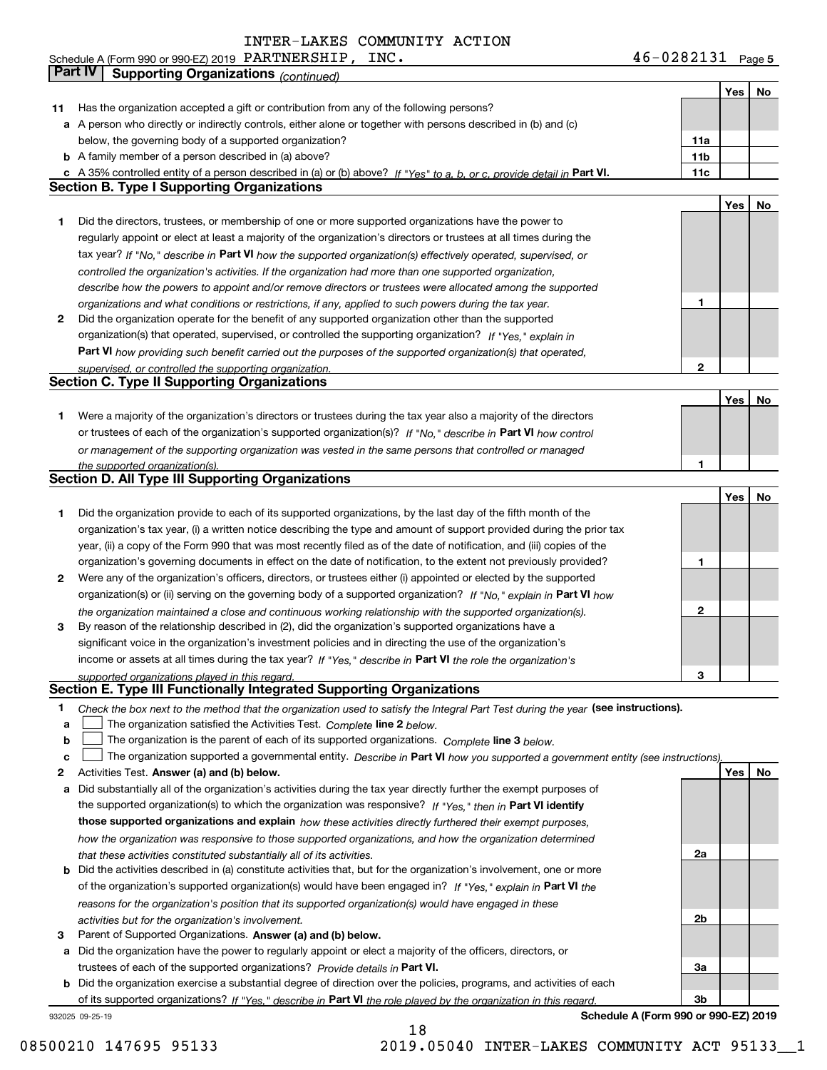INTER-LAKES COMMUNITY ACTION

Schedule A (Form 990 or 990-EZ) 2019 PARTNERSHIP, INC. 46-0282131 Page 5

## Part IV Supporting Organizations *(continued)*

| | | | Yes | No |
|---|---|---|---|---|
| **11** | Has the organization accepted a gift or contribution from any of the following persons? | | | |
| **a** | A person who directly or indirectly controls, either alone or together with persons described in (b) and (c) below, the governing body of a supported organization? | 11a | | |
| **b** | A family member of a person described in (a) above? | 11b | | |
| **c** | A 35% controlled entity of a person described in (a) or (b) above? *If "Yes" to a, b, or c, provide detail in* **Part VI.** | 11c | | |

### Section B. Type I Supporting Organizations

| | | | Yes | No |
|---|---|---|---|---|
| **1** | Did the directors, trustees, or membership of one or more supported organizations have the power to regularly appoint or elect at least a majority of the organization's directors or trustees at all times during the tax year? *If "No," describe in* **Part VI** *how the supported organization(s) effectively operated, supervised, or controlled the organization's activities. If the organization had more than one supported organization, describe how the powers to appoint and/or remove directors or trustees were allocated among the supported organizations and what conditions or restrictions, if any, applied to such powers during the tax year.* | 1 | | |
| **2** | Did the organization operate for the benefit of any supported organization other than the supported organization(s) that operated, supervised, or controlled the supporting organization? *If "Yes," explain in* **Part VI** *how providing such benefit carried out the purposes of the supported organization(s) that operated, supervised, or controlled the supporting organization.* | 2 | | |

### Section C. Type II Supporting Organizations

| | | | Yes | No |
|---|---|---|---|---|
| **1** | Were a majority of the organization's directors or trustees during the tax year also a majority of the directors or trustees of each of the organization's supported organization(s)? *If "No," describe in* **Part VI** *how control or management of the supporting organization was vested in the same persons that controlled or managed the supported organization(s).* | 1 | | |

### Section D. All Type III Supporting Organizations

| | | | Yes | No |
|---|---|---|---|---|
| **1** | Did the organization provide to each of its supported organizations, by the last day of the fifth month of the organization's tax year, (i) a written notice describing the type and amount of support provided during the prior tax year, (ii) a copy of the Form 990 that was most recently filed as of the date of notification, and (iii) copies of the organization's governing documents in effect on the date of notification, to the extent not previously provided? | 1 | | |
| **2** | Were any of the organization's officers, directors, or trustees either (i) appointed or elected by the supported organization(s) or (ii) serving on the governing body of a supported organization? *If "No," explain in* **Part VI** *how the organization maintained a close and continuous working relationship with the supported organization(s).* | 2 | | |
| **3** | By reason of the relationship described in (2), did the organization's supported organizations have a significant voice in the organization's investment policies and in directing the use of the organization's income or assets at all times during the tax year? *If "Yes," describe in* **Part VI** *the role the organization's supported organizations played in this regard.* | 3 | | |

### Section E. Type III Functionally Integrated Supporting Organizations

**1** *Check the box next to the method that the organization used to satisfy the Integral Part Test during the year* **(see instructions).**

- **a** ☐ The organization satisfied the Activities Test. *Complete* **line 2** *below.*
- **b** ☐ The organization is the parent of each of its supported organizations. *Complete* **line 3** *below.*
- **c** ☐ The organization supported a governmental entity. *Describe in* **Part VI** *how you supported a government entity (see instructions).*

| | | | Yes | No |
|---|---|---|---|---|
| **2** | Activities Test. **Answer (a) and (b) below.** | | | |
| **a** | Did substantially all of the organization's activities during the tax year directly further the exempt purposes of the supported organization(s) to which the organization was responsive? *If "Yes," then in* **Part VI identify those supported organizations and explain** *how these activities directly furthered their exempt purposes, how the organization was responsive to those supported organizations, and how the organization determined that these activities constituted substantially all of its activities.* | 2a | | |
| **b** | Did the activities described in (a) constitute activities that, but for the organization's involvement, one or more of the organization's supported organization(s) would have been engaged in? *If "Yes," explain in* **Part VI** *the reasons for the organization's position that its supported organization(s) would have engaged in these activities but for the organization's involvement.* | 2b | | |
| **3** | Parent of Supported Organizations. **Answer (a) and (b) below.** | | | |
| **a** | Did the organization have the power to regularly appoint or elect a majority of the officers, directors, or trustees of each of the supported organizations? *Provide details in* **Part VI.** | 3a | | |
| **b** | Did the organization exercise a substantial degree of direction over the policies, programs, and activities of each of its supported organizations? *If "Yes," describe in* **Part VI** *the role played by the organization in this regard.* | 3b | | |

932025 09-25-19 **Schedule A (Form 990 or 990-EZ) 2019**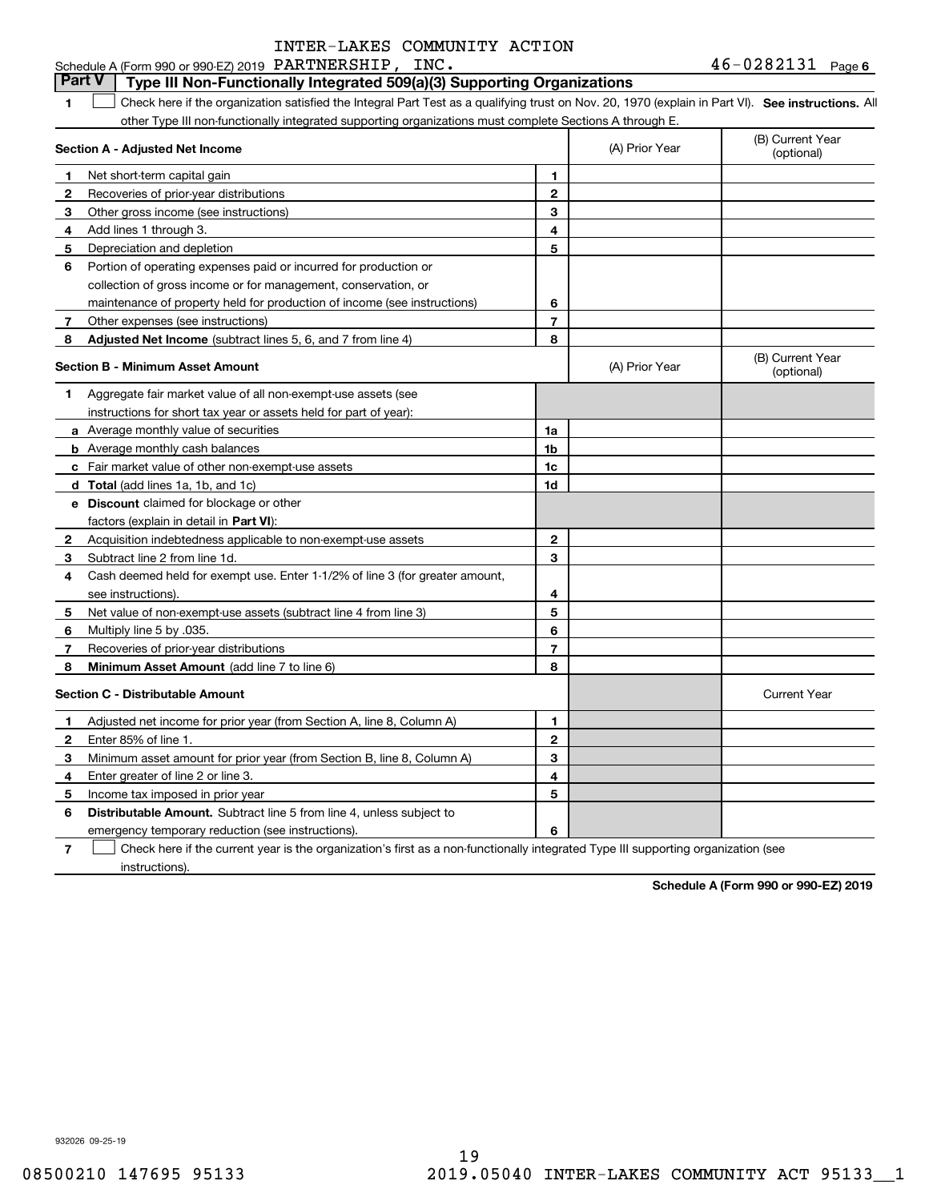INTER-LAKES COMMUNITY ACTION

Schedule A (Form 990 or 990-EZ) 2019 PARTNERSHIP, INC. 46-0282131 Page 6

## Part V | Type III Non-Functionally Integrated 509(a)(3) Supporting Organizations

**1** ☐ Check here if the organization satisfied the Integral Part Test as a qualifying trust on Nov. 20, 1970 (explain in Part VI). **See instructions.** All other Type III non-functionally integrated supporting organizations must complete Sections A through E.

| | **Section A - Adjusted Net Income** | | (A) Prior Year | (B) Current Year (optional) |
|---|---|---|---|---|
| 1 | Net short-term capital gain | 1 | | |
| 2 | Recoveries of prior-year distributions | 2 | | |
| 3 | Other gross income (see instructions) | 3 | | |
| 4 | Add lines 1 through 3. | 4 | | |
| 5 | Depreciation and depletion | 5 | | |
| 6 | Portion of operating expenses paid or incurred for production or collection of gross income or for management, conservation, or maintenance of property held for production of income (see instructions) | 6 | | |
| 7 | Other expenses (see instructions) | 7 | | |
| 8 | **Adjusted Net Income** (subtract lines 5, 6, and 7 from line 4) | 8 | | |

| | **Section B - Minimum Asset Amount** | | (A) Prior Year | (B) Current Year (optional) |
|---|---|---|---|---|
| 1 | Aggregate fair market value of all non-exempt-use assets (see instructions for short tax year or assets held for part of year): | | | |
| a | Average monthly value of securities | 1a | | |
| b | Average monthly cash balances | 1b | | |
| c | Fair market value of other non-exempt-use assets | 1c | | |
| d | **Total** (add lines 1a, 1b, and 1c) | 1d | | |
| e | **Discount** claimed for blockage or other factors (explain in detail in **Part VI**): | | | |
| 2 | Acquisition indebtedness applicable to non-exempt-use assets | 2 | | |
| 3 | Subtract line 2 from line 1d. | 3 | | |
| 4 | Cash deemed held for exempt use. Enter 1-1/2% of line 3 (for greater amount, see instructions). | 4 | | |
| 5 | Net value of non-exempt-use assets (subtract line 4 from line 3) | 5 | | |
| 6 | Multiply line 5 by .035. | 6 | | |
| 7 | Recoveries of prior-year distributions | 7 | | |
| 8 | **Minimum Asset Amount** (add line 7 to line 6) | 8 | | |

| | **Section C - Distributable Amount** | | | Current Year |
|---|---|---|---|---|
| 1 | Adjusted net income for prior year (from Section A, line 8, Column A) | 1 | | |
| 2 | Enter 85% of line 1. | 2 | | |
| 3 | Minimum asset amount for prior year (from Section B, line 8, Column A) | 3 | | |
| 4 | Enter greater of line 2 or line 3. | 4 | | |
| 5 | Income tax imposed in prior year | 5 | | |
| 6 | **Distributable Amount.** Subtract line 5 from line 4, unless subject to emergency temporary reduction (see instructions). | 6 | | |

**7** ☐ Check here if the current year is the organization's first as a non-functionally integrated Type III supporting organization (see instructions).

**Schedule A (Form 990 or 990-EZ) 2019**

932026 09-25-19

08500210 147695 95133 2019.05040 INTER-LAKES COMMUNITY ACT 95133__1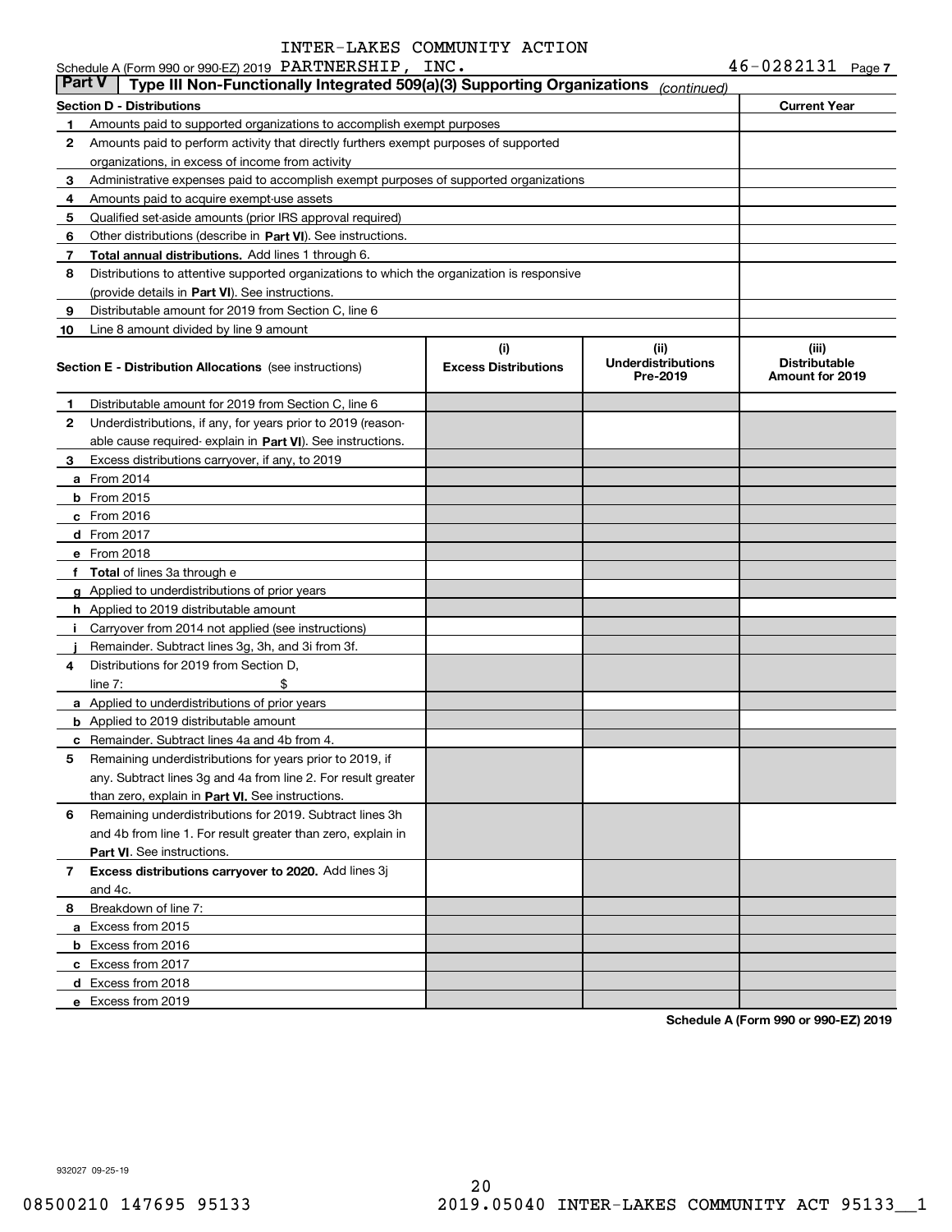INTER-LAKES COMMUNITY ACTION

Schedule A (Form 990 or 990-EZ) 2019 PARTNERSHIP, INC. 46-0282131 Page 7

**Part V | Type III Non-Functionally Integrated 509(a)(3) Supporting Organizations** *(continued)*

| **Section D - Distributions** | | **Current Year** |
|---|---|---|
| 1 | Amounts paid to supported organizations to accomplish exempt purposes | |
| 2 | Amounts paid to perform activity that directly furthers exempt purposes of supported organizations, in excess of income from activity | |
| 3 | Administrative expenses paid to accomplish exempt purposes of supported organizations | |
| 4 | Amounts paid to acquire exempt-use assets | |
| 5 | Qualified set-aside amounts (prior IRS approval required) | |
| 6 | Other distributions (describe in **Part VI**). See instructions. | |
| 7 | **Total annual distributions.** Add lines 1 through 6. | |
| 8 | Distributions to attentive supported organizations to which the organization is responsive (provide details in **Part VI**). See instructions. | |
| 9 | Distributable amount for 2019 from Section C, line 6 | |
| 10 | Line 8 amount divided by line 9 amount | |

| | **Section E - Distribution Allocations** (see instructions) | **(i) Excess Distributions** | **(ii) Underdistributions Pre-2019** | **(iii) Distributable Amount for 2019** |
|---|---|---|---|---|
| 1 | Distributable amount for 2019 from Section C, line 6 | | | |
| 2 | Underdistributions, if any, for years prior to 2019 (reasonable cause required- explain in **Part VI**). See instructions. | | | |
| 3 | Excess distributions carryover, if any, to 2019 | | | |
| a | From 2014 | | | |
| b | From 2015 | | | |
| c | From 2016 | | | |
| d | From 2017 | | | |
| e | From 2018 | | | |
| f | **Total** of lines 3a through e | | | |
| g | Applied to underdistributions of prior years | | | |
| h | Applied to 2019 distributable amount | | | |
| i | Carryover from 2014 not applied (see instructions) | | | |
| j | Remainder. Subtract lines 3g, 3h, and 3i from 3f. | | | |
| 4 | Distributions for 2019 from Section D, line 7: $ | | | |
| a | Applied to underdistributions of prior years | | | |
| b | Applied to 2019 distributable amount | | | |
| c | Remainder. Subtract lines 4a and 4b from 4. | | | |
| 5 | Remaining underdistributions for years prior to 2019, if any. Subtract lines 3g and 4a from line 2. For result greater than zero, explain in **Part VI.** See instructions. | | | |
| 6 | Remaining underdistributions for 2019. Subtract lines 3h and 4b from line 1. For result greater than zero, explain in **Part VI**. See instructions. | | | |
| 7 | **Excess distributions carryover to 2020.** Add lines 3j and 4c. | | | |
| 8 | Breakdown of line 7: | | | |
| a | Excess from 2015 | | | |
| b | Excess from 2016 | | | |
| c | Excess from 2017 | | | |
| d | Excess from 2018 | | | |
| e | Excess from 2019 | | | |

**Schedule A (Form 990 or 990-EZ) 2019**

932027 09-25-19

08500210 147695 95133 2019.05040 INTER-LAKES COMMUNITY ACT 95133__1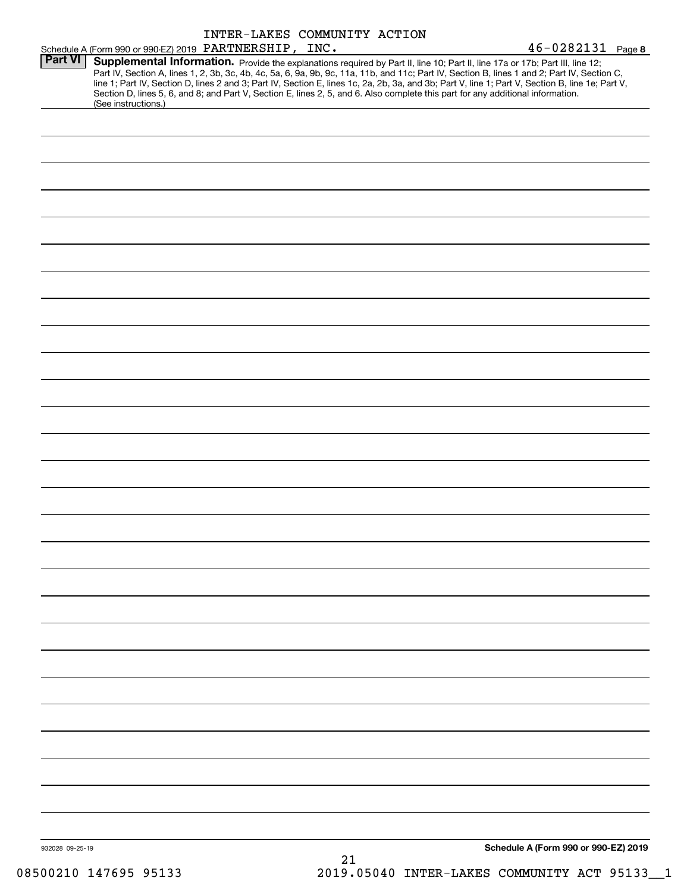INTER-LAKES COMMUNITY ACTION

Schedule A (Form 990 or 990-EZ) 2019 PARTNERSHIP, INC. 46-0282131 Page **8**

**Part VI** **Supplemental Information.** Provide the explanations required by Part II, line 10; Part II, line 17a or 17b; Part III, line 12; Part IV, Section A, lines 1, 2, 3b, 3c, 4b, 4c, 5a, 6, 9a, 9b, 9c, 11a, 11b, and 11c; Part IV, Section B, lines 1 and 2; Part IV, Section C, line 1; Part IV, Section D, lines 2 and 3; Part IV, Section E, lines 1c, 2a, 2b, 3a, and 3b; Part V, line 1; Part V, Section B, line 1e; Part V, Section D, lines 5, 6, and 8; and Part V, Section E, lines 2, 5, and 6. Also complete this part for any additional information. (See instructions.)

932028 09-25-19 **Schedule A (Form 990 or 990-EZ) 2019**

08500210 147695 95133 2019.05040 INTER-LAKES COMMUNITY ACT 95133__1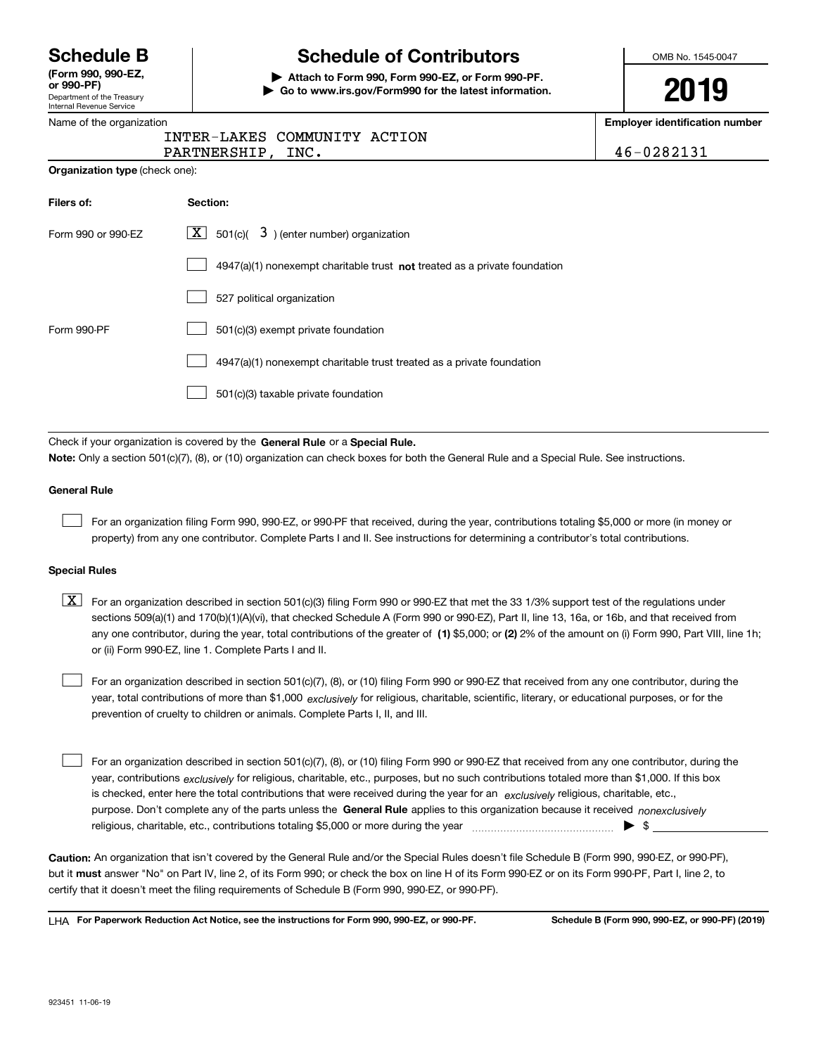# Schedule B

**(Form 990, 990-EZ, or 990-PF)**
Department of the Treasury
Internal Revenue Service

# Schedule of Contributors

**▶ Attach to Form 990, Form 990-EZ, or Form 990-PF.**
**▶ Go to www.irs.gov/Form990 for the latest information.**

OMB No. 1545-0047

**2019**

Name of the organization: INTER-LAKES COMMUNITY ACTION PARTNERSHIP, INC.

**Employer identification number**: 46-0282131

**Organization type** (check one):

| Filers of: | Section: |
|---|---|
| Form 990 or 990-EZ | [X] 501(c)( 3 ) (enter number) organization |
| | [ ] 4947(a)(1) nonexempt charitable trust **not** treated as a private foundation |
| | [ ] 527 political organization |
| Form 990-PF | [ ] 501(c)(3) exempt private foundation |
| | [ ] 4947(a)(1) nonexempt charitable trust treated as a private foundation |
| | [ ] 501(c)(3) taxable private foundation |

Check if your organization is covered by the **General Rule** or a **Special Rule.**

**Note:** Only a section 501(c)(7), (8), or (10) organization can check boxes for both the General Rule and a Special Rule. See instructions.

### General Rule

[ ] For an organization filing Form 990, 990-EZ, or 990-PF that received, during the year, contributions totaling $5,000 or more (in money or property) from any one contributor. Complete Parts I and II. See instructions for determining a contributor's total contributions.

### Special Rules

[X] For an organization described in section 501(c)(3) filing Form 990 or 990-EZ that met the 33 1/3% support test of the regulations under sections 509(a)(1) and 170(b)(1)(A)(vi), that checked Schedule A (Form 990 or 990-EZ), Part II, line 13, 16a, or 16b, and that received from any one contributor, during the year, total contributions of the greater of **(1)** $5,000; or **(2)** 2% of the amount on (i) Form 990, Part VIII, line 1h; or (ii) Form 990-EZ, line 1. Complete Parts I and II.

[ ] For an organization described in section 501(c)(7), (8), or (10) filing Form 990 or 990-EZ that received from any one contributor, during the year, total contributions of more than $1,000 *exclusively* for religious, charitable, scientific, literary, or educational purposes, or for the prevention of cruelty to children or animals. Complete Parts I, II, and III.

[ ] For an organization described in section 501(c)(7), (8), or (10) filing Form 990 or 990-EZ that received from any one contributor, during the year, contributions *exclusively* for religious, charitable, etc., purposes, but no such contributions totaled more than $1,000. If this box is checked, enter here the total contributions that were received during the year for an *exclusively* religious, charitable, etc., purpose. Don't complete any of the parts unless the **General Rule** applies to this organization because it received *nonexclusively* religious, charitable, etc., contributions totaling $5,000 or more during the year ▶ $ ____________

**Caution:** An organization that isn't covered by the General Rule and/or the Special Rules doesn't file Schedule B (Form 990, 990-EZ, or 990-PF), but it **must** answer "No" on Part IV, line 2, of its Form 990; or check the box on line H of its Form 990-EZ or on its Form 990-PF, Part I, line 2, to certify that it doesn't meet the filing requirements of Schedule B (Form 990, 990-EZ, or 990-PF).

LHA **For Paperwork Reduction Act Notice, see the instructions for Form 990, 990-EZ, or 990-PF.** **Schedule B (Form 990, 990-EZ, or 990-PF) (2019)**

923451 11-06-19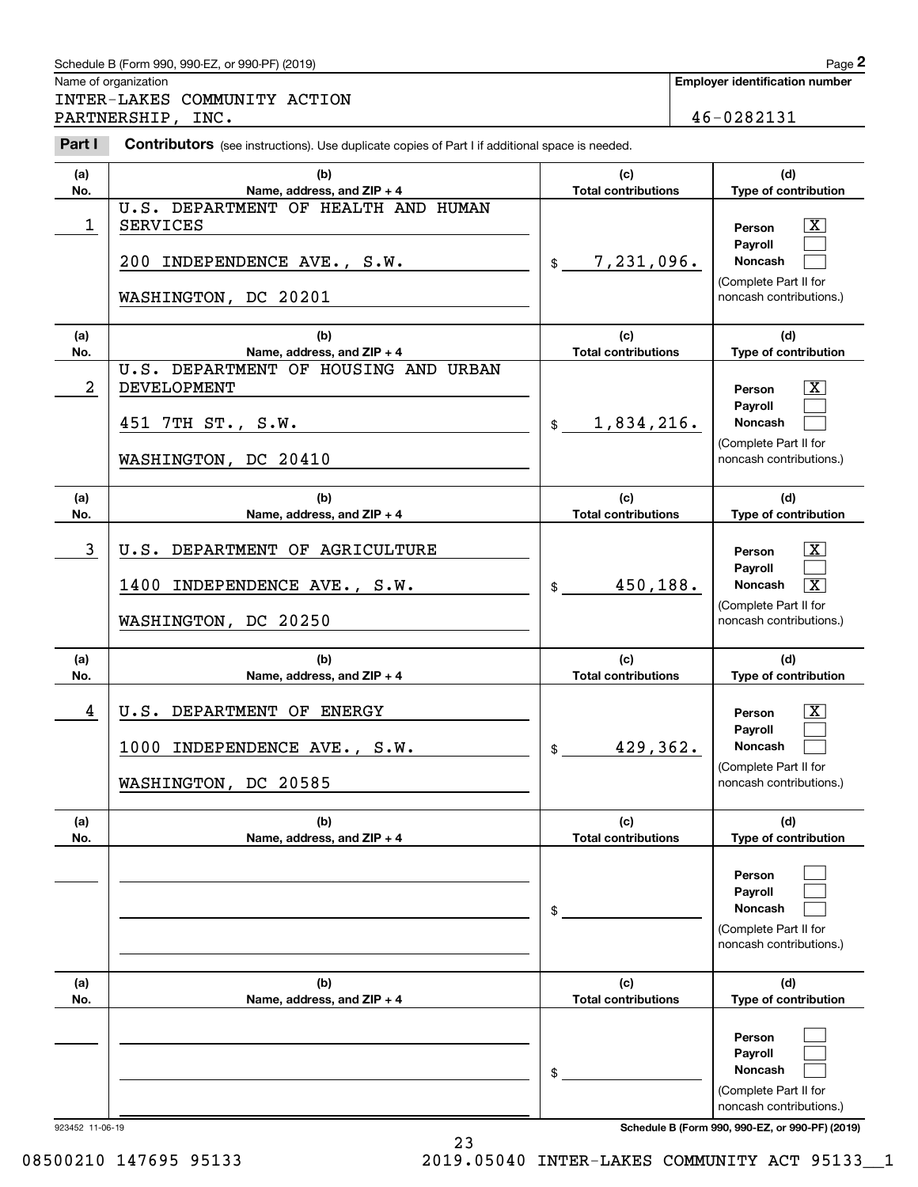Schedule B (Form 990, 990-EZ, or 990-PF) (2019)

Name of organization: INTER-LAKES COMMUNITY ACTION PARTNERSHIP, INC.

Employer identification number: 46-0282131

**Part I** **Contributors** (see instructions). Use duplicate copies of Part I if additional space is needed.

| (a) No. | (b) Name, address, and ZIP + 4 | (c) Total contributions | (d) Type of contribution |
|---|---|---|---|
| 1 | U.S. DEPARTMENT OF HEALTH AND HUMAN SERVICES<br>200 INDEPENDENCE AVE., S.W.<br>WASHINGTON, DC 20201 | $ 7,231,096. | Person [X]<br>Payroll [ ]<br>Noncash [ ]<br>(Complete Part II for noncash contributions.) |
| 2 | U.S. DEPARTMENT OF HOUSING AND URBAN DEVELOPMENT<br>451 7TH ST., S.W.<br>WASHINGTON, DC 20410 | $ 1,834,216. | Person [X]<br>Payroll [ ]<br>Noncash [ ]<br>(Complete Part II for noncash contributions.) |
| 3 | U.S. DEPARTMENT OF AGRICULTURE<br>1400 INDEPENDENCE AVE., S.W.<br>WASHINGTON, DC 20250 | $ 450,188. | Person [X]<br>Payroll [ ]<br>Noncash [X]<br>(Complete Part II for noncash contributions.) |
| 4 | U.S. DEPARTMENT OF ENERGY<br>1000 INDEPENDENCE AVE., S.W.<br>WASHINGTON, DC 20585 | $ 429,362. | Person [X]<br>Payroll [ ]<br>Noncash [ ]<br>(Complete Part II for noncash contributions.) |
| | | $ | Person [ ]<br>Payroll [ ]<br>Noncash [ ]<br>(Complete Part II for noncash contributions.) |
| | | $ | Person [ ]<br>Payroll [ ]<br>Noncash [ ]<br>(Complete Part II for noncash contributions.) |

923452 11-06-19

Schedule B (Form 990, 990-EZ, or 990-PF) (2019)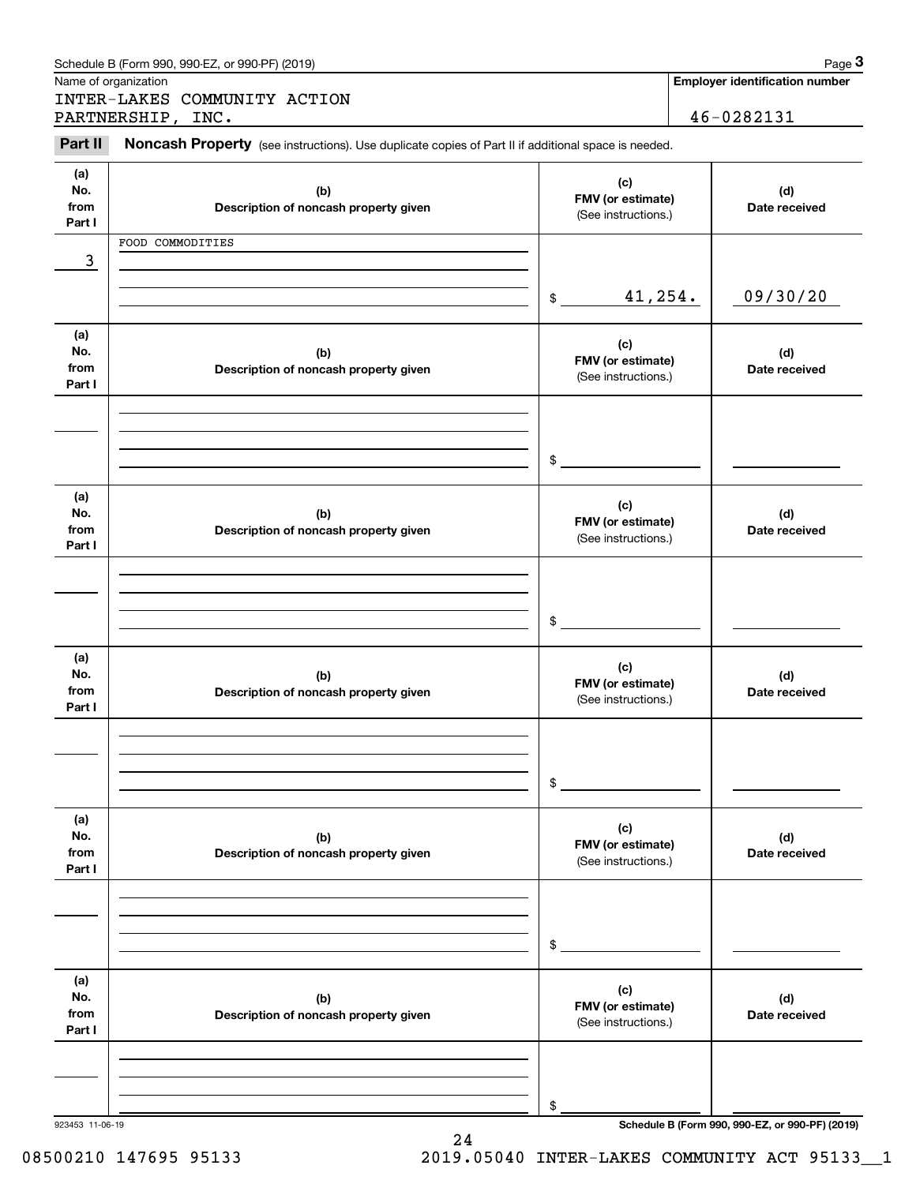Schedule B (Form 990, 990-EZ, or 990-PF) (2019)

Name of organization: INTER-LAKES COMMUNITY ACTION PARTNERSHIP, INC.

**Employer identification number:** 46-0282131

## Part II Noncash Property

(see instructions). Use duplicate copies of Part II if additional space is needed.

| (a) No. from Part I | (b) Description of noncash property given | (c) FMV (or estimate) (See instructions.) | (d) Date received |
|---|---|---|---|
| 3 | FOOD COMMODITIES | $ 41,254. | 09/30/20 |
| | | $ | |
| | | $ | |
| | | $ | |
| | | $ | |
| | | $ | |

923453 11-06-19

Schedule B (Form 990, 990-EZ, or 990-PF) (2019)

08500210 147695 95133 2019.05040 INTER-LAKES COMMUNITY ACT 95133__1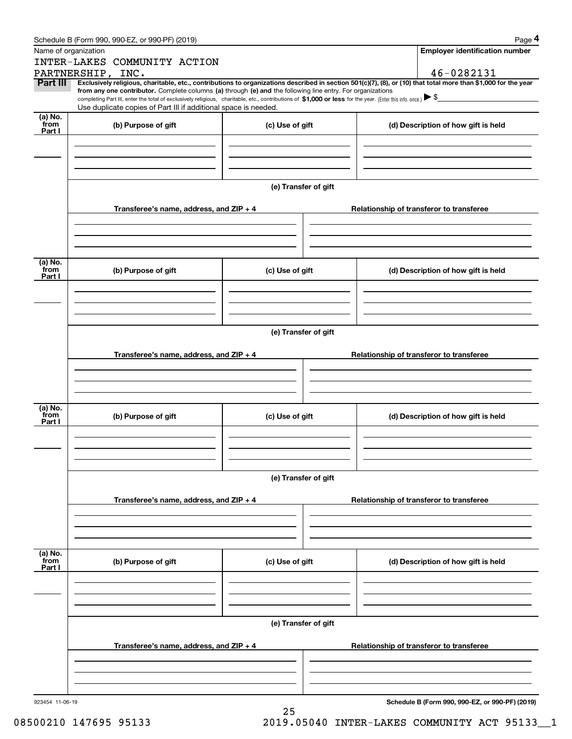Schedule B (Form 990, 990-EZ, or 990-PF) (2019)

Name of organization: INTER-LAKES COMMUNITY ACTION PARTNERSHIP, INC.

**Employer identification number:** 46-0282131

## Part III

**Exclusively religious, charitable, etc., contributions to organizations described in section 501(c)(7), (8), or (10) that total more than $1,000 for the year from any one contributor.** Complete columns **(a)** through **(e)** and the following line entry. For organizations completing Part III, enter the total of exclusively religious, charitable, etc., contributions of **$1,000 or less** for the year. (Enter this info. once.) ▶ $

Use duplicate copies of Part III if additional space is needed.

| (a) No. from Part I | (b) Purpose of gift | (c) Use of gift | (d) Description of how gift is held |
|---|---|---|---|
| | | | |

**(e) Transfer of gift**

| Transferee's name, address, and ZIP + 4 | Relationship of transferor to transferee |
|---|---|
| | |

| (a) No. from Part I | (b) Purpose of gift | (c) Use of gift | (d) Description of how gift is held |
|---|---|---|---|
| | | | |

**(e) Transfer of gift**

| Transferee's name, address, and ZIP + 4 | Relationship of transferor to transferee |
|---|---|
| | |

| (a) No. from Part I | (b) Purpose of gift | (c) Use of gift | (d) Description of how gift is held |
|---|---|---|---|
| | | | |

**(e) Transfer of gift**

| Transferee's name, address, and ZIP + 4 | Relationship of transferor to transferee |
|---|---|
| | |

| (a) No. from Part I | (b) Purpose of gift | (c) Use of gift | (d) Description of how gift is held |
|---|---|---|---|
| | | | |

**(e) Transfer of gift**

| Transferee's name, address, and ZIP + 4 | Relationship of transferor to transferee |
|---|---|
| | |

923454 11-06-19

**Schedule B (Form 990, 990-EZ, or 990-PF) (2019)**

08500210 147695 95133 2019.05040 INTER-LAKES COMMUNITY ACT 95133__1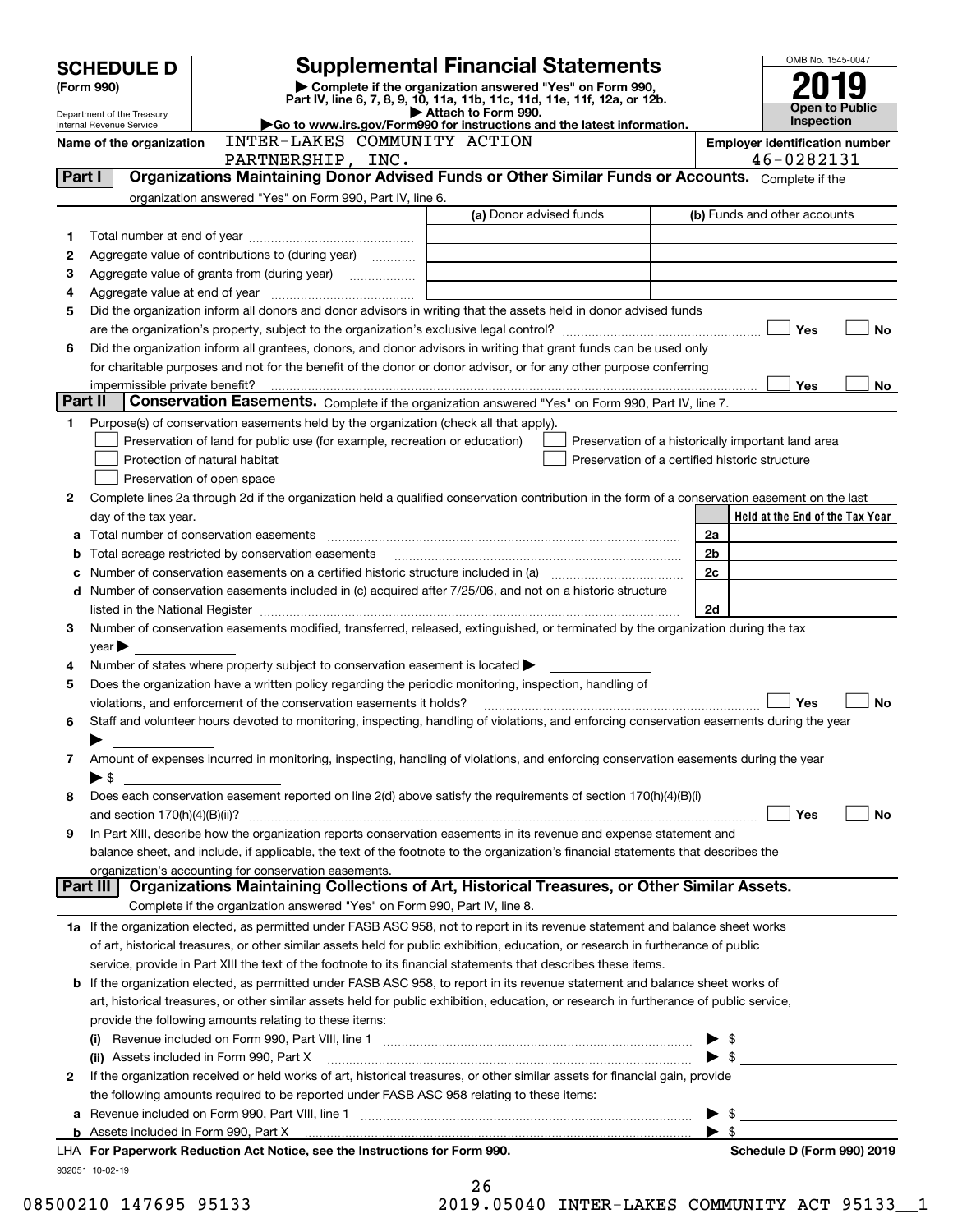# SCHEDULE D (Form 990)

Department of the Treasury
Internal Revenue Service

## Supplemental Financial Statements

▶ Complete if the organization answered "Yes" on Form 990, Part IV, line 6, 7, 8, 9, 10, 11a, 11b, 11c, 11d, 11e, 11f, 12a, or 12b.
▶ Attach to Form 990.
▶Go to www.irs.gov/Form990 for instructions and the latest information.

OMB No. 1545-0047

**2019**

**Open to Public Inspection**

Name of the organization: INTER-LAKES COMMUNITY ACTION PARTNERSHIP, INC.

Employer identification number: 46-0282131

## Part I — Organizations Maintaining Donor Advised Funds or Other Similar Funds or Accounts.
Complete if the organization answered "Yes" on Form 990, Part IV, line 6.

| | | (a) Donor advised funds | (b) Funds and other accounts |
|---|---|---|---|
| 1 | Total number at end of year | | |
| 2 | Aggregate value of contributions to (during year) | | |
| 3 | Aggregate value of grants from (during year) | | |
| 4 | Aggregate value at end of year | | |

5 Did the organization inform all donors and donor advisors in writing that the assets held in donor advised funds are the organization's property, subject to the organization's exclusive legal control? ☐ Yes ☐ No

6 Did the organization inform all grantees, donors, and donor advisors in writing that grant funds can be used only for charitable purposes and not for the benefit of the donor or donor advisor, or for any other purpose conferring impermissible private benefit? ☐ Yes ☐ No

## Part II — Conservation Easements.
Complete if the organization answered "Yes" on Form 990, Part IV, line 7.

1 Purpose(s) of conservation easements held by the organization (check all that apply).

☐ Preservation of land for public use (for example, recreation or education)
☐ Protection of natural habitat
☐ Preservation of open space
☐ Preservation of a historically important land area
☐ Preservation of a certified historic structure

2 Complete lines 2a through 2d if the organization held a qualified conservation contribution in the form of a conservation easement on the last day of the tax year.

| | | | Held at the End of the Tax Year |
|---|---|---|---|
| a | Total number of conservation easements | 2a | |
| b | Total acreage restricted by conservation easements | 2b | |
| c | Number of conservation easements on a certified historic structure included in (a) | 2c | |
| d | Number of conservation easements included in (c) acquired after 7/25/06, and not on a historic structure listed in the National Register | 2d | |

3 Number of conservation easements modified, transferred, released, extinguished, or terminated by the organization during the tax year ▶

4 Number of states where property subject to conservation easement is located ▶

5 Does the organization have a written policy regarding the periodic monitoring, inspection, handling of violations, and enforcement of the conservation easements it holds? ☐ Yes ☐ No

6 Staff and volunteer hours devoted to monitoring, inspecting, handling of violations, and enforcing conservation easements during the year ▶

7 Amount of expenses incurred in monitoring, inspecting, handling of violations, and enforcing conservation easements during the year ▶ $

8 Does each conservation easement reported on line 2(d) above satisfy the requirements of section 170(h)(4)(B)(i) and section 170(h)(4)(B)(ii)? ☐ Yes ☐ No

9 In Part XIII, describe how the organization reports conservation easements in its revenue and expense statement and balance sheet, and include, if applicable, the text of the footnote to the organization's financial statements that describes the organization's accounting for conservation easements.

## Part III — Organizations Maintaining Collections of Art, Historical Treasures, or Other Similar Assets.
Complete if the organization answered "Yes" on Form 990, Part IV, line 8.

1a If the organization elected, as permitted under FASB ASC 958, not to report in its revenue statement and balance sheet works of art, historical treasures, or other similar assets held for public exhibition, education, or research in furtherance of public service, provide in Part XIII the text of the footnote to its financial statements that describes these items.

b If the organization elected, as permitted under FASB ASC 958, to report in its revenue statement and balance sheet works of art, historical treasures, or other similar assets held for public exhibition, education, or research in furtherance of public service, provide the following amounts relating to these items:

(i) Revenue included on Form 990, Part VIII, line 1 ▶ $

(ii) Assets included in Form 990, Part X ▶ $

2 If the organization received or held works of art, historical treasures, or other similar assets for financial gain, provide the following amounts required to be reported under FASB ASC 958 relating to these items:

a Revenue included on Form 990, Part VIII, line 1 ▶ $

b Assets included in Form 990, Part X ▶ $

LHA For Paperwork Reduction Act Notice, see the Instructions for Form 990. Schedule D (Form 990) 2019

932051 10-02-19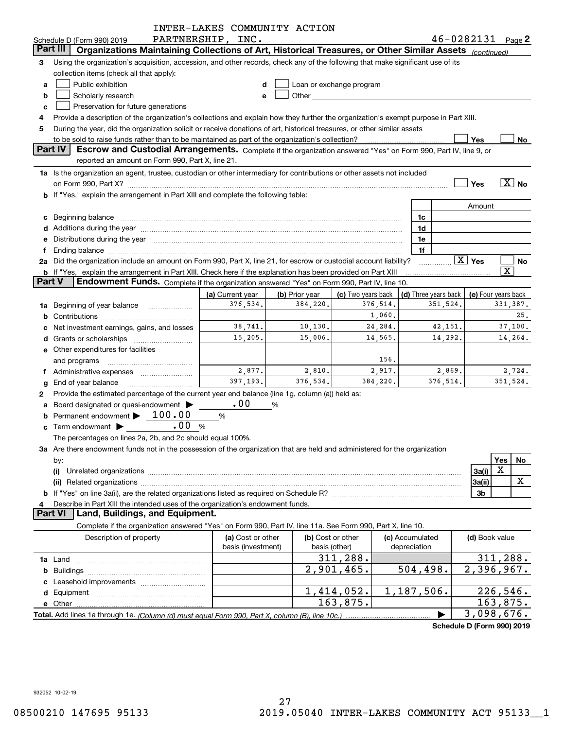Schedule D (Form 990) 2019 INTER-LAKES COMMUNITY ACTION PARTNERSHIP, INC. 46-0282131 Page 2

## Part III Organizations Maintaining Collections of Art, Historical Treasures, or Other Similar Assets *(continued)*

3 Using the organization's acquisition, accession, and other records, check any of the following that make significant use of its collection items (check all that apply):

- a ☐ Public exhibition
- b ☐ Scholarly research
- c ☐ Preservation for future generations
- d ☐ Loan or exchange program
- e ☐ Other

4 Provide a description of the organization's collections and explain how they further the organization's exempt purpose in Part XIII.

5 During the year, did the organization solicit or receive donations of art, historical treasures, or other similar assets to be sold to raise funds rather than to be maintained as part of the organization's collection? ☐ Yes ☐ No

## Part IV Escrow and Custodial Arrangements.

Complete if the organization answered "Yes" on Form 990, Part IV, line 9, or reported an amount on Form 990, Part X, line 21.

1a Is the organization an agent, trustee, custodian or other intermediary for contributions or other assets not included on Form 990, Part X? ☐ Yes ☒ No

b If "Yes," explain the arrangement in Part XIII and complete the following table:

| | | Amount |
|---|---|---|
| c Beginning balance | 1c | |
| d Additions during the year | 1d | |
| e Distributions during the year | 1e | |
| f Ending balance | 1f | |

2a Did the organization include an amount on Form 990, Part X, line 21, for escrow or custodial account liability? ☒ Yes ☐ No

b If "Yes," explain the arrangement in Part XIII. Check here if the explanation has been provided on Part XIII ☒

## Part V Endowment Funds.

Complete if the organization answered "Yes" on Form 990, Part IV, line 10.

| | (a) Current year | (b) Prior year | (c) Two years back | (d) Three years back | (e) Four years back |
|---|---|---|---|---|---|
| 1a Beginning of year balance | 376,534. | 384,220. | 376,514. | 351,524. | 331,387. |
| b Contributions | | | 1,060. | | 25. |
| c Net investment earnings, gains, and losses | 38,741. | 10,130. | 24,284. | 42,151. | 37,100. |
| d Grants or scholarships | 15,205. | 15,006. | 14,565. | 14,292. | 14,264. |
| e Other expenditures for facilities and programs | | | 156. | | |
| f Administrative expenses | 2,877. | 2,810. | 2,917. | 2,869. | 2,724. |
| g End of year balance | 397,193. | 376,534. | 384,220. | 376,514. | 351,524. |

2 Provide the estimated percentage of the current year end balance (line 1g, column (a)) held as:

- a Board designated or quasi-endowment ▶ .00 %
- b Permanent endowment ▶ 100.00 %
- c Term endowment ▶ .00 %

The percentages on lines 2a, 2b, and 2c should equal 100%.

3a Are there endowment funds not in the possession of the organization that are held and administered for the organization by:

| | | Yes | No |
|---|---|---|---|
| (i) Unrelated organizations | 3a(i) | X | |
| (ii) Related organizations | 3a(ii) | | X |
| b If "Yes" on line 3a(ii), are the related organizations listed as required on Schedule R? | 3b | | |

4 Describe in Part XIII the intended uses of the organization's endowment funds.

## Part VI Land, Buildings, and Equipment.

Complete if the organization answered "Yes" on Form 990, Part IV, line 11a. See Form 990, Part X, line 10.

| Description of property | (a) Cost or other basis (investment) | (b) Cost or other basis (other) | (c) Accumulated depreciation | (d) Book value |
|---|---|---|---|---|
| 1a Land | | 311,288. | | 311,288. |
| b Buildings | | 2,901,465. | 504,498. | 2,396,967. |
| c Leasehold improvements | | | | |
| d Equipment | | 1,414,052. | 1,187,506. | 226,546. |
| e Other | | 163,875. | | 163,875. |
| **Total.** Add lines 1a through 1e. *(Column (d) must equal Form 990, Part X, column (B), line 10c.)* | | | ▶ | 3,098,676. |

Schedule D (Form 990) 2019

932052 10-02-19

08500210 147695 95133 2019.05040 INTER-LAKES COMMUNITY ACT 95133__1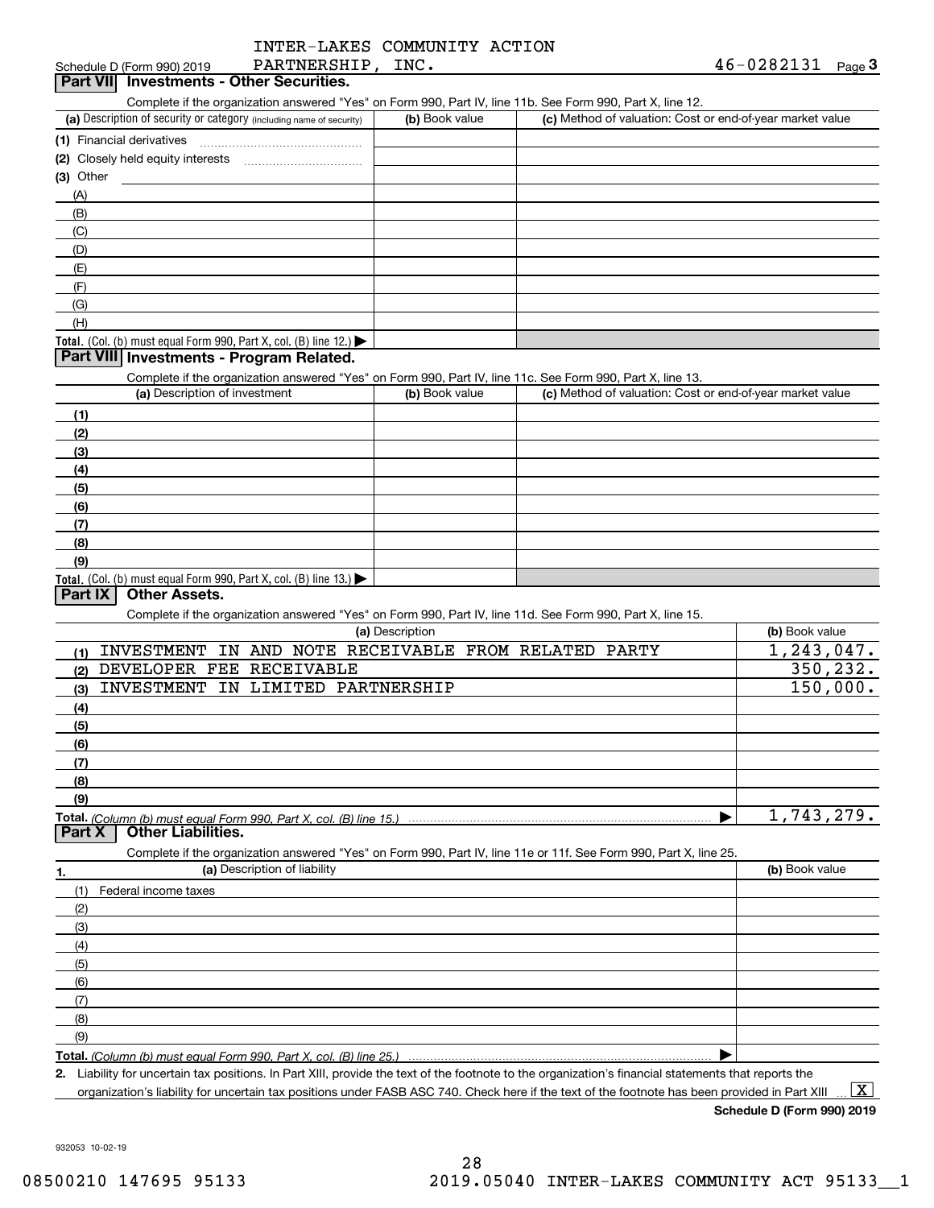Schedule D (Form 990) 2019 INTER-LAKES COMMUNITY ACTION PARTNERSHIP, INC. 46-0282131 Page 3

## Part VII Investments - Other Securities.

Complete if the organization answered "Yes" on Form 990, Part IV, line 11b. See Form 990, Part X, line 12.

| (a) Description of security or category (including name of security) | (b) Book value | (c) Method of valuation: Cost or end-of-year market value |
|---|---|---|
| (1) Financial derivatives | | |
| (2) Closely held equity interests | | |
| (3) Other | | |
| (A) | | |
| (B) | | |
| (C) | | |
| (D) | | |
| (E) | | |
| (F) | | |
| (G) | | |
| (H) | | |
| Total. (Col. (b) must equal Form 990, Part X, col. (B) line 12.) | | |

## Part VIII Investments - Program Related.

Complete if the organization answered "Yes" on Form 990, Part IV, line 11c. See Form 990, Part X, line 13.

| (a) Description of investment | (b) Book value | (c) Method of valuation: Cost or end-of-year market value |
|---|---|---|
| (1) | | |
| (2) | | |
| (3) | | |
| (4) | | |
| (5) | | |
| (6) | | |
| (7) | | |
| (8) | | |
| (9) | | |
| Total. (Col. (b) must equal Form 990, Part X, col. (B) line 13.) | | |

## Part IX Other Assets.

Complete if the organization answered "Yes" on Form 990, Part IV, line 11d. See Form 990, Part X, line 15.

| (a) Description | (b) Book value |
|---|---|
| (1) INVESTMENT IN AND NOTE RECEIVABLE FROM RELATED PARTY | 1,243,047. |
| (2) DEVELOPER FEE RECEIVABLE | 350,232. |
| (3) INVESTMENT IN LIMITED PARTNERSHIP | 150,000. |
| (4) | |
| (5) | |
| (6) | |
| (7) | |
| (8) | |
| (9) | |
| Total. (Column (b) must equal Form 990, Part X, col. (B) line 15.) | 1,743,279. |

## Part X Other Liabilities.

Complete if the organization answered "Yes" on Form 990, Part IV, line 11e or 11f. See Form 990, Part X, line 25.

| 1. (a) Description of liability | (b) Book value |
|---|---|
| (1) Federal income taxes | |
| (2) | |
| (3) | |
| (4) | |
| (5) | |
| (6) | |
| (7) | |
| (8) | |
| (9) | |
| Total. (Column (b) must equal Form 990, Part X, col. (B) line 25.) | |

2. Liability for uncertain tax positions. In Part XIII, provide the text of the footnote to the organization's financial statements that reports the organization's liability for uncertain tax positions under FASB ASC 740. Check here if the text of the footnote has been provided in Part XIII [X]

Schedule D (Form 990) 2019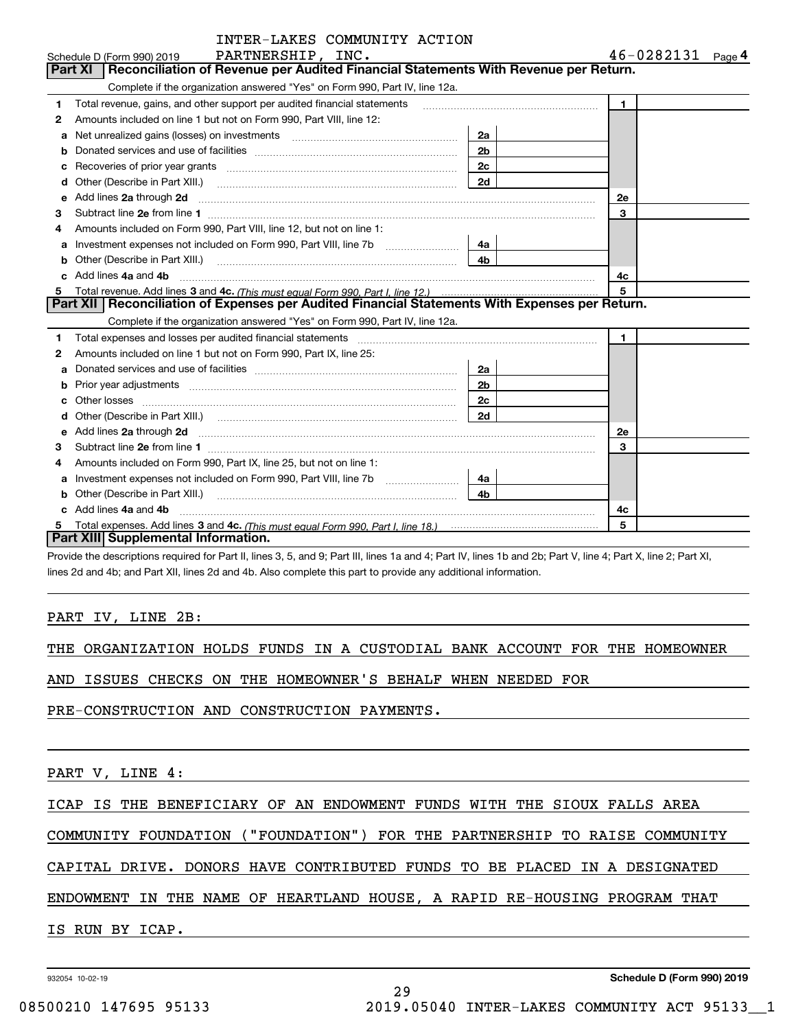INTER-LAKES COMMUNITY ACTION

Schedule D (Form 990) 2019 PARTNERSHIP, INC. 46-0282131 Page 4

## Part XI | Reconciliation of Revenue per Audited Financial Statements With Revenue per Return.

Complete if the organization answered "Yes" on Form 990, Part IV, line 12a.

| | | | | | |
|---|---|---|---|---|---|
| 1 | Total revenue, gains, and other support per audited financial statements | | | 1 | |
| 2 | Amounts included on line 1 but not on Form 990, Part VIII, line 12: | | | | |
| a | Net unrealized gains (losses) on investments | 2a | | | |
| b | Donated services and use of facilities | 2b | | | |
| c | Recoveries of prior year grants | 2c | | | |
| d | Other (Describe in Part XIII.) | 2d | | | |
| e | Add lines 2a through 2d | | | 2e | |
| 3 | Subtract line 2e from line 1 | | | 3 | |
| 4 | Amounts included on Form 990, Part VIII, line 12, but not on line 1: | | | | |
| a | Investment expenses not included on Form 990, Part VIII, line 7b | 4a | | | |
| b | Other (Describe in Part XIII.) | 4b | | | |
| c | Add lines 4a and 4b | | | 4c | |
| 5 | Total revenue. Add lines 3 and 4c. *(This must equal Form 990, Part I, line 12.)* | | | 5 | |

## Part XII | Reconciliation of Expenses per Audited Financial Statements With Expenses per Return.

Complete if the organization answered "Yes" on Form 990, Part IV, line 12a.

| | | | | | |
|---|---|---|---|---|---|
| 1 | Total expenses and losses per audited financial statements | | | 1 | |
| 2 | Amounts included on line 1 but not on Form 990, Part IX, line 25: | | | | |
| a | Donated services and use of facilities | 2a | | | |
| b | Prior year adjustments | 2b | | | |
| c | Other losses | 2c | | | |
| d | Other (Describe in Part XIII.) | 2d | | | |
| e | Add lines 2a through 2d | | | 2e | |
| 3 | Subtract line 2e from line 1 | | | 3 | |
| 4 | Amounts included on Form 990, Part IX, line 25, but not on line 1: | | | | |
| a | Investment expenses not included on Form 990, Part VIII, line 7b | 4a | | | |
| b | Other (Describe in Part XIII.) | 4b | | | |
| c | Add lines 4a and 4b | | | 4c | |
| 5 | Total expenses. Add lines 3 and 4c. *(This must equal Form 990, Part I, line 18.)* | | | 5 | |

## Part XIII | Supplemental Information.

Provide the descriptions required for Part II, lines 3, 5, and 9; Part III, lines 1a and 4; Part IV, lines 1b and 2b; Part V, line 4; Part X, line 2; Part XI, lines 2d and 4b; and Part XII, lines 2d and 4b. Also complete this part to provide any additional information.

PART IV, LINE 2B:

THE ORGANIZATION HOLDS FUNDS IN A CUSTODIAL BANK ACCOUNT FOR THE HOMEOWNER AND ISSUES CHECKS ON THE HOMEOWNER'S BEHALF WHEN NEEDED FOR PRE-CONSTRUCTION AND CONSTRUCTION PAYMENTS.

PART V, LINE 4:

ICAP IS THE BENEFICIARY OF AN ENDOWMENT FUNDS WITH THE SIOUX FALLS AREA COMMUNITY FOUNDATION ("FOUNDATION") FOR THE PARTNERSHIP TO RAISE COMMUNITY CAPITAL DRIVE. DONORS HAVE CONTRIBUTED FUNDS TO BE PLACED IN A DESIGNATED ENDOWMENT IN THE NAME OF HEARTLAND HOUSE, A RAPID RE-HOUSING PROGRAM THAT IS RUN BY ICAP.

932054 10-02-19 **Schedule D (Form 990) 2019**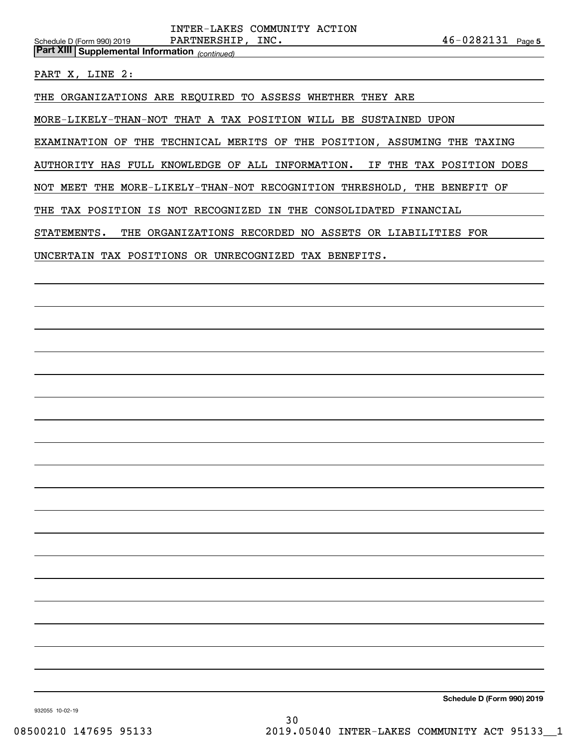INTER-LAKES COMMUNITY ACTION PARTNERSHIP, INC. 46-0282131

**Part XIII Supplemental Information** *(continued)*

PART X, LINE 2:

THE ORGANIZATIONS ARE REQUIRED TO ASSESS WHETHER THEY ARE MORE-LIKELY-THAN-NOT THAT A TAX POSITION WILL BE SUSTAINED UPON EXAMINATION OF THE TECHNICAL MERITS OF THE POSITION, ASSUMING THE TAXING AUTHORITY HAS FULL KNOWLEDGE OF ALL INFORMATION. IF THE TAX POSITION DOES NOT MEET THE MORE-LIKELY-THAN-NOT RECOGNITION THRESHOLD, THE BENEFIT OF THE TAX POSITION IS NOT RECOGNIZED IN THE CONSOLIDATED FINANCIAL STATEMENTS. THE ORGANIZATIONS RECORDED NO ASSETS OR LIABILITIES FOR UNCERTAIN TAX POSITIONS OR UNRECOGNIZED TAX BENEFITS.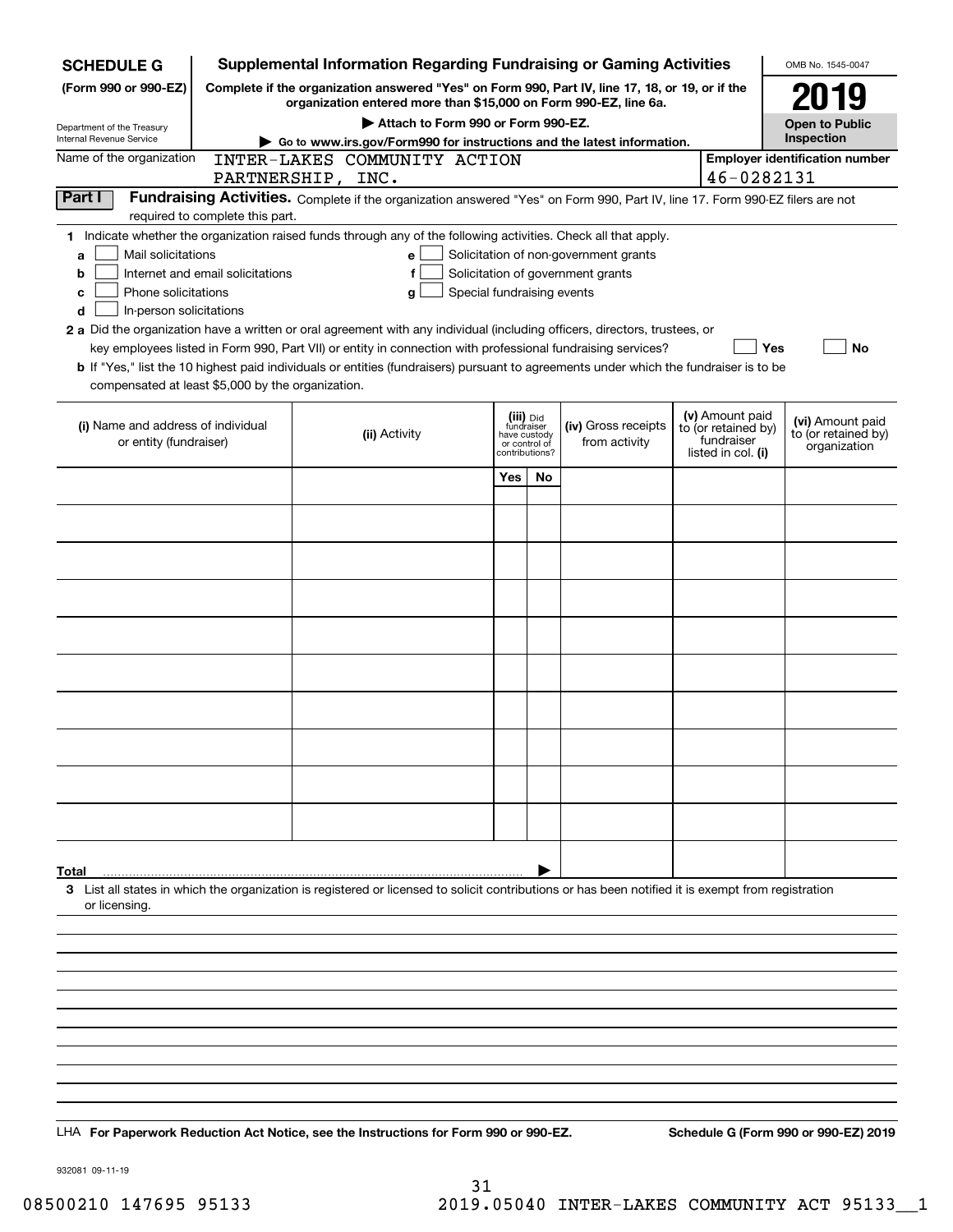**SCHEDULE G (Form 990 or 990-EZ)**

Department of the Treasury
Internal Revenue Service

# Supplemental Information Regarding Fundraising or Gaming Activities

**Complete if the organization answered "Yes" on Form 990, Part IV, line 17, 18, or 19, or if the organization entered more than $15,000 on Form 990-EZ, line 6a.**

**▶ Attach to Form 990 or Form 990-EZ.**

**▶ Go to www.irs.gov/Form990 for instructions and the latest information.**

OMB No. 1545-0047

**2019**

**Open to Public Inspection**

Name of the organization: INTER-LAKES COMMUNITY ACTION PARTNERSHIP, INC.

**Employer identification number:** 46-0282131

## Part I Fundraising Activities.

Complete if the organization answered "Yes" on Form 990, Part IV, line 17. Form 990-EZ filers are not required to complete this part.

**1** Indicate whether the organization raised funds through any of the following activities. Check all that apply.

- **a** ☐ Mail solicitations
- **b** ☐ Internet and email solicitations
- **c** ☐ Phone solicitations
- **d** ☐ In-person solicitations
- **e** ☐ Solicitation of non-government grants
- **f** ☐ Solicitation of government grants
- **g** ☐ Special fundraising events

**2 a** Did the organization have a written or oral agreement with any individual (including officers, directors, trustees, or key employees listed in Form 990, Part VII) or entity in connection with professional fundraising services? ☐ **Yes** ☐ **No**

**b** If "Yes," list the 10 highest paid individuals or entities (fundraisers) pursuant to agreements under which the fundraiser is to be compensated at least $5,000 by the organization.

| (i) Name and address of individual or entity (fundraiser) | (ii) Activity | (iii) Did fundraiser have custody or control of contributions? Yes | No | (iv) Gross receipts from activity | (v) Amount paid to (or retained by) fundraiser listed in col. (i) | (vi) Amount paid to (or retained by) organization |
|---|---|---|---|---|---|---|
| | | | | | | |
| | | | | | | |
| | | | | | | |
| | | | | | | |
| | | | | | | |
| | | | | | | |
| | | | | | | |
| | | | | | | |
| | | | | | | |
| | | | | | | |
| **Total** ▶ | | | | | | |

**3** List all states in which the organization is registered or licensed to solicit contributions or has been notified it is exempt from registration or licensing.

LHA **For Paperwork Reduction Act Notice, see the Instructions for Form 990 or 990-EZ.**

**Schedule G (Form 990 or 990-EZ) 2019**

932081 09-11-19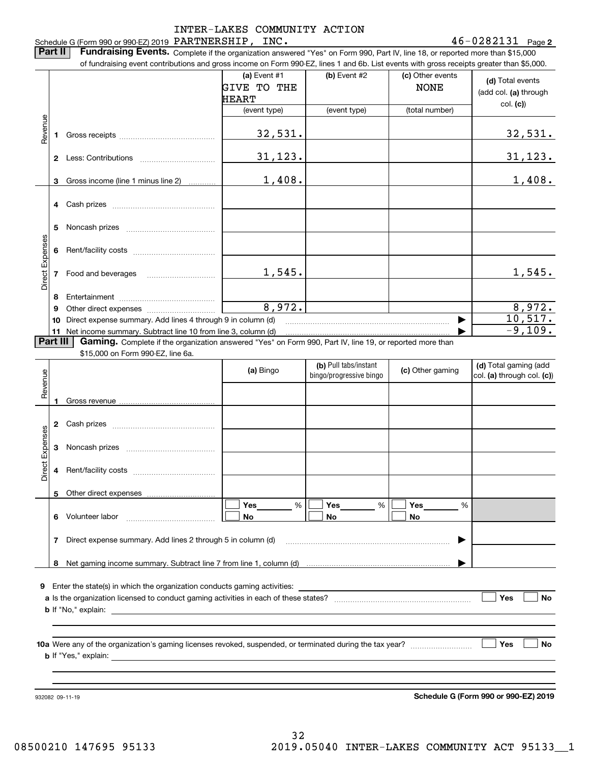Schedule G (Form 990 or 990-EZ) 2019 INTER-LAKES COMMUNITY ACTION PARTNERSHIP, INC. 46-0282131 Page **2**

**Part II** **Fundraising Events.** Complete if the organization answered "Yes" on Form 990, Part IV, line 18, or reported more than $15,000 of fundraising event contributions and gross income on Form 990-EZ, lines 1 and 6b. List events with gross receipts greater than $5,000.

| | | (a) Event #1 GIVE TO THE HEART (event type) | (b) Event #2 (event type) | (c) Other events NONE (total number) | (d) Total events (add col. (a) through col. (c)) |
|---|---|---|---|---|---|
| Revenue | 1 Gross receipts | 32,531. | | | 32,531. |
| | 2 Less: Contributions | 31,123. | | | 31,123. |
| | 3 Gross income (line 1 minus line 2) | 1,408. | | | 1,408. |
| Direct Expenses | 4 Cash prizes | | | | |
| | 5 Noncash prizes | | | | |
| | 6 Rent/facility costs | | | | |
| | 7 Food and beverages | 1,545. | | | 1,545. |
| | 8 Entertainment | | | | |
| | 9 Other direct expenses | 8,972. | | | 8,972. |
| | 10 Direct expense summary. Add lines 4 through 9 in column (d) | | | ▶ | 10,517. |
| | 11 Net income summary. Subtract line 10 from line 3, column (d) | | | ▶ | -9,109. |

**Part III** **Gaming.** Complete if the organization answered "Yes" on Form 990, Part IV, line 19, or reported more than $15,000 on Form 990-EZ, line 6a.

| | | (a) Bingo | (b) Pull tabs/instant bingo/progressive bingo | (c) Other gaming | (d) Total gaming (add col. (a) through col. (c)) |
|---|---|---|---|---|---|
| Revenue | 1 Gross revenue | | | | |
| Direct Expenses | 2 Cash prizes | | | | |
| | 3 Noncash prizes | | | | |
| | 4 Rent/facility costs | | | | |
| | 5 Other direct expenses | | | | |
| | 6 Volunteer labor | ☐ Yes ___ % ☐ No | ☐ Yes ___ % ☐ No | ☐ Yes ___ % ☐ No | |
| | 7 Direct expense summary. Add lines 2 through 5 in column (d) | | | ▶ | |
| | 8 Net gaming income summary. Subtract line 7 from line 1, column (d) | | | ▶ | |

**9** Enter the state(s) in which the organization conducts gaming activities: ____________

**a** Is the organization licensed to conduct gaming activities in each of these states? ☐ Yes ☐ No

**b** If "No," explain: ____________

**10a** Were any of the organization's gaming licenses revoked, suspended, or terminated during the tax year? ☐ Yes ☐ No

**b** If "Yes," explain: ____________

932082 09-11-19

**Schedule G (Form 990 or 990-EZ) 2019**

08500210 147695 95133 2019.05040 INTER-LAKES COMMUNITY ACT 95133__1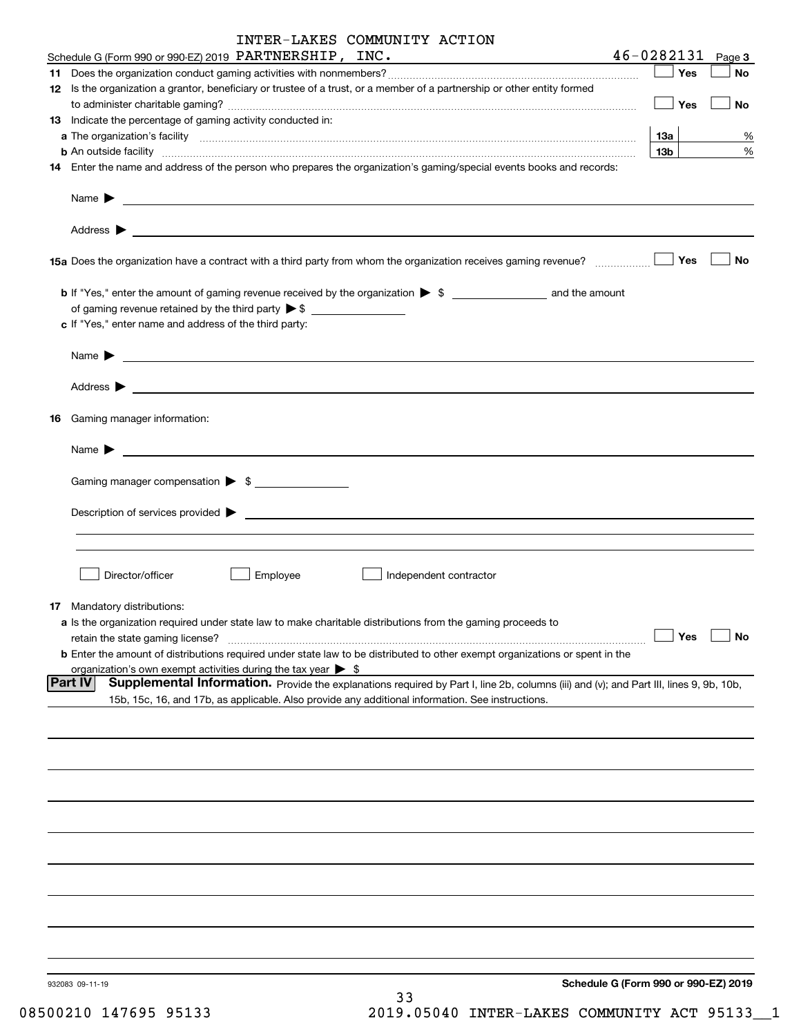INTER-LAKES COMMUNITY ACTION

Schedule G (Form 990 or 990-EZ) 2019 PARTNERSHIP, INC. 46-0282131 Page 3

**11** Does the organization conduct gaming activities with nonmembers? ☐ Yes ☐ No

**12** Is the organization a grantor, beneficiary or trustee of a trust, or a member of a partnership or other entity formed to administer charitable gaming? ☐ Yes ☐ No

**13** Indicate the percentage of gaming activity conducted in:

**a** The organization's facility **13a** %

**b** An outside facility **13b** %

**14** Enter the name and address of the person who prepares the organization's gaming/special events books and records:

Name ▶

Address ▶

**15a** Does the organization have a contract with a third party from whom the organization receives gaming revenue? ☐ Yes ☐ No

**b** If "Yes," enter the amount of gaming revenue received by the organization ▶ $ ______ and the amount of gaming revenue retained by the third party ▶ $ ______

**c** If "Yes," enter name and address of the third party:

Name ▶

Address ▶

**16** Gaming manager information:

Name ▶

Gaming manager compensation ▶ $

Description of services provided ▶

☐ Director/officer ☐ Employee ☐ Independent contractor

**17** Mandatory distributions:

**a** Is the organization required under state law to make charitable distributions from the gaming proceeds to retain the state gaming license? ☐ Yes ☐ No

**b** Enter the amount of distributions required under state law to be distributed to other exempt organizations or spent in the organization's own exempt activities during the tax year ▶ $

**Part IV** **Supplemental Information.** Provide the explanations required by Part I, line 2b, columns (iii) and (v); and Part III, lines 9, 9b, 10b, 15b, 15c, 16, and 17b, as applicable. Also provide any additional information. See instructions.

932083 09-11-19

**Schedule G (Form 990 or 990-EZ) 2019**

08500210 147695 95133 2019.05040 INTER-LAKES COMMUNITY ACT 95133__1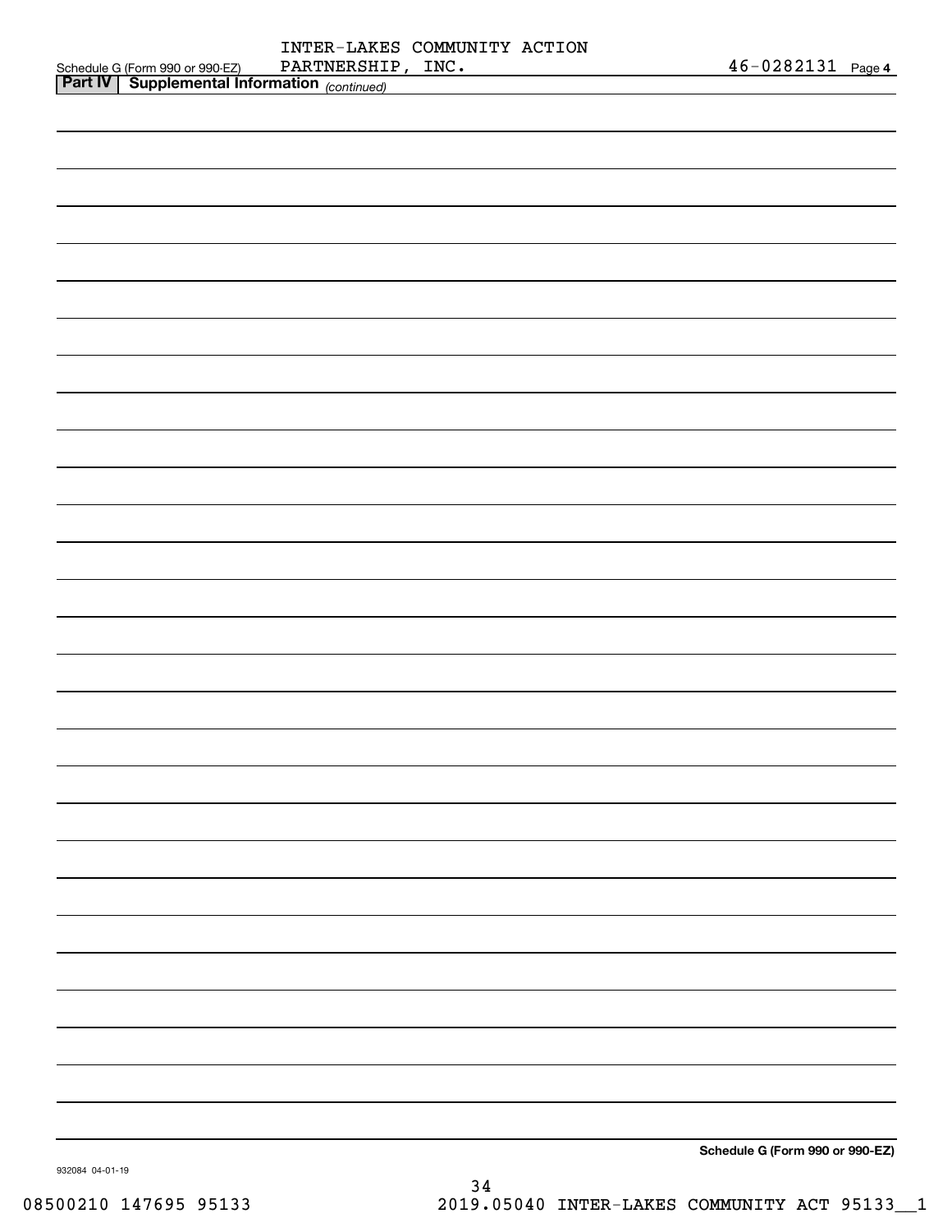Schedule G (Form 990 or 990-EZ) INTER-LAKES COMMUNITY ACTION PARTNERSHIP, INC. 46-0282131 Page **4**

**Part IV | Supplemental Information** *(continued)*

**Schedule G (Form 990 or 990-EZ)**

932084 04-01-19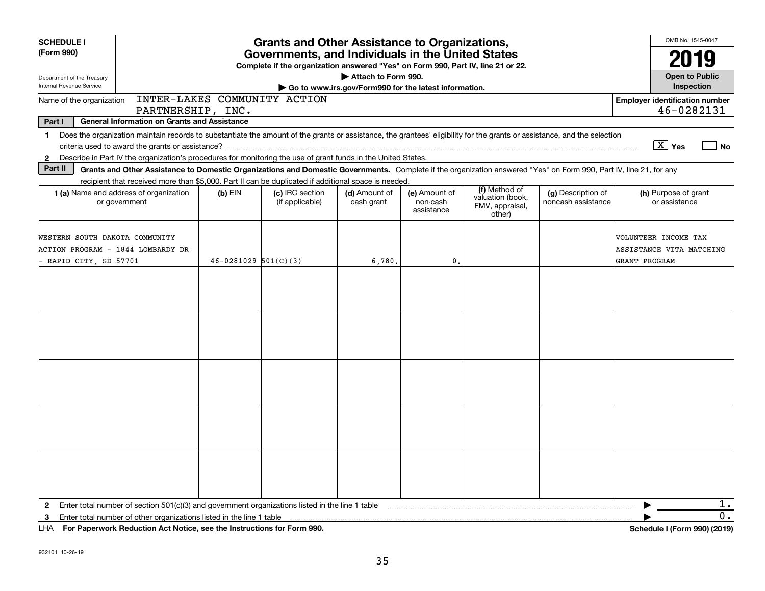**SCHEDULE I (Form 990)**

Department of the Treasury
Internal Revenue Service

# Grants and Other Assistance to Organizations, Governments, and Individuals in the United States

**Complete if the organization answered "Yes" on Form 990, Part IV, line 21 or 22.**

**▶ Attach to Form 990.**

**▶ Go to www.irs.gov/Form990 for the latest information.**

OMB No. 1545-0047

**2019**

**Open to Public Inspection**

Name of the organization: INTER-LAKES COMMUNITY ACTION PARTNERSHIP, INC.

**Employer identification number** 46-0282131

**Part I — General Information on Grants and Assistance**

1 Does the organization maintain records to substantiate the amount of the grants or assistance, the grantees' eligibility for the grants or assistance, and the selection criteria used to award the grants or assistance? [X] Yes [ ] No

2 Describe in Part IV the organization's procedures for monitoring the use of grant funds in the United States.

**Part II — Grants and Other Assistance to Domestic Organizations and Domestic Governments.** Complete if the organization answered "Yes" on Form 990, Part IV, line 21, for any recipient that received more than $5,000. Part II can be duplicated if additional space is needed.

| 1 (a) Name and address of organization or government | (b) EIN | (c) IRC section (if applicable) | (d) Amount of cash grant | (e) Amount of non-cash assistance | (f) Method of valuation (book, FMV, appraisal, other) | (g) Description of noncash assistance | (h) Purpose of grant or assistance |
|---|---|---|---|---|---|---|---|
| WESTERN SOUTH DAKOTA COMMUNITY ACTION PROGRAM - 1844 LOMBARDY DR - RAPID CITY, SD 57701 | 46-0281029 | 501(C)(3) | 6,780. | 0. | | | VOLUNTEER INCOME TAX ASSISTANCE VITA MATCHING GRANT PROGRAM |
| | | | | | | | |
| | | | | | | | |
| | | | | | | | |
| | | | | | | | |
| | | | | | | | |

2 Enter total number of section 501(c)(3) and government organizations listed in the line 1 table ▶ 1.

3 Enter total number of other organizations listed in the line 1 table ▶ 0.

LHA **For Paperwork Reduction Act Notice, see the Instructions for Form 990.** **Schedule I (Form 990) (2019)**

932101 10-26-19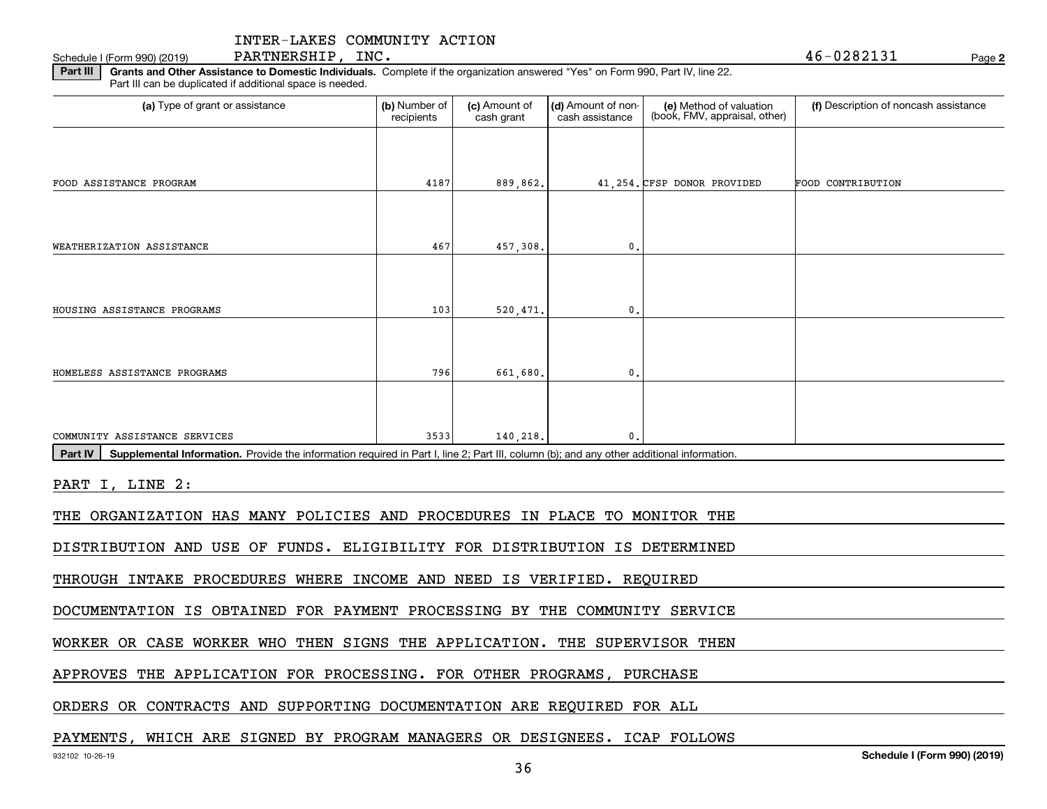INTER-LAKES COMMUNITY ACTION PARTNERSHIP, INC. 46-0282131

Schedule I (Form 990) (2019) Page 2

**Part III** **Grants and Other Assistance to Domestic Individuals.** Complete if the organization answered "Yes" on Form 990, Part IV, line 22. Part III can be duplicated if additional space is needed.

| (a) Type of grant or assistance | (b) Number of recipients | (c) Amount of cash grant | (d) Amount of non-cash assistance | (e) Method of valuation (book, FMV, appraisal, other) | (f) Description of noncash assistance |
|---|---|---|---|---|---|
| FOOD ASSISTANCE PROGRAM | 4187 | 889,862. | 41,254. | CFSP DONOR PROVIDED | FOOD CONTRIBUTION |
| WEATHERIZATION ASSISTANCE | 467 | 457,308. | 0. | | |
| HOUSING ASSISTANCE PROGRAMS | 103 | 520,471. | 0. | | |
| HOMELESS ASSISTANCE PROGRAMS | 796 | 661,680. | 0. | | |
| COMMUNITY ASSISTANCE SERVICES | 3533 | 140,218. | 0. | | |

**Part IV** **Supplemental Information.** Provide the information required in Part I, line 2; Part III, column (b); and any other additional information.

PART I, LINE 2:

THE ORGANIZATION HAS MANY POLICIES AND PROCEDURES IN PLACE TO MONITOR THE DISTRIBUTION AND USE OF FUNDS. ELIGIBILITY FOR DISTRIBUTION IS DETERMINED THROUGH INTAKE PROCEDURES WHERE INCOME AND NEED IS VERIFIED. REQUIRED DOCUMENTATION IS OBTAINED FOR PAYMENT PROCESSING BY THE COMMUNITY SERVICE WORKER OR CASE WORKER WHO THEN SIGNS THE APPLICATION. THE SUPERVISOR THEN APPROVES THE APPLICATION FOR PROCESSING. FOR OTHER PROGRAMS, PURCHASE ORDERS OR CONTRACTS AND SUPPORTING DOCUMENTATION ARE REQUIRED FOR ALL PAYMENTS, WHICH ARE SIGNED BY PROGRAM MANAGERS OR DESIGNEES. ICAP FOLLOWS

932102 10-26-19 Schedule I (Form 990) (2019)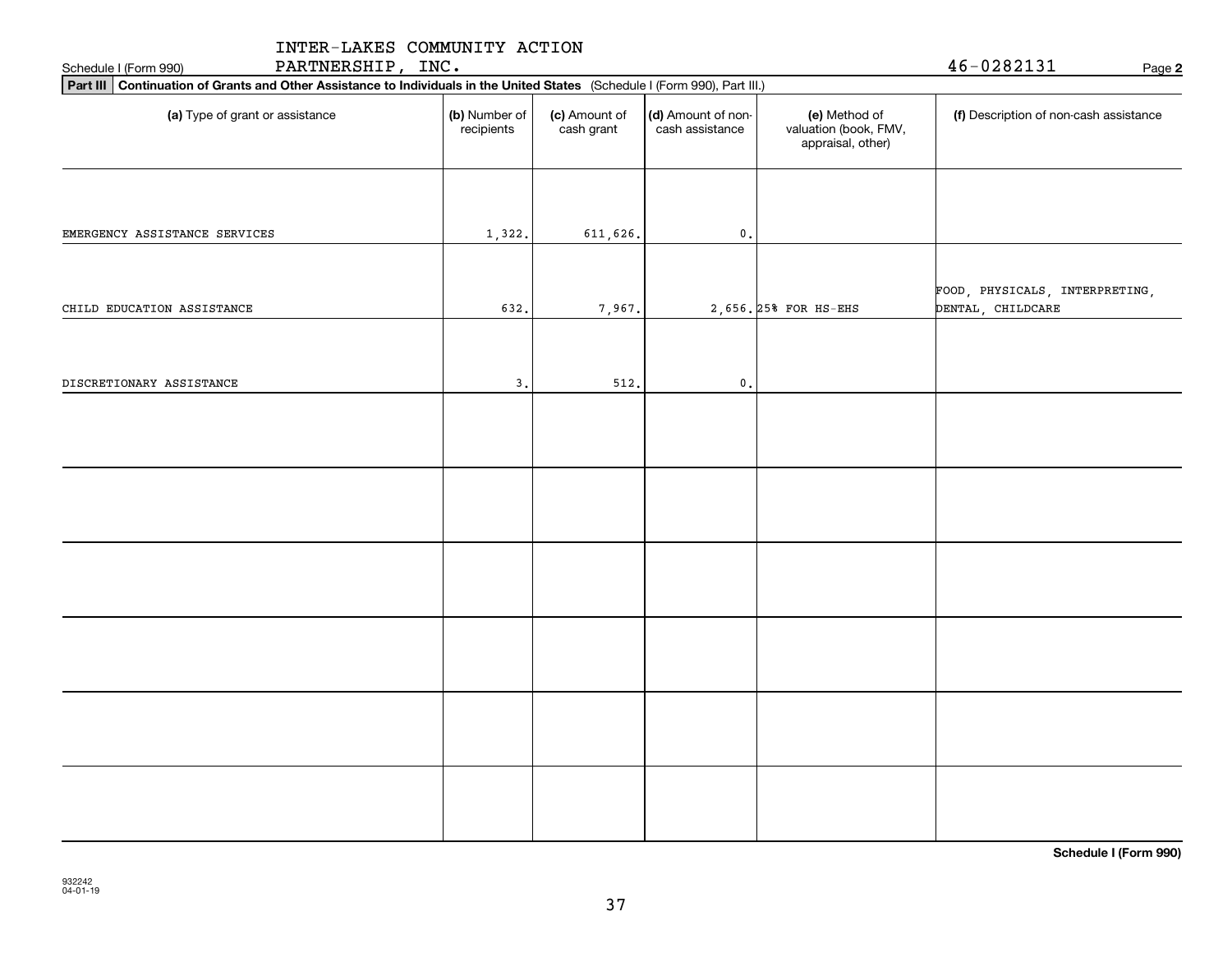INTER-LAKES COMMUNITY ACTION PARTNERSHIP, INC.

Schedule I (Form 990) 46-0282131 Page **2**

**Part III** **Continuation of Grants and Other Assistance to Individuals in the United States** (Schedule I (Form 990), Part III.)

| (a) Type of grant or assistance | (b) Number of recipients | (c) Amount of cash grant | (d) Amount of non-cash assistance | (e) Method of valuation (book, FMV, appraisal, other) | (f) Description of non-cash assistance |
|---|---|---|---|---|---|
| EMERGENCY ASSISTANCE SERVICES | 1,322. | 611,626. | 0. | | |
| CHILD EDUCATION ASSISTANCE | 632. | 7,967. | 2,656. | 25% FOR HS-EHS | FOOD, PHYSICALS, INTERPRETING, DENTAL, CHILDCARE |
| DISCRETIONARY ASSISTANCE | 3. | 512. | 0. | | |
| | | | | | |
| | | | | | |
| | | | | | |
| | | | | | |
| | | | | | |
| | | | | | |

**Schedule I (Form 990)**

932242 04-01-19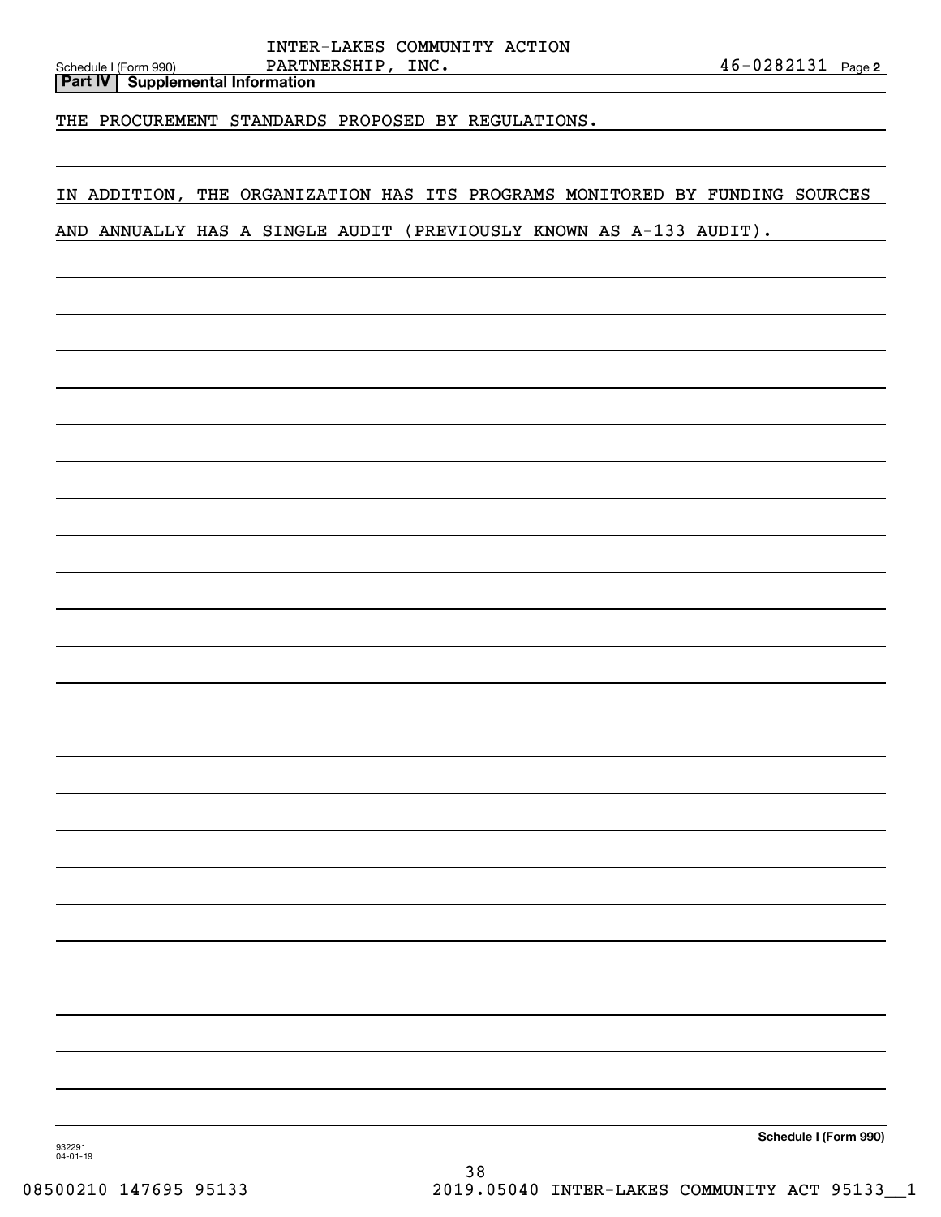INTER-LAKES COMMUNITY ACTION PARTNERSHIP, INC. 46-0282131

**Part IV | Supplemental Information**

THE PROCUREMENT STANDARDS PROPOSED BY REGULATIONS.

IN ADDITION, THE ORGANIZATION HAS ITS PROGRAMS MONITORED BY FUNDING SOURCES AND ANNUALLY HAS A SINGLE AUDIT (PREVIOUSLY KNOWN AS A-133 AUDIT).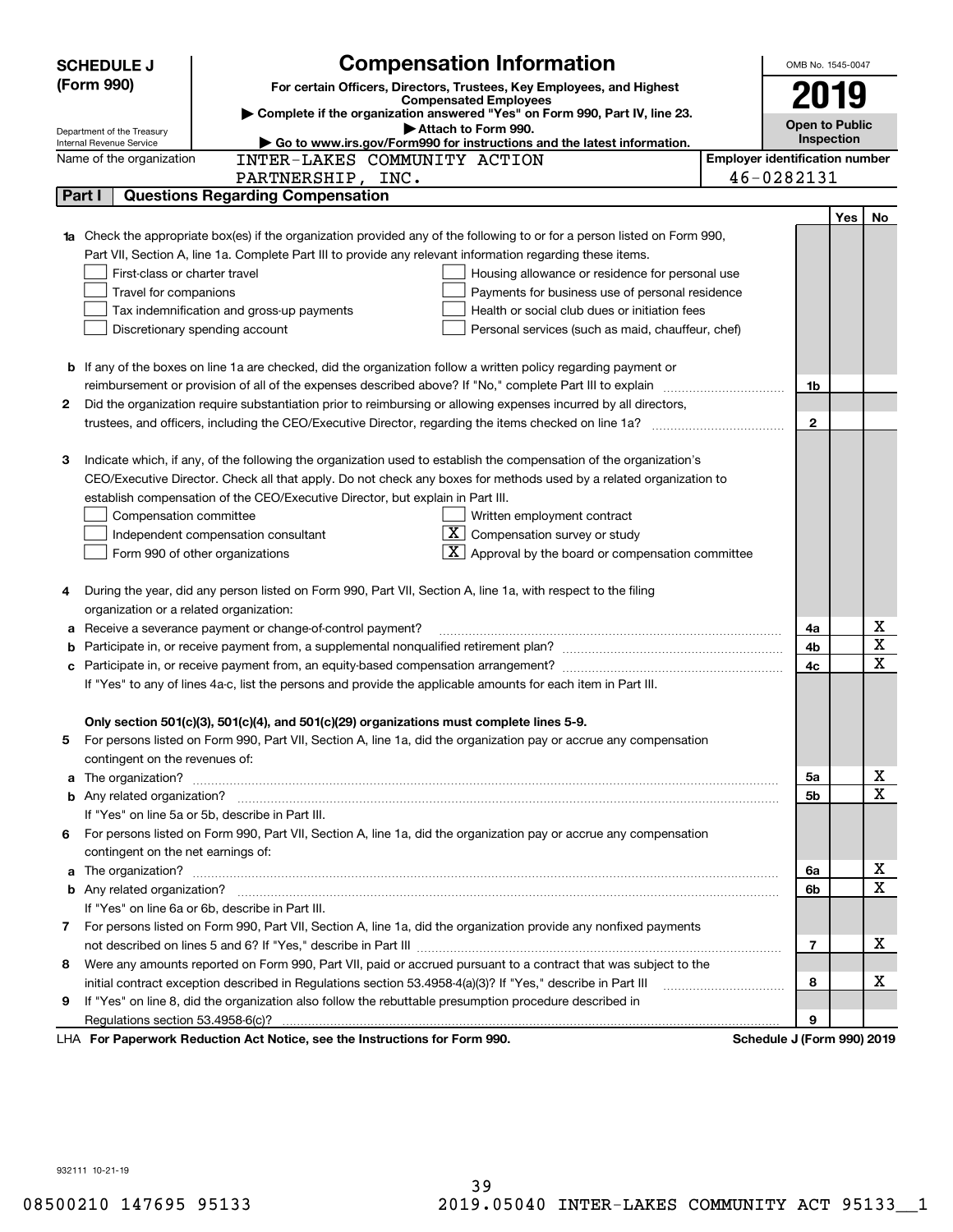**SCHEDULE J (Form 990)**

Department of the Treasury
Internal Revenue Service

# Compensation Information

**For certain Officers, Directors, Trustees, Key Employees, and Highest Compensated Employees**

▶ Complete if the organization answered "Yes" on Form 990, Part IV, line 23.
▶ Attach to Form 990.
▶ Go to www.irs.gov/Form990 for instructions and the latest information.

OMB No. 1545-0047
**2019**
**Open to Public Inspection**

Name of the organization: INTER-LAKES COMMUNITY ACTION PARTNERSHIP, INC.

Employer identification number: 46-0282131

## Part I | Questions Regarding Compensation

| | | | Yes | No |
|---|---|---|---|---|
| **1a** | Check the appropriate box(es) if the organization provided any of the following to or for a person listed on Form 990, Part VII, Section A, line 1a. Complete Part III to provide any relevant information regarding these items.<br>☐ First-class or charter travel ☐ Housing allowance or residence for personal use<br>☐ Travel for companions ☐ Payments for business use of personal residence<br>☐ Tax indemnification and gross-up payments ☐ Health or social club dues or initiation fees<br>☐ Discretionary spending account ☐ Personal services (such as maid, chauffeur, chef) | | | |
| **b** | If any of the boxes on line 1a are checked, did the organization follow a written policy regarding payment or reimbursement or provision of all of the expenses described above? If "No," complete Part III to explain | 1b | | |
| **2** | Did the organization require substantiation prior to reimbursing or allowing expenses incurred by all directors, trustees, and officers, including the CEO/Executive Director, regarding the items checked on line 1a? | 2 | | |
| **3** | Indicate which, if any, of the following the organization used to establish the compensation of the organization's CEO/Executive Director. Check all that apply. Do not check any boxes for methods used by a related organization to establish compensation of the CEO/Executive Director, but explain in Part III.<br>☐ Compensation committee ☐ Written employment contract<br>☐ Independent compensation consultant ☒ Compensation survey or study<br>☐ Form 990 of other organizations ☒ Approval by the board or compensation committee | | | |
| **4** | During the year, did any person listed on Form 990, Part VII, Section A, line 1a, with respect to the filing organization or a related organization: | | | |
| **a** | Receive a severance payment or change-of-control payment? | 4a | | X |
| **b** | Participate in, or receive payment from, a supplemental nonqualified retirement plan? | 4b | | X |
| **c** | Participate in, or receive payment from, an equity-based compensation arrangement? | 4c | | X |
| | If "Yes" to any of lines 4a-c, list the persons and provide the applicable amounts for each item in Part III. | | | |
| | **Only section 501(c)(3), 501(c)(4), and 501(c)(29) organizations must complete lines 5-9.** | | | |
| **5** | For persons listed on Form 990, Part VII, Section A, line 1a, did the organization pay or accrue any compensation contingent on the revenues of: | | | |
| **a** | The organization? | 5a | | X |
| **b** | Any related organization? | 5b | | X |
| | If "Yes" on line 5a or 5b, describe in Part III. | | | |
| **6** | For persons listed on Form 990, Part VII, Section A, line 1a, did the organization pay or accrue any compensation contingent on the net earnings of: | | | |
| **a** | The organization? | 6a | | X |
| **b** | Any related organization? | 6b | | X |
| | If "Yes" on line 6a or 6b, describe in Part III. | | | |
| **7** | For persons listed on Form 990, Part VII, Section A, line 1a, did the organization provide any nonfixed payments not described on lines 5 and 6? If "Yes," describe in Part III | 7 | | X |
| **8** | Were any amounts reported on Form 990, Part VII, paid or accrued pursuant to a contract that was subject to the initial contract exception described in Regulations section 53.4958-4(a)(3)? If "Yes," describe in Part III | 8 | | X |
| **9** | If "Yes" on line 8, did the organization also follow the rebuttable presumption procedure described in Regulations section 53.4958-6(c)? | 9 | | |

LHA **For Paperwork Reduction Act Notice, see the Instructions for Form 990.** **Schedule J (Form 990) 2019**

932111 10-21-19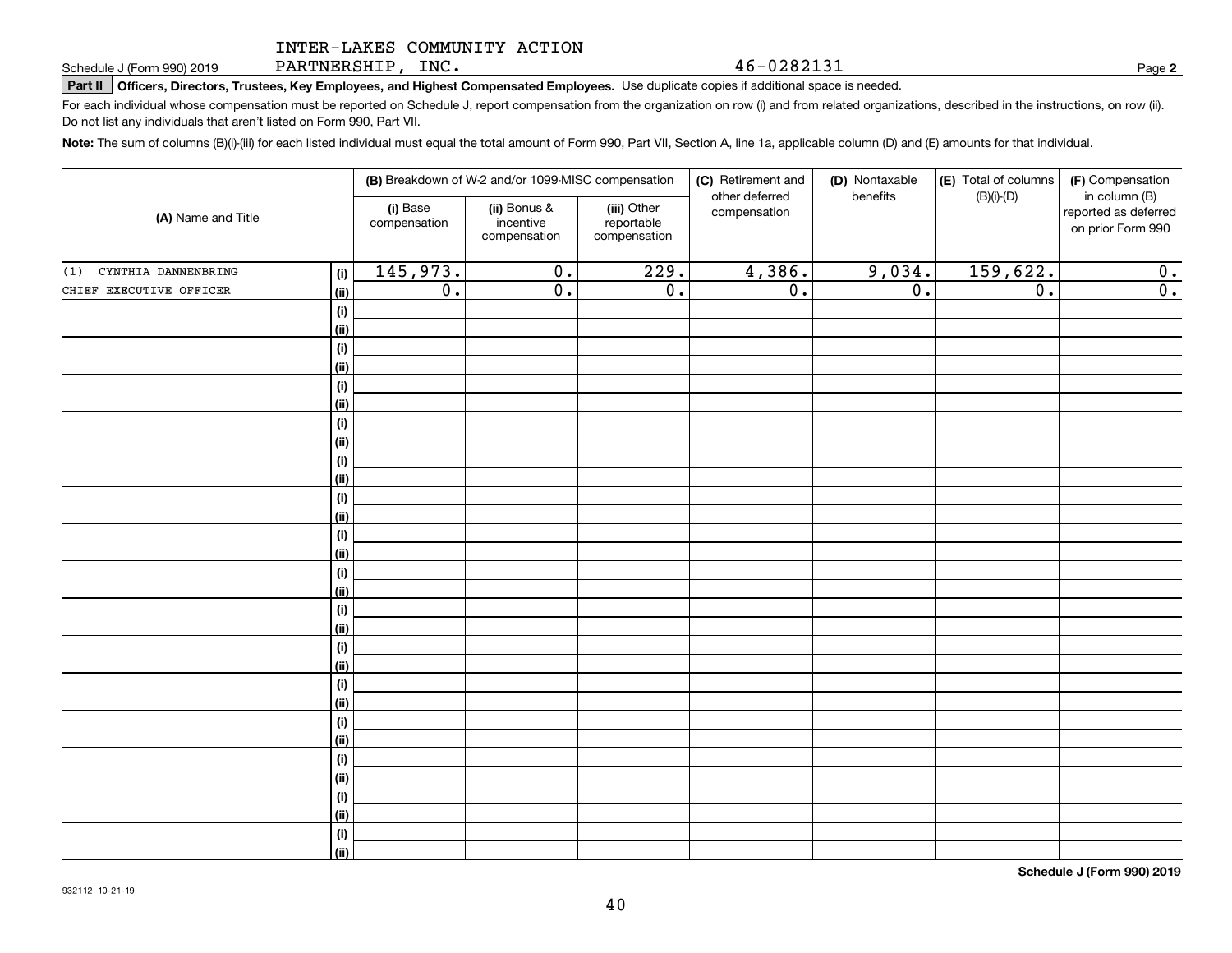INTER-LAKES COMMUNITY ACTION PARTNERSHIP, INC. 46-0282131

Schedule J (Form 990) 2019

**Part II** **Officers, Directors, Trustees, Key Employees, and Highest Compensated Employees.** Use duplicate copies if additional space is needed.

For each individual whose compensation must be reported on Schedule J, report compensation from the organization on row (i) and from related organizations, described in the instructions, on row (ii). Do not list any individuals that aren't listed on Form 990, Part VII.

**Note:** The sum of columns (B)(i)-(iii) for each listed individual must equal the total amount of Form 990, Part VII, Section A, line 1a, applicable column (D) and (E) amounts for that individual.

| (A) Name and Title | | (B) Breakdown of W-2 and/or 1099-MISC compensation | | | (C) Retirement and other deferred compensation | (D) Nontaxable benefits | (E) Total of columns (B)(i)-(D) | (F) Compensation in column (B) reported as deferred on prior Form 990 |
|---|---|---|---|---|---|---|---|---|
| | | (i) Base compensation | (ii) Bonus & incentive compensation | (iii) Other reportable compensation | | | | |
| (1) CYNTHIA DANNENBRING | (i) | 145,973. | 0. | 229. | 4,386. | 9,034. | 159,622. | 0. |
| CHIEF EXECUTIVE OFFICER | (ii) | 0. | 0. | 0. | 0. | 0. | 0. | 0. |
| | (i) | | | | | | | |
| | (ii) | | | | | | | |
| | (i) | | | | | | | |
| | (ii) | | | | | | | |
| | (i) | | | | | | | |
| | (ii) | | | | | | | |
| | (i) | | | | | | | |
| | (ii) | | | | | | | |
| | (i) | | | | | | | |
| | (ii) | | | | | | | |
| | (i) | | | | | | | |
| | (ii) | | | | | | | |
| | (i) | | | | | | | |
| | (ii) | | | | | | | |
| | (i) | | | | | | | |
| | (ii) | | | | | | | |
| | (i) | | | | | | | |
| | (ii) | | | | | | | |
| | (i) | | | | | | | |
| | (ii) | | | | | | | |
| | (i) | | | | | | | |
| | (ii) | | | | | | | |
| | (i) | | | | | | | |
| | (ii) | | | | | | | |
| | (i) | | | | | | | |
| | (ii) | | | | | | | |
| | (i) | | | | | | | |
| | (ii) | | | | | | | |
| | (i) | | | | | | | |
| | (ii) | | | | | | | |

**Schedule J (Form 990) 2019**

932112 10-21-19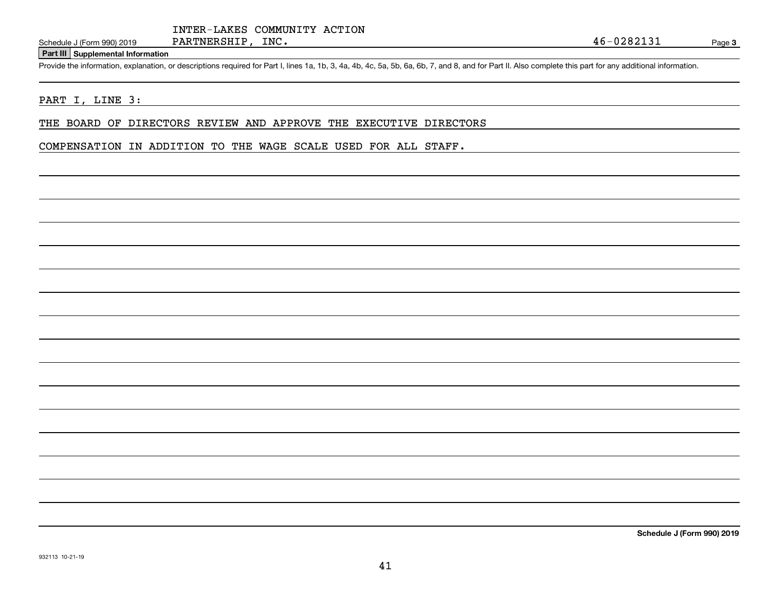INTER-LAKES COMMUNITY ACTION
Schedule J (Form 990) 2019 PARTNERSHIP, INC. 46-0282131 Page **3**

**Part III Supplemental Information**

Provide the information, explanation, or descriptions required for Part I, lines 1a, 1b, 3, 4a, 4b, 4c, 5a, 5b, 6a, 6b, 7, and 8, and for Part II. Also complete this part for any additional information.

PART I, LINE 3:

THE BOARD OF DIRECTORS REVIEW AND APPROVE THE EXECUTIVE DIRECTORS COMPENSATION IN ADDITION TO THE WAGE SCALE USED FOR ALL STAFF.

**Schedule J (Form 990) 2019**

932113 10-21-19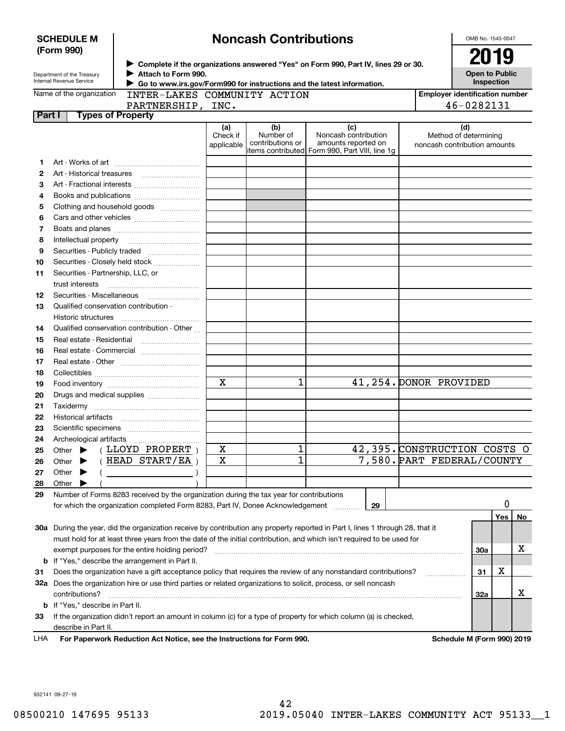# SCHEDULE M (Form 990)

Department of the Treasury
Internal Revenue Service

## Noncash Contributions

▶ Complete if the organizations answered "Yes" on Form 990, Part IV, lines 29 or 30.
▶ Attach to Form 990.
▶ Go to www.irs.gov/Form990 for instructions and the latest information.

OMB No. 1545-0047

**2019**

**Open to Public Inspection**

Name of the organization: INTER-LAKES COMMUNITY ACTION PARTNERSHIP, INC.

Employer identification number: 46-0282131

**Part I — Types of Property**

| | | (a) Check if applicable | (b) Number of contributions or items contributed | (c) Noncash contribution amounts reported on Form 990, Part VIII, line 1g | (d) Method of determining noncash contribution amounts |
|---|---|---|---|---|---|
| 1 | Art - Works of art | | | | |
| 2 | Art - Historical treasures | | | | |
| 3 | Art - Fractional interests | | | | |
| 4 | Books and publications | | | | |
| 5 | Clothing and household goods | | | | |
| 6 | Cars and other vehicles | | | | |
| 7 | Boats and planes | | | | |
| 8 | Intellectual property | | | | |
| 9 | Securities - Publicly traded | | | | |
| 10 | Securities - Closely held stock | | | | |
| 11 | Securities - Partnership, LLC, or trust interests | | | | |
| 12 | Securities - Miscellaneous | | | | |
| 13 | Qualified conservation contribution - Historic structures | | | | |
| 14 | Qualified conservation contribution - Other | | | | |
| 15 | Real estate - Residential | | | | |
| 16 | Real estate - Commercial | | | | |
| 17 | Real estate - Other | | | | |
| 18 | Collectibles | | | | |
| 19 | Food inventory | X | 1 | 41,254. | DONOR PROVIDED |
| 20 | Drugs and medical supplies | | | | |
| 21 | Taxidermy | | | | |
| 22 | Historical artifacts | | | | |
| 23 | Scientific specimens | | | | |
| 24 | Archeological artifacts | | | | |
| 25 | Other ▶ ( LLOYD PROPERT ) | X | 1 | 42,395. | CONSTRUCTION COSTS O |
| 26 | Other ▶ ( HEAD START/EA ) | X | 1 | 7,580. | PART FEDERAL/COUNTY |
| 27 | Other ▶ ( ) | | | | |
| 28 | Other ▶ ( ) | | | | |

29 Number of Forms 8283 received by the organization during the tax year for contributions for which the organization completed Form 8283, Part IV, Donee Acknowledgement .......... **29** — 0

| | | | Yes | No |
|---|---|---|---|---|
| 30a | During the year, did the organization receive by contribution any property reported in Part I, lines 1 through 28, that it must hold for at least three years from the date of the initial contribution, and which isn't required to be used for exempt purposes for the entire holding period? | 30a | | X |
| b | If "Yes," describe the arrangement in Part II. | | | |
| 31 | Does the organization have a gift acceptance policy that requires the review of any nonstandard contributions? | 31 | X | |
| 32a | Does the organization hire or use third parties or related organizations to solicit, process, or sell noncash contributions? | 32a | | X |
| b | If "Yes," describe in Part II. | | | |
| 33 | If the organization didn't report an amount in column (c) for a type of property for which column (a) is checked, describe in Part II. | | | |

LHA **For Paperwork Reduction Act Notice, see the Instructions for Form 990.** **Schedule M (Form 990) 2019**

932141 09-27-19

08500210 147695 95133 2019.05040 INTER-LAKES COMMUNITY ACT 95133__1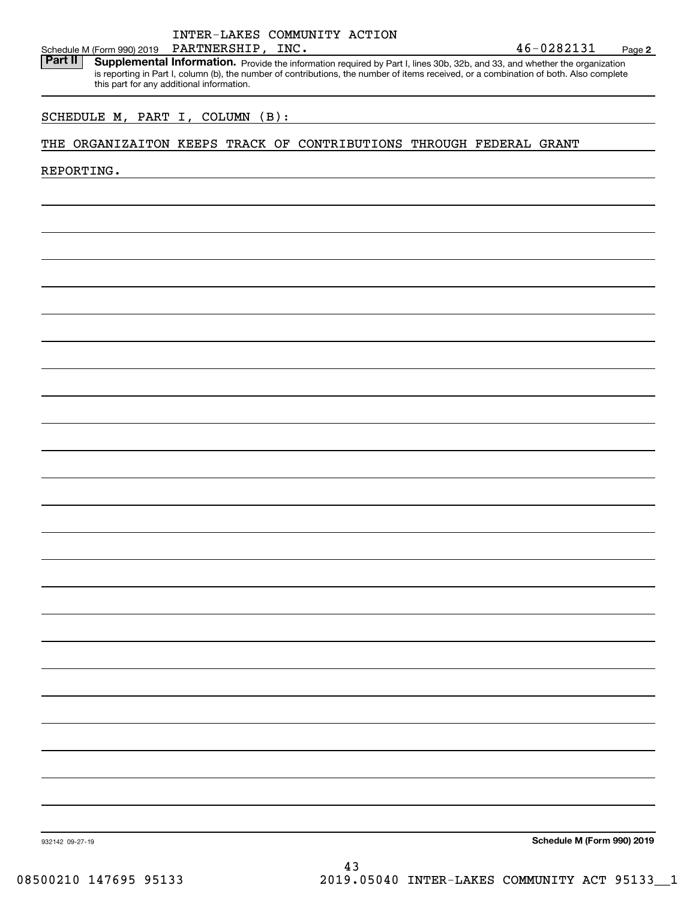INTER-LAKES COMMUNITY ACTION

Schedule M (Form 990) 2019 PARTNERSHIP, INC. 46-0282131 Page 2

**Part II** **Supplemental Information.** Provide the information required by Part I, lines 30b, 32b, and 33, and whether the organization is reporting in Part I, column (b), the number of contributions, the number of items received, or a combination of both. Also complete this part for any additional information.

SCHEDULE M, PART I, COLUMN (B):

THE ORGANIZAITON KEEPS TRACK OF CONTRIBUTIONS THROUGH FEDERAL GRANT REPORTING.

932142 09-27-19

**Schedule M (Form 990) 2019**

08500210 147695 95133 2019.05040 INTER-LAKES COMMUNITY ACT 95133__1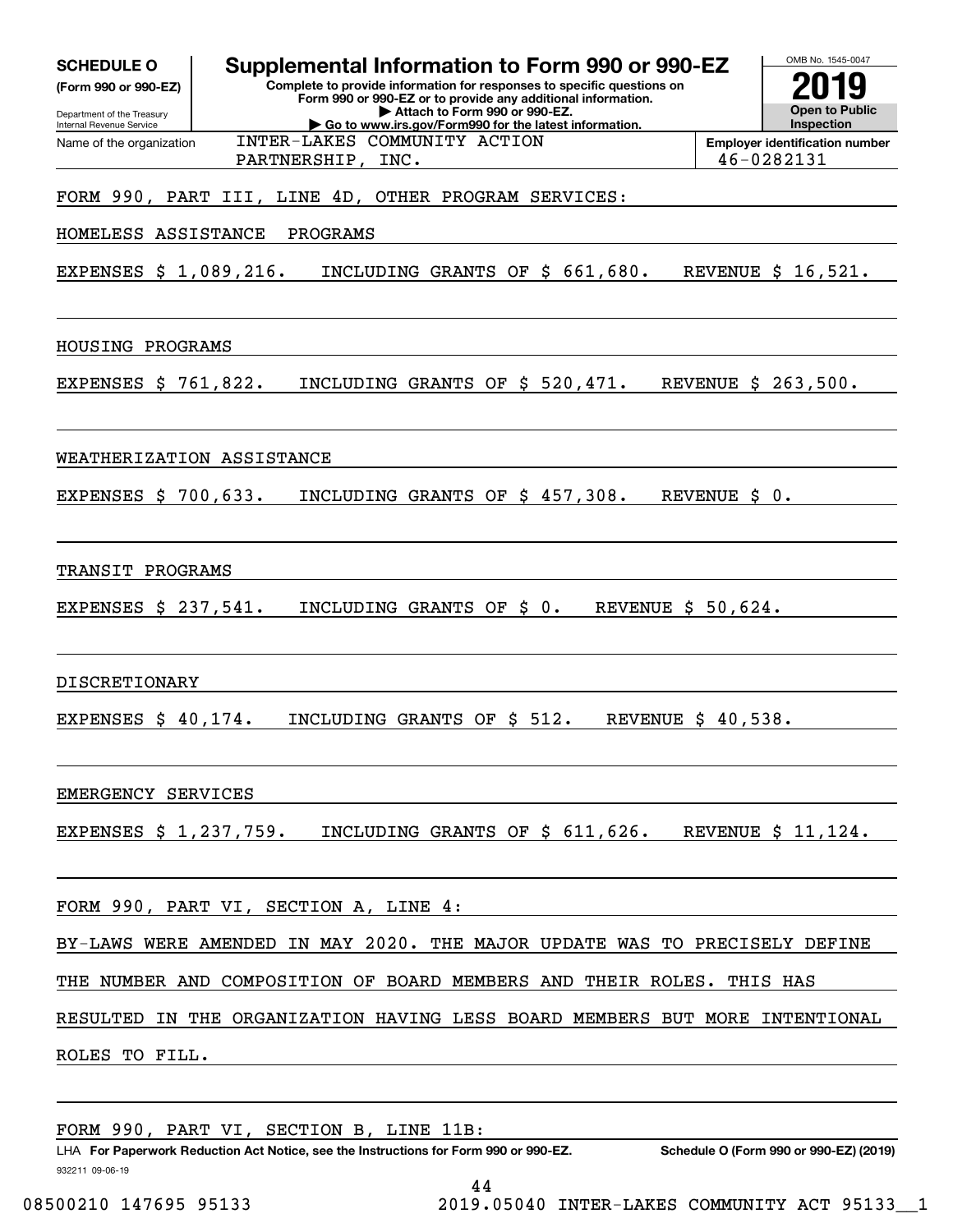**SCHEDULE O**
**(Form 990 or 990-EZ)**

Department of the Treasury
Internal Revenue Service

# Supplemental Information to Form 990 or 990-EZ

**Complete to provide information for responses to specific questions on Form 990 or 990-EZ or to provide any additional information.**
**▶ Attach to Form 990 or 990-EZ.**
**▶ Go to www.irs.gov/Form990 for the latest information.**

OMB No. 1545-0047
**2019**
**Open to Public Inspection**

Name of the organization: INTER-LAKES COMMUNITY ACTION PARTNERSHIP, INC.

**Employer identification number:** 46-0282131

FORM 990, PART III, LINE 4D, OTHER PROGRAM SERVICES:

HOMELESS ASSISTANCE PROGRAMS

EXPENSES $ 1,089,216. INCLUDING GRANTS OF $ 661,680. REVENUE $ 16,521.

HOUSING PROGRAMS

EXPENSES $ 761,822. INCLUDING GRANTS OF $ 520,471. REVENUE $ 263,500.

WEATHERIZATION ASSISTANCE

EXPENSES $ 700,633. INCLUDING GRANTS OF $ 457,308. REVENUE $ 0.

TRANSIT PROGRAMS

EXPENSES $ 237,541. INCLUDING GRANTS OF $ 0. REVENUE $ 50,624.

DISCRETIONARY

EXPENSES $ 40,174. INCLUDING GRANTS OF $ 512. REVENUE $ 40,538.

EMERGENCY SERVICES

EXPENSES $ 1,237,759. INCLUDING GRANTS OF $ 611,626. REVENUE $ 11,124.

FORM 990, PART VI, SECTION A, LINE 4:

BY-LAWS WERE AMENDED IN MAY 2020. THE MAJOR UPDATE WAS TO PRECISELY DEFINE THE NUMBER AND COMPOSITION OF BOARD MEMBERS AND THEIR ROLES. THIS HAS RESULTED IN THE ORGANIZATION HAVING LESS BOARD MEMBERS BUT MORE INTENTIONAL ROLES TO FILL.

FORM 990, PART VI, SECTION B, LINE 11B:

LHA **For Paperwork Reduction Act Notice, see the Instructions for Form 990 or 990-EZ.** **Schedule O (Form 990 or 990-EZ) (2019)**

932211 09-06-19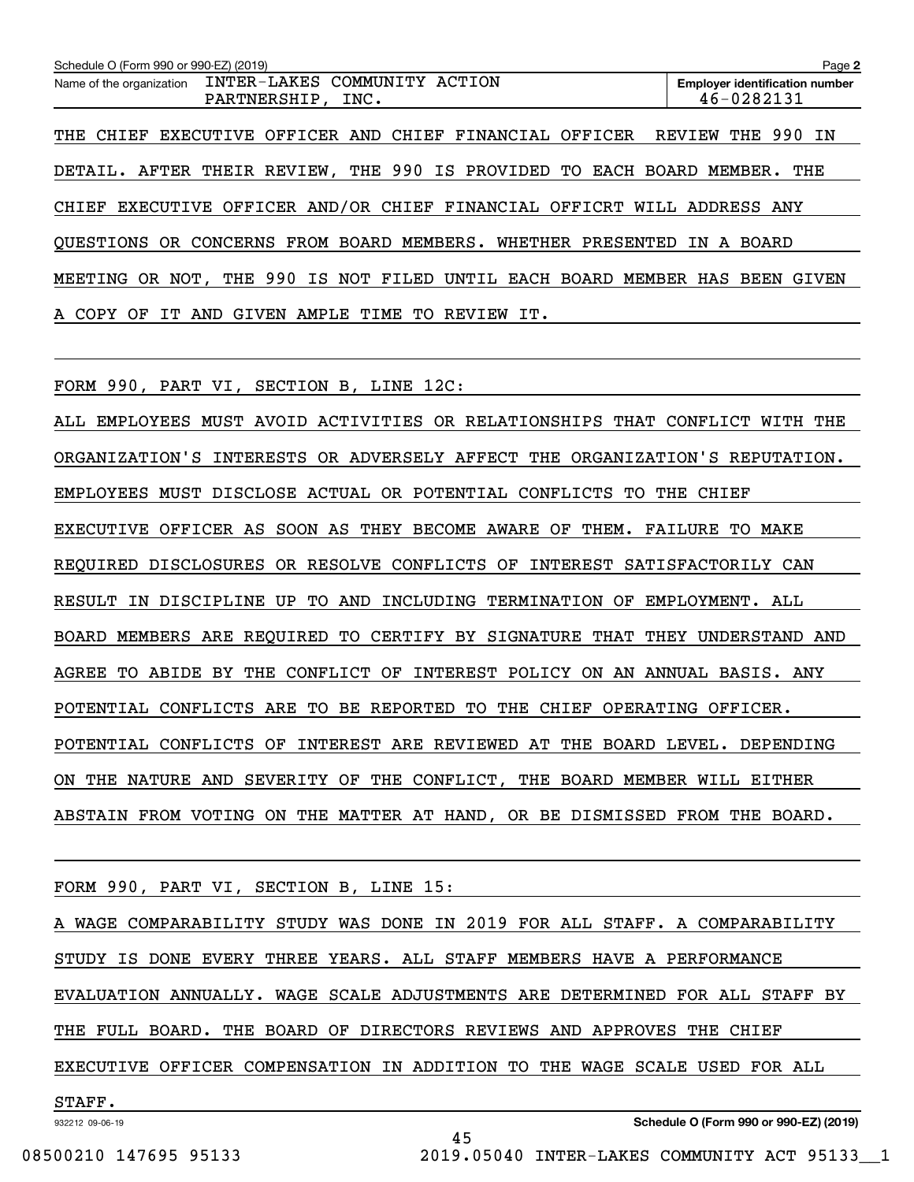Schedule O (Form 990 or 990-EZ) (2019) Page **2**

Name of the organization INTER-LAKES COMMUNITY ACTION PARTNERSHIP, INC.

**Employer identification number** 46-0282131

THE CHIEF EXECUTIVE OFFICER AND CHIEF FINANCIAL OFFICER REVIEW THE 990 IN DETAIL. AFTER THEIR REVIEW, THE 990 IS PROVIDED TO EACH BOARD MEMBER. THE CHIEF EXECUTIVE OFFICER AND/OR CHIEF FINANCIAL OFFICRT WILL ADDRESS ANY QUESTIONS OR CONCERNS FROM BOARD MEMBERS. WHETHER PRESENTED IN A BOARD MEETING OR NOT, THE 990 IS NOT FILED UNTIL EACH BOARD MEMBER HAS BEEN GIVEN A COPY OF IT AND GIVEN AMPLE TIME TO REVIEW IT.

FORM 990, PART VI, SECTION B, LINE 12C:

ALL EMPLOYEES MUST AVOID ACTIVITIES OR RELATIONSHIPS THAT CONFLICT WITH THE ORGANIZATION'S INTERESTS OR ADVERSELY AFFECT THE ORGANIZATION'S REPUTATION. EMPLOYEES MUST DISCLOSE ACTUAL OR POTENTIAL CONFLICTS TO THE CHIEF EXECUTIVE OFFICER AS SOON AS THEY BECOME AWARE OF THEM. FAILURE TO MAKE REQUIRED DISCLOSURES OR RESOLVE CONFLICTS OF INTEREST SATISFACTORILY CAN RESULT IN DISCIPLINE UP TO AND INCLUDING TERMINATION OF EMPLOYMENT. ALL BOARD MEMBERS ARE REQUIRED TO CERTIFY BY SIGNATURE THAT THEY UNDERSTAND AND AGREE TO ABIDE BY THE CONFLICT OF INTEREST POLICY ON AN ANNUAL BASIS. ANY POTENTIAL CONFLICTS ARE TO BE REPORTED TO THE CHIEF OPERATING OFFICER. POTENTIAL CONFLICTS OF INTEREST ARE REVIEWED AT THE BOARD LEVEL. DEPENDING ON THE NATURE AND SEVERITY OF THE CONFLICT, THE BOARD MEMBER WILL EITHER ABSTAIN FROM VOTING ON THE MATTER AT HAND, OR BE DISMISSED FROM THE BOARD.

FORM 990, PART VI, SECTION B, LINE 15:

A WAGE COMPARABILITY STUDY WAS DONE IN 2019 FOR ALL STAFF. A COMPARABILITY STUDY IS DONE EVERY THREE YEARS. ALL STAFF MEMBERS HAVE A PERFORMANCE EVALUATION ANNUALLY. WAGE SCALE ADJUSTMENTS ARE DETERMINED FOR ALL STAFF BY THE FULL BOARD. THE BOARD OF DIRECTORS REVIEWS AND APPROVES THE CHIEF EXECUTIVE OFFICER COMPENSATION IN ADDITION TO THE WAGE SCALE USED FOR ALL STAFF.

932212 09-06-19 **Schedule O (Form 990 or 990-EZ) (2019)**

08500210 147695 95133 2019.05040 INTER-LAKES COMMUNITY ACT 95133__1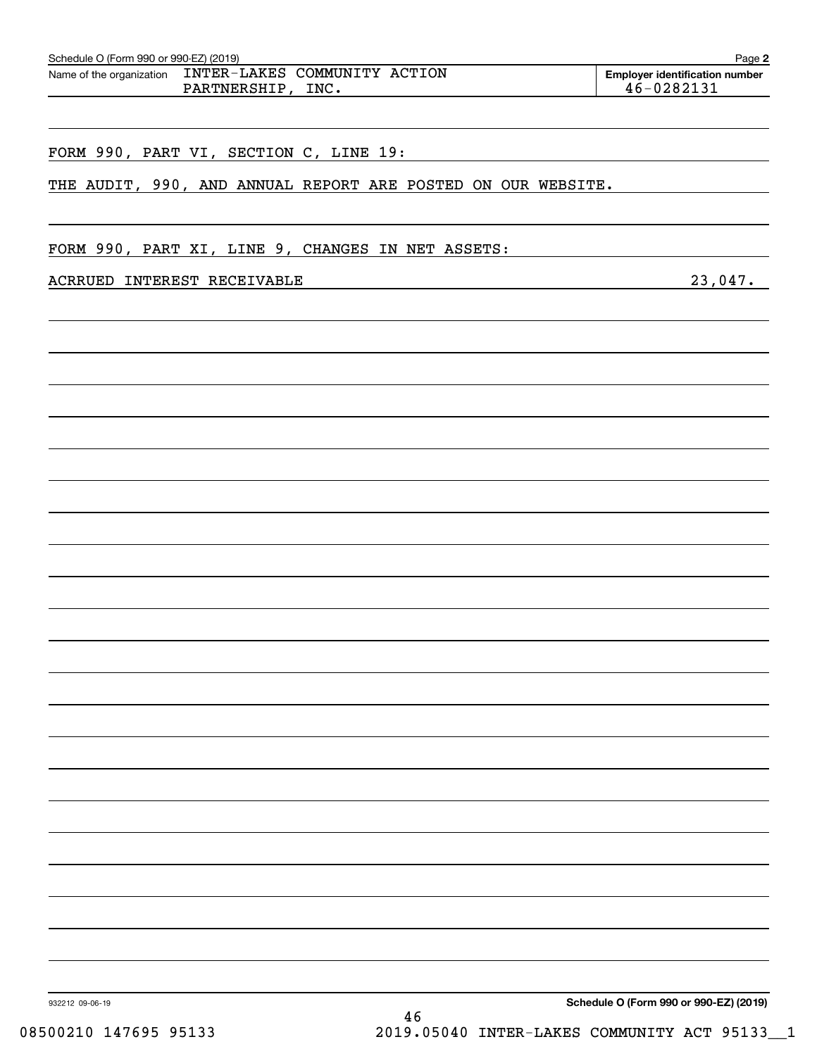Schedule O (Form 990 or 990-EZ) (2019)

Name of the organization: INTER-LAKES COMMUNITY ACTION PARTNERSHIP, INC.

Employer identification number: 46-0282131

FORM 990, PART VI, SECTION C, LINE 19:

THE AUDIT, 990, AND ANNUAL REPORT ARE POSTED ON OUR WEBSITE.

FORM 990, PART XI, LINE 9, CHANGES IN NET ASSETS:

| | |
|---|---|
| ACRRUED INTEREST RECEIVABLE | 23,047. |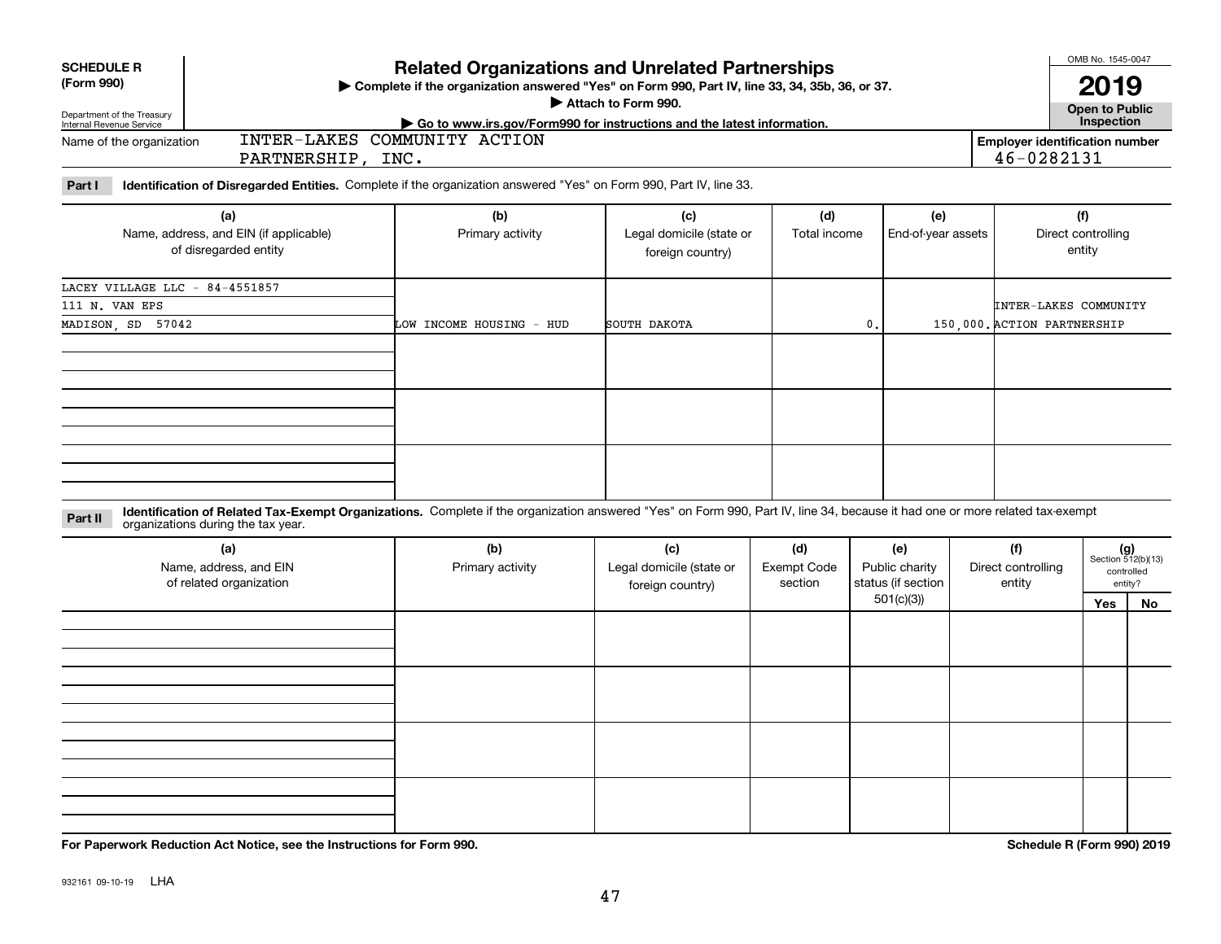**SCHEDULE R (Form 990)**

Department of the Treasury
Internal Revenue Service

# Related Organizations and Unrelated Partnerships

▶ Complete if the organization answered "Yes" on Form 990, Part IV, line 33, 34, 35b, 36, or 37.
▶ Attach to Form 990.
▶ Go to www.irs.gov/Form990 for instructions and the latest information.

OMB No. 1545-0047

**2019**

**Open to Public Inspection**

Name of the organization: INTER-LAKES COMMUNITY ACTION PARTNERSHIP, INC.

Employer identification number: 46-0282131

**Part I** **Identification of Disregarded Entities.** Complete if the organization answered "Yes" on Form 990, Part IV, line 33.

| (a) Name, address, and EIN (if applicable) of disregarded entity | (b) Primary activity | (c) Legal domicile (state or foreign country) | (d) Total income | (e) End-of-year assets | (f) Direct controlling entity |
|---|---|---|---|---|---|
| LACEY VILLAGE LLC - 84-4551857<br>111 N. VAN EPS<br>MADISON, SD 57042 | LOW INCOME HOUSING - HUD | SOUTH DAKOTA | 0. | 150,000. | INTER-LAKES COMMUNITY ACTION PARTNERSHIP |
| | | | | | |
| | | | | | |
| | | | | | |

**Part II** **Identification of Related Tax-Exempt Organizations.** Complete if the organization answered "Yes" on Form 990, Part IV, line 34, because it had one or more related tax-exempt organizations during the tax year.

| (a) Name, address, and EIN of related organization | (b) Primary activity | (c) Legal domicile (state or foreign country) | (d) Exempt Code section | (e) Public charity status (if section 501(c)(3)) | (f) Direct controlling entity | (g) Section 512(b)(13) controlled entity? Yes | No |
|---|---|---|---|---|---|---|---|
| | | | | | | | |
| | | | | | | | |
| | | | | | | | |
| | | | | | | | |

**For Paperwork Reduction Act Notice, see the Instructions for Form 990.** **Schedule R (Form 990) 2019**

932161 09-10-19 LHA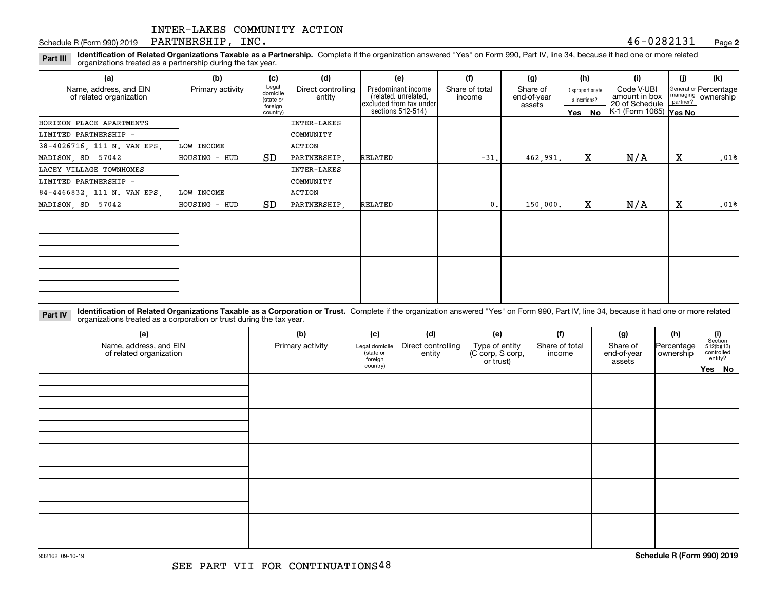INTER-LAKES COMMUNITY ACTION PARTNERSHIP, INC.

Schedule R (Form 990) 2019 — 46-0282131 — Page 2

**Part III** **Identification of Related Organizations Taxable as a Partnership.** Complete if the organization answered "Yes" on Form 990, Part IV, line 34, because it had one or more related organizations treated as a partnership during the tax year.

| (a) Name, address, and EIN of related organization | (b) Primary activity | (c) Legal domicile (state or foreign country) | (d) Direct controlling entity | (e) Predominant income (related, unrelated, excluded from tax under sections 512-514) | (f) Share of total income | (g) Share of end-of-year assets | (h) Disproportionate allocations? Yes | (h) No | (i) Code V-UBI amount in box 20 of Schedule K-1 (Form 1065) | (j) General or managing partner? Yes | (j) No | (k) Percentage ownership |
|---|---|---|---|---|---|---|---|---|---|---|---|---|
| HORIZON PLACE APARTMENTS LIMITED PARTNERSHIP - 38-4026716, 111 N. VAN EPS, MADISON, SD 57042 | LOW INCOME HOUSING - HUD | SD | INTER-LAKES COMMUNITY ACTION PARTNERSHIP, | RELATED | -31. | 462,991. | | X | N/A | X | | .01% |
| LACEY VILLAGE TOWNHOMES LIMITED PARTNERSHIP - 84-4466832, 111 N. VAN EPS, MADISON, SD 57042 | LOW INCOME HOUSING - HUD | SD | INTER-LAKES COMMUNITY ACTION PARTNERSHIP, | RELATED | 0. | 150,000. | | X | N/A | X | | .01% |
| | | | | | | | | | | | | |
| | | | | | | | | | | | | |

**Part IV** **Identification of Related Organizations Taxable as a Corporation or Trust.** Complete if the organization answered "Yes" on Form 990, Part IV, line 34, because it had one or more related organizations treated as a corporation or trust during the tax year.

| (a) Name, address, and EIN of related organization | (b) Primary activity | (c) Legal domicile (state or foreign country) | (d) Direct controlling entity | (e) Type of entity (C corp, S corp, or trust) | (f) Share of total income | (g) Share of end-of-year assets | (h) Percentage ownership | (i) Section 512(b)(13) controlled entity? Yes | (i) No |
|---|---|---|---|---|---|---|---|---|---|
| | | | | | | | | | |
| | | | | | | | | | |
| | | | | | | | | | |
| | | | | | | | | | |
| | | | | | | | | | |

932162 09-10-19

SEE PART VII FOR CONTINUATIONS

**Schedule R (Form 990) 2019**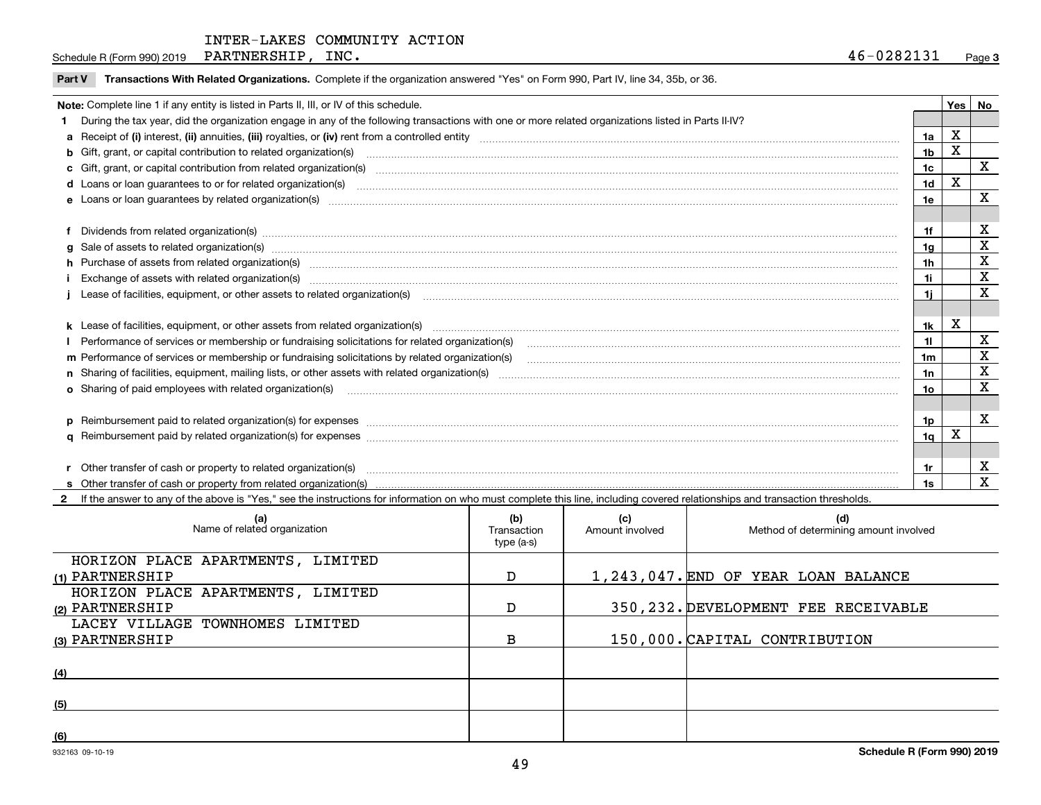INTER-LAKES COMMUNITY ACTION PARTNERSHIP, INC. 46-0282131

Schedule R (Form 990) 2019

## Part V Transactions With Related Organizations. Complete if the organization answered "Yes" on Form 990, Part IV, line 34, 35b, or 36.

**Note:** Complete line 1 if any entity is listed in Parts II, III, or IV of this schedule.

| | | | Yes | No |
|---|---|---|---|---|
| **1** | During the tax year, did the organization engage in any of the following transactions with one or more related organizations listed in Parts II-IV? | | | |
| **a** | Receipt of **(i)** interest, **(ii)** annuities, **(iii)** royalties, or **(iv)** rent from a controlled entity | 1a | X | |
| **b** | Gift, grant, or capital contribution to related organization(s) | 1b | X | |
| **c** | Gift, grant, or capital contribution from related organization(s) | 1c | | X |
| **d** | Loans or loan guarantees to or for related organization(s) | 1d | X | |
| **e** | Loans or loan guarantees by related organization(s) | 1e | | X |
| **f** | Dividends from related organization(s) | 1f | | X |
| **g** | Sale of assets to related organization(s) | 1g | | X |
| **h** | Purchase of assets from related organization(s) | 1h | | X |
| **i** | Exchange of assets with related organization(s) | 1i | | X |
| **j** | Lease of facilities, equipment, or other assets to related organization(s) | 1j | | X |
| **k** | Lease of facilities, equipment, or other assets from related organization(s) | 1k | X | |
| **l** | Performance of services or membership or fundraising solicitations for related organization(s) | 1l | | X |
| **m** | Performance of services or membership or fundraising solicitations by related organization(s) | 1m | | X |
| **n** | Sharing of facilities, equipment, mailing lists, or other assets with related organization(s) | 1n | | X |
| **o** | Sharing of paid employees with related organization(s) | 1o | | X |
| **p** | Reimbursement paid to related organization(s) for expenses | 1p | | X |
| **q** | Reimbursement paid by related organization(s) for expenses | 1q | X | |
| **r** | Other transfer of cash or property to related organization(s) | 1r | | X |
| **s** | Other transfer of cash or property from related organization(s) | 1s | | X |

**2** If the answer to any of the above is "Yes," see the instructions for information on who must complete this line, including covered relationships and transaction thresholds.

| | (a) Name of related organization | (b) Transaction type (a-s) | (c) Amount involved | (d) Method of determining amount involved |
|---|---|---|---|---|
| (1) | HORIZON PLACE APARTMENTS, LIMITED PARTNERSHIP | D | 1,243,047. | END OF YEAR LOAN BALANCE |
| (2) | HORIZON PLACE APARTMENTS, LIMITED PARTNERSHIP | D | 350,232. | DEVELOPMENT FEE RECEIVABLE |
| (3) | LACEY VILLAGE TOWNHOMES LIMITED PARTNERSHIP | B | 150,000. | CAPITAL CONTRIBUTION |
| (4) | | | | |
| (5) | | | | |
| (6) | | | | |

932163 09-10-19

Schedule R (Form 990) 2019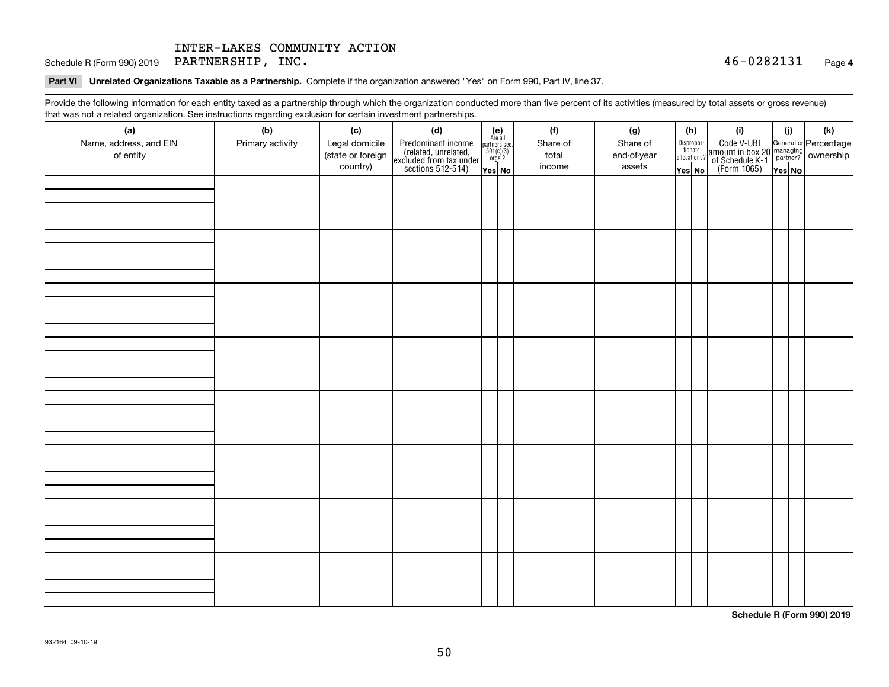Schedule R (Form 990) 2019 INTER-LAKES COMMUNITY ACTION PARTNERSHIP, INC. 46-0282131 Page **4**

**Part VI Unrelated Organizations Taxable as a Partnership.** Complete if the organization answered "Yes" on Form 990, Part IV, line 37.

Provide the following information for each entity taxed as a partnership through which the organization conducted more than five percent of its activities (measured by total assets or gross revenue) that was not a related organization. See instructions regarding exclusion for certain investment partnerships.

| (a) Name, address, and EIN of entity | (b) Primary activity | (c) Legal domicile (state or foreign country) | (d) Predominant income (related, unrelated, excluded from tax under sections 512-514) | (e) Are all partners sec. 501(c)(3) orgs.? Yes | (e) No | (f) Share of total income | (g) Share of end-of-year assets | (h) Disproportionate allocations? Yes | (h) No | (i) Code V-UBI amount in box 20 of Schedule K-1 (Form 1065) | (j) General or managing partner? Yes | (j) No | (k) Percentage ownership |
|---|---|---|---|---|---|---|---|---|---|---|---|---|---|
| | | | | | | | | | | | | | |
| | | | | | | | | | | | | | |
| | | | | | | | | | | | | | |
| | | | | | | | | | | | | | |
| | | | | | | | | | | | | | |
| | | | | | | | | | | | | | |
| | | | | | | | | | | | | | |
| | | | | | | | | | | | | | |

**Schedule R (Form 990) 2019**

932164 09-10-19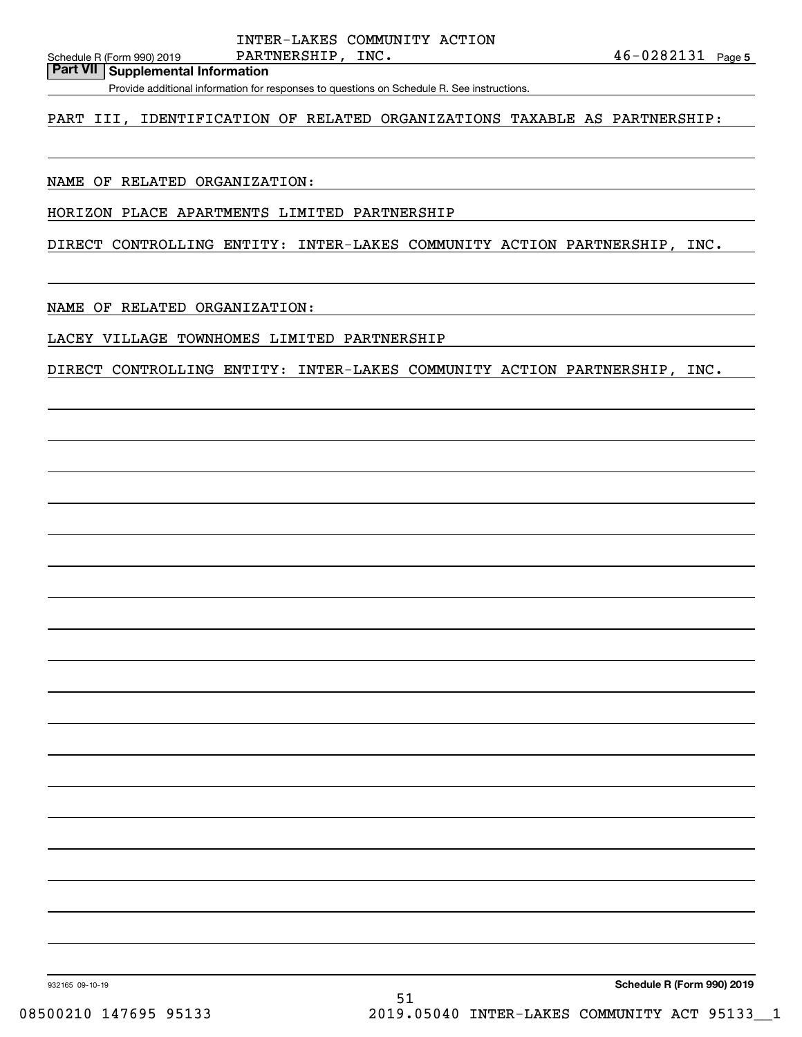INTER-LAKES COMMUNITY ACTION PARTNERSHIP, INC. 46-0282131

## Part VII Supplemental Information

Provide additional information for responses to questions on Schedule R. See instructions.

PART III, IDENTIFICATION OF RELATED ORGANIZATIONS TAXABLE AS PARTNERSHIP:

NAME OF RELATED ORGANIZATION:

HORIZON PLACE APARTMENTS LIMITED PARTNERSHIP

DIRECT CONTROLLING ENTITY: INTER-LAKES COMMUNITY ACTION PARTNERSHIP, INC.

NAME OF RELATED ORGANIZATION:

LACEY VILLAGE TOWNHOMES LIMITED PARTNERSHIP

DIRECT CONTROLLING ENTITY: INTER-LAKES COMMUNITY ACTION PARTNERSHIP, INC.